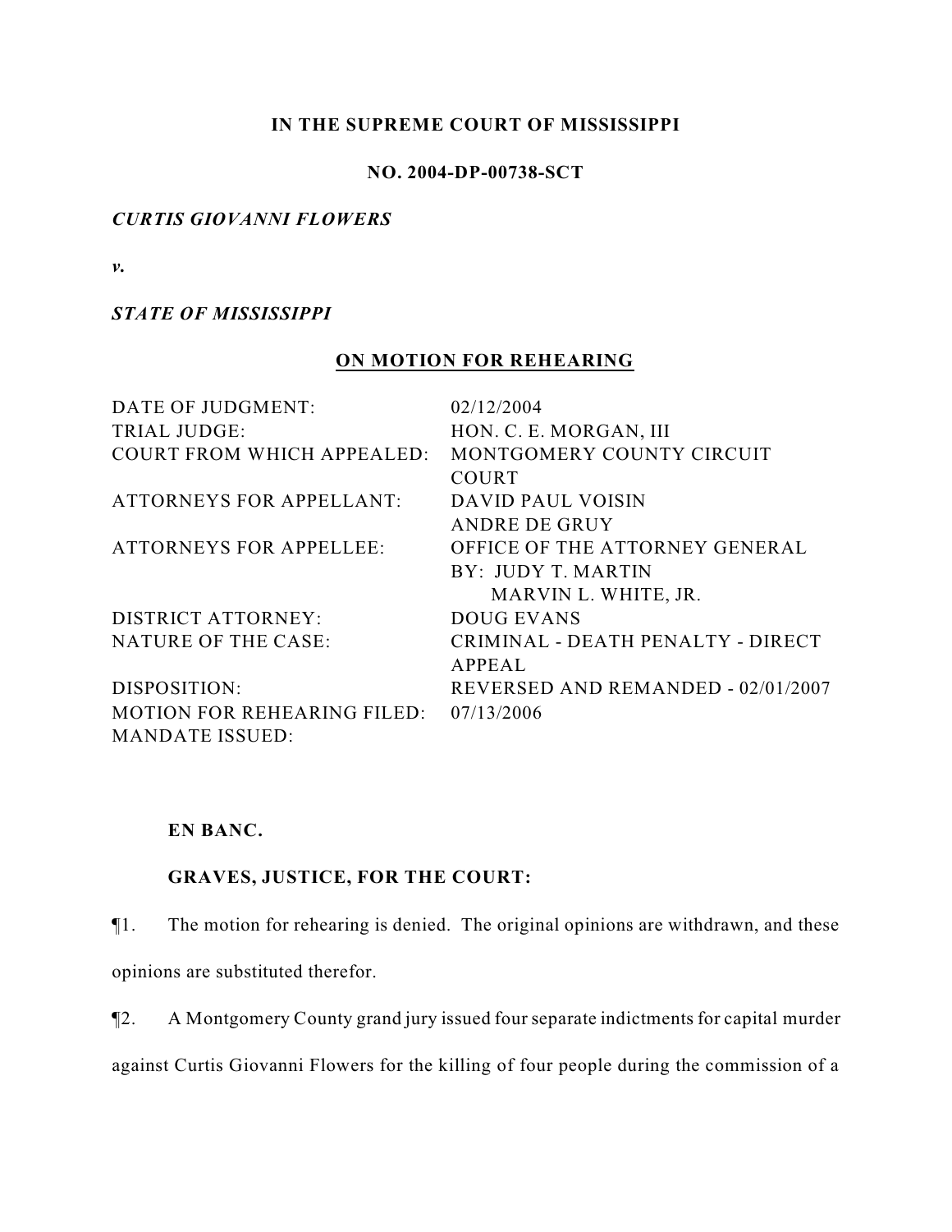**IN THE SUPREME COURT OF MISSISSIPPI**

**NO. 2004-DP-00738-SCT**

***CURTIS GIOVANNI FLOWERS***

***v.***

***STATE OF MISSISSIPPI***

**ON MOTION FOR REHEARING**

| | |
|---|---|
| DATE OF JUDGMENT: | 02/12/2004 |
| TRIAL JUDGE: | HON. C. E. MORGAN, III |
| COURT FROM WHICH APPEALED: | MONTGOMERY COUNTY CIRCUIT COURT |
| ATTORNEYS FOR APPELLANT: | DAVID PAUL VOISIN<br>ANDRE DE GRUY |
| ATTORNEYS FOR APPELLEE: | OFFICE OF THE ATTORNEY GENERAL<br>BY: JUDY T. MARTIN<br>MARVIN L. WHITE, JR. |
| DISTRICT ATTORNEY: | DOUG EVANS |
| NATURE OF THE CASE: | CRIMINAL - DEATH PENALTY - DIRECT APPEAL |
| DISPOSITION: | REVERSED AND REMANDED - 02/01/2007 |
| MOTION FOR REHEARING FILED: | 07/13/2006 |
| MANDATE ISSUED: | |

**EN BANC.**

**GRAVES, JUSTICE, FOR THE COURT:**

¶1. The motion for rehearing is denied. The original opinions are withdrawn, and these opinions are substituted therefor.

¶2. A Montgomery County grand jury issued four separate indictments for capital murder against Curtis Giovanni Flowers for the killing of four people during the commission of a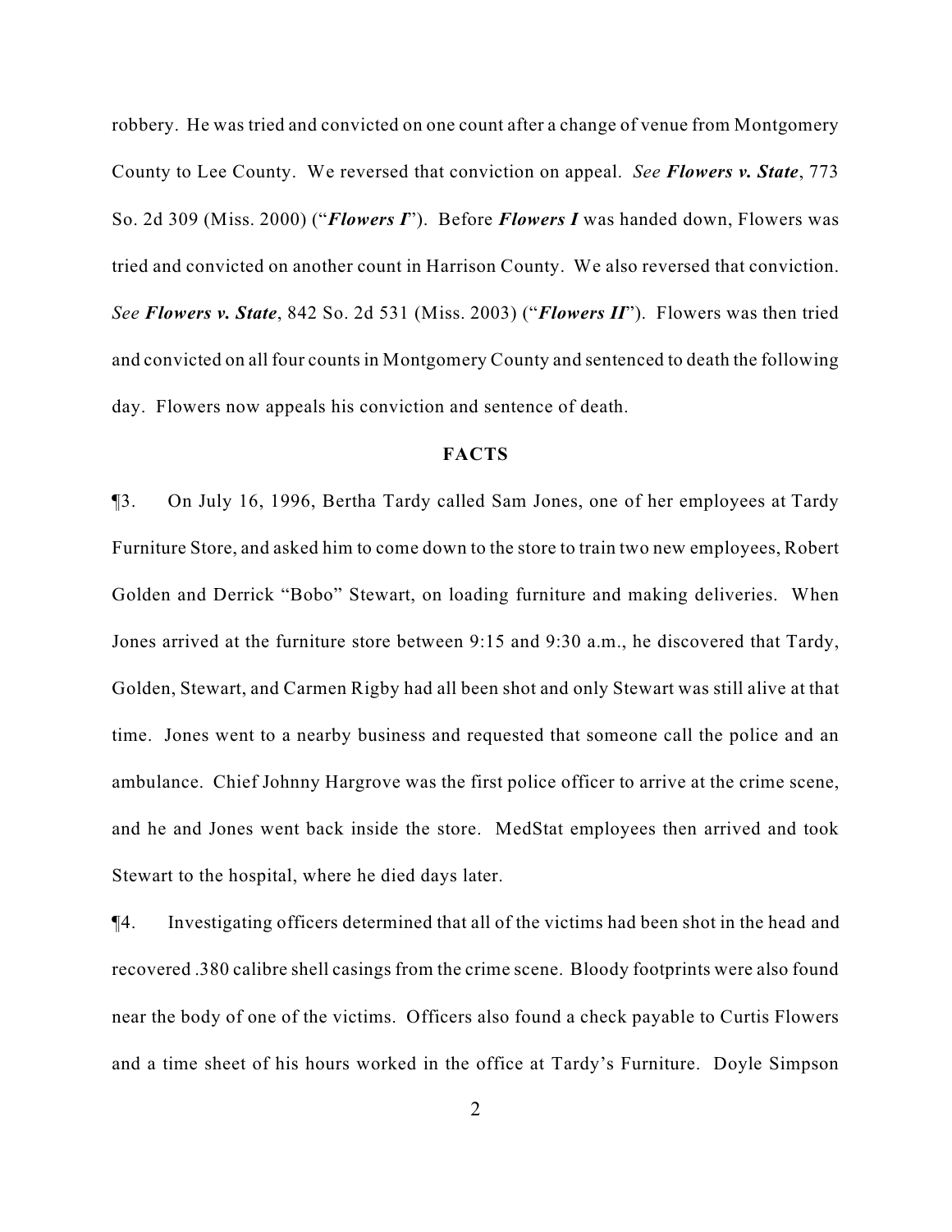robbery. He was tried and convicted on one count after a change of venue from Montgomery County to Lee County. We reversed that conviction on appeal. *See* ***Flowers v. State***, 773 So. 2d 309 (Miss. 2000) ("***Flowers I***"). Before ***Flowers I*** was handed down, Flowers was tried and convicted on another count in Harrison County. We also reversed that conviction. *See* ***Flowers v. State***, 842 So. 2d 531 (Miss. 2003) ("***Flowers II***"). Flowers was then tried and convicted on all four counts in Montgomery County and sentenced to death the following day. Flowers now appeals his conviction and sentence of death.

**FACTS**

¶3. On July 16, 1996, Bertha Tardy called Sam Jones, one of her employees at Tardy Furniture Store, and asked him to come down to the store to train two new employees, Robert Golden and Derrick "Bobo" Stewart, on loading furniture and making deliveries. When Jones arrived at the furniture store between 9:15 and 9:30 a.m., he discovered that Tardy, Golden, Stewart, and Carmen Rigby had all been shot and only Stewart was still alive at that time. Jones went to a nearby business and requested that someone call the police and an ambulance. Chief Johnny Hargrove was the first police officer to arrive at the crime scene, and he and Jones went back inside the store. MedStat employees then arrived and took Stewart to the hospital, where he died days later.

¶4. Investigating officers determined that all of the victims had been shot in the head and recovered .380 calibre shell casings from the crime scene. Bloody footprints were also found near the body of one of the victims. Officers also found a check payable to Curtis Flowers and a time sheet of his hours worked in the office at Tardy's Furniture. Doyle Simpson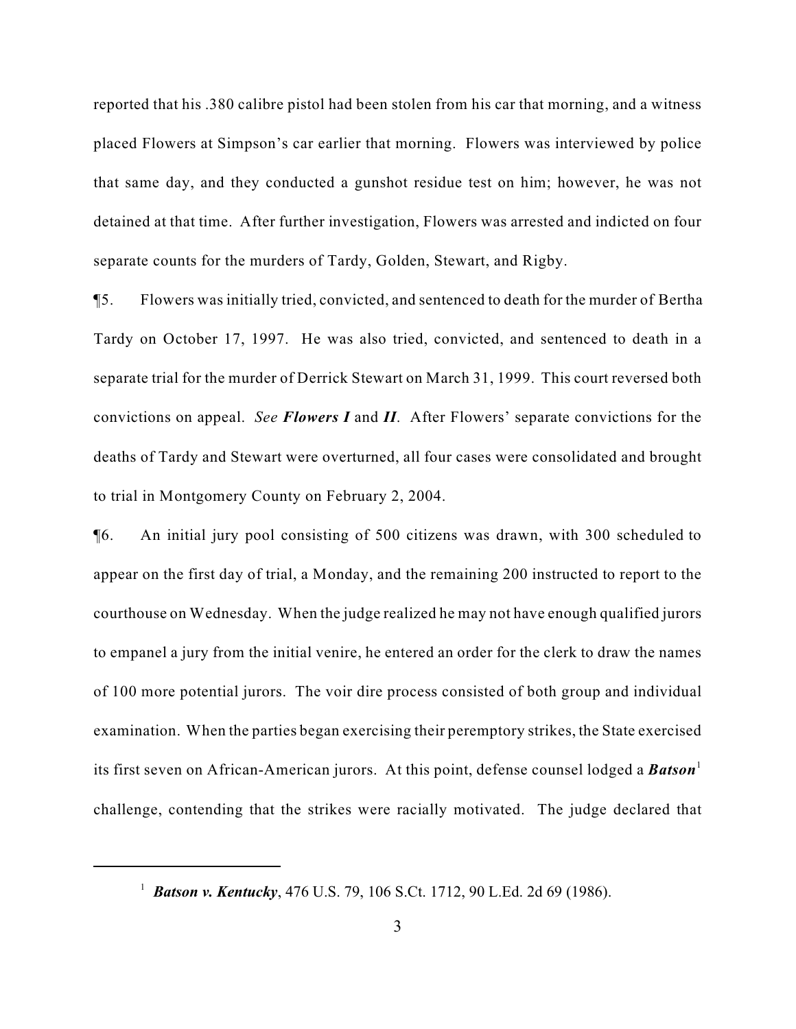reported that his .380 calibre pistol had been stolen from his car that morning, and a witness placed Flowers at Simpson's car earlier that morning. Flowers was interviewed by police that same day, and they conducted a gunshot residue test on him; however, he was not detained at that time. After further investigation, Flowers was arrested and indicted on four separate counts for the murders of Tardy, Golden, Stewart, and Rigby.

¶5. Flowers was initially tried, convicted, and sentenced to death for the murder of Bertha Tardy on October 17, 1997. He was also tried, convicted, and sentenced to death in a separate trial for the murder of Derrick Stewart on March 31, 1999. This court reversed both convictions on appeal. *See **Flowers I*** and ***II***. After Flowers' separate convictions for the deaths of Tardy and Stewart were overturned, all four cases were consolidated and brought to trial in Montgomery County on February 2, 2004.

¶6. An initial jury pool consisting of 500 citizens was drawn, with 300 scheduled to appear on the first day of trial, a Monday, and the remaining 200 instructed to report to the courthouse on Wednesday. When the judge realized he may not have enough qualified jurors to empanel a jury from the initial venire, he entered an order for the clerk to draw the names of 100 more potential jurors. The voir dire process consisted of both group and individual examination. When the parties began exercising their peremptory strikes, the State exercised its first seven on African-American jurors. At this point, defense counsel lodged a ***Batson***[1] challenge, contending that the strikes were racially motivated. The judge declared that

[1] ***Batson v. Kentucky***, 476 U.S. 79, 106 S.Ct. 1712, 90 L.Ed. 2d 69 (1986).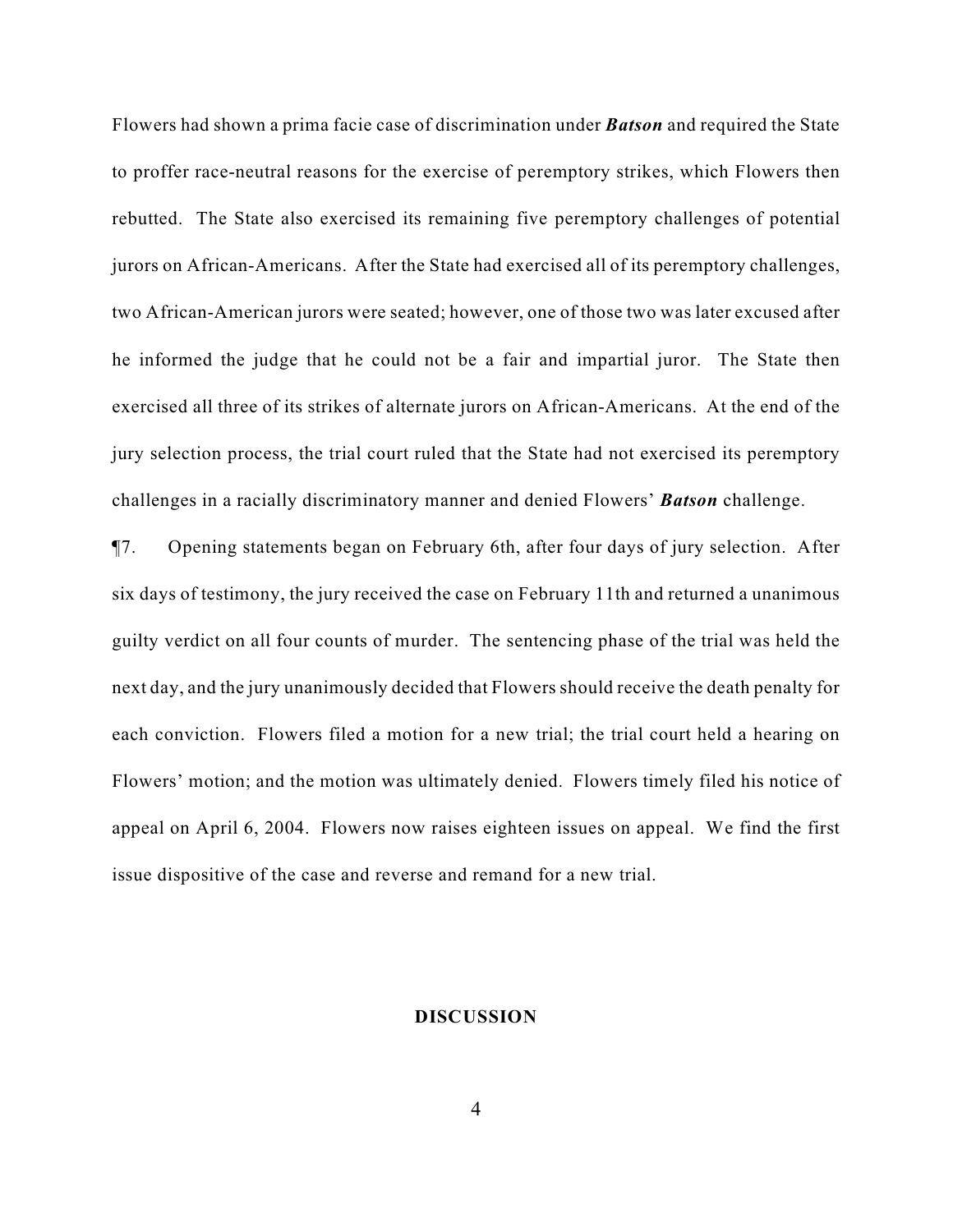Flowers had shown a prima facie case of discrimination under ***Batson*** and required the State to proffer race-neutral reasons for the exercise of peremptory strikes, which Flowers then rebutted. The State also exercised its remaining five peremptory challenges of potential jurors on African-Americans. After the State had exercised all of its peremptory challenges, two African-American jurors were seated; however, one of those two was later excused after he informed the judge that he could not be a fair and impartial juror. The State then exercised all three of its strikes of alternate jurors on African-Americans. At the end of the jury selection process, the trial court ruled that the State had not exercised its peremptory challenges in a racially discriminatory manner and denied Flowers' ***Batson*** challenge.

¶7. Opening statements began on February 6th, after four days of jury selection. After six days of testimony, the jury received the case on February 11th and returned a unanimous guilty verdict on all four counts of murder. The sentencing phase of the trial was held the next day, and the jury unanimously decided that Flowers should receive the death penalty for each conviction. Flowers filed a motion for a new trial; the trial court held a hearing on Flowers' motion; and the motion was ultimately denied. Flowers timely filed his notice of appeal on April 6, 2004. Flowers now raises eighteen issues on appeal. We find the first issue dispositive of the case and reverse and remand for a new trial.

## DISCUSSION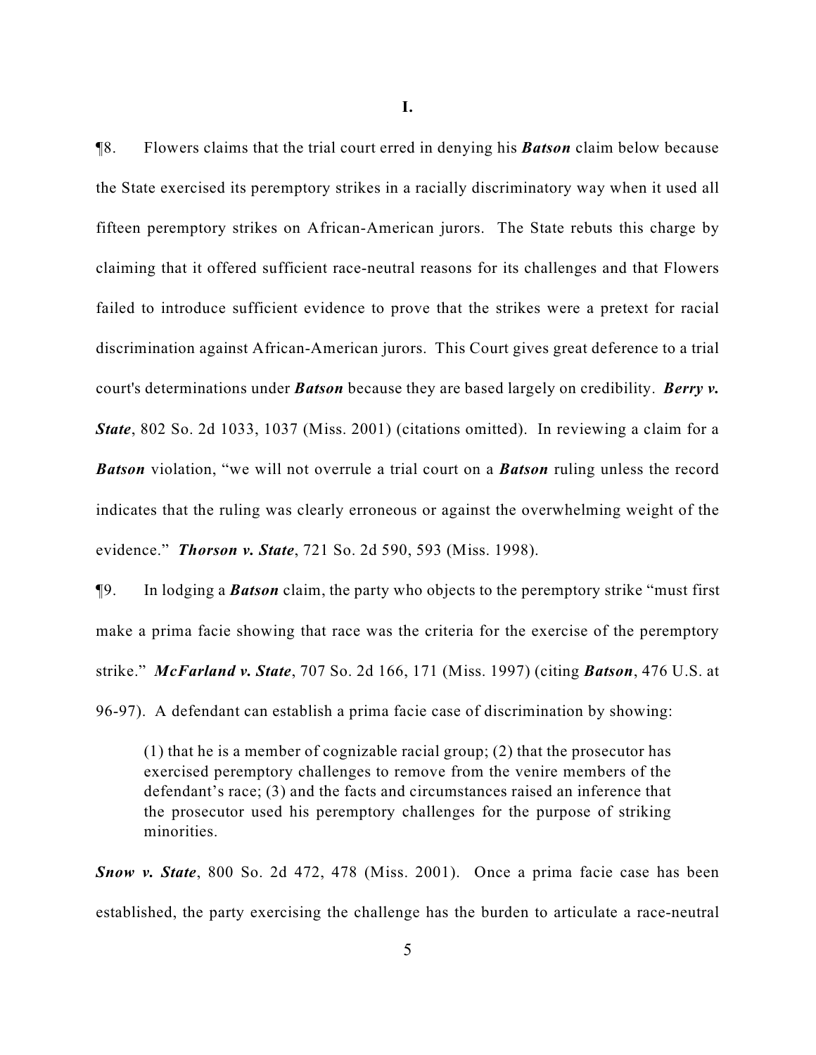**I.**

¶8. Flowers claims that the trial court erred in denying his ***Batson*** claim below because the State exercised its peremptory strikes in a racially discriminatory way when it used all fifteen peremptory strikes on African-American jurors. The State rebuts this charge by claiming that it offered sufficient race-neutral reasons for its challenges and that Flowers failed to introduce sufficient evidence to prove that the strikes were a pretext for racial discrimination against African-American jurors. This Court gives great deference to a trial court's determinations under ***Batson*** because they are based largely on credibility. ***Berry v. State***, 802 So. 2d 1033, 1037 (Miss. 2001) (citations omitted). In reviewing a claim for a ***Batson*** violation, "we will not overrule a trial court on a ***Batson*** ruling unless the record indicates that the ruling was clearly erroneous or against the overwhelming weight of the evidence." ***Thorson v. State***, 721 So. 2d 590, 593 (Miss. 1998).

¶9. In lodging a ***Batson*** claim, the party who objects to the peremptory strike "must first make a prima facie showing that race was the criteria for the exercise of the peremptory strike." ***McFarland v. State***, 707 So. 2d 166, 171 (Miss. 1997) (citing ***Batson***, 476 U.S. at 96-97). A defendant can establish a prima facie case of discrimination by showing:

> (1) that he is a member of cognizable racial group; (2) that the prosecutor has exercised peremptory challenges to remove from the venire members of the defendant's race; (3) and the facts and circumstances raised an inference that the prosecutor used his peremptory challenges for the purpose of striking minorities.

***Snow v. State***, 800 So. 2d 472, 478 (Miss. 2001). Once a prima facie case has been established, the party exercising the challenge has the burden to articulate a race-neutral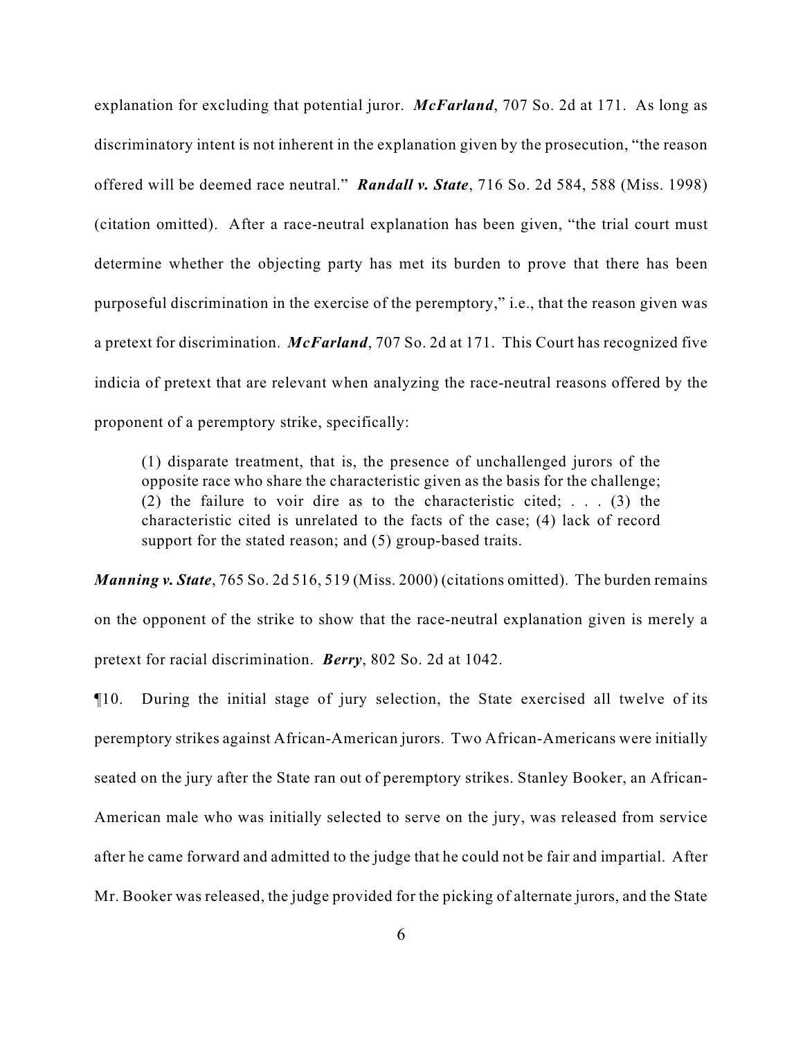explanation for excluding that potential juror. ***McFarland***, 707 So. 2d at 171. As long as discriminatory intent is not inherent in the explanation given by the prosecution, "the reason offered will be deemed race neutral." ***Randall v. State***, 716 So. 2d 584, 588 (Miss. 1998) (citation omitted). After a race-neutral explanation has been given, "the trial court must determine whether the objecting party has met its burden to prove that there has been purposeful discrimination in the exercise of the peremptory," i.e., that the reason given was a pretext for discrimination. ***McFarland***, 707 So. 2d at 171. This Court has recognized five indicia of pretext that are relevant when analyzing the race-neutral reasons offered by the proponent of a peremptory strike, specifically:

> (1) disparate treatment, that is, the presence of unchallenged jurors of the opposite race who share the characteristic given as the basis for the challenge; (2) the failure to voir dire as to the characteristic cited; . . . (3) the characteristic cited is unrelated to the facts of the case; (4) lack of record support for the stated reason; and (5) group-based traits.

***Manning v. State***, 765 So. 2d 516, 519 (Miss. 2000) (citations omitted). The burden remains on the opponent of the strike to show that the race-neutral explanation given is merely a pretext for racial discrimination. ***Berry***, 802 So. 2d at 1042.

¶10. During the initial stage of jury selection, the State exercised all twelve of its peremptory strikes against African-American jurors. Two African-Americans were initially seated on the jury after the State ran out of peremptory strikes. Stanley Booker, an African-American male who was initially selected to serve on the jury, was released from service after he came forward and admitted to the judge that he could not be fair and impartial. After Mr. Booker was released, the judge provided for the picking of alternate jurors, and the State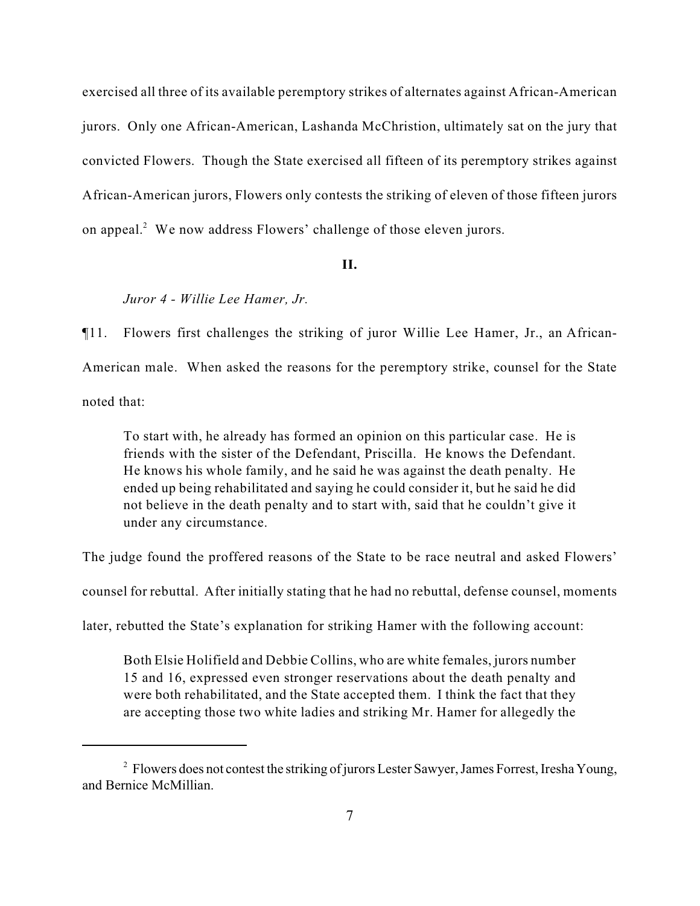exercised all three of its available peremptory strikes of alternates against African-American jurors. Only one African-American, Lashanda McChristion, ultimately sat on the jury that convicted Flowers. Though the State exercised all fifteen of its peremptory strikes against African-American jurors, Flowers only contests the striking of eleven of those fifteen jurors on appeal.[2] We now address Flowers' challenge of those eleven jurors.

**II.**

*Juror 4 - Willie Lee Hamer, Jr.*

¶11. Flowers first challenges the striking of juror Willie Lee Hamer, Jr., an African-American male. When asked the reasons for the peremptory strike, counsel for the State noted that:

> To start with, he already has formed an opinion on this particular case. He is friends with the sister of the Defendant, Priscilla. He knows the Defendant. He knows his whole family, and he said he was against the death penalty. He ended up being rehabilitated and saying he could consider it, but he said he did not believe in the death penalty and to start with, said that he couldn't give it under any circumstance.

The judge found the proffered reasons of the State to be race neutral and asked Flowers' counsel for rebuttal. After initially stating that he had no rebuttal, defense counsel, moments later, rebutted the State's explanation for striking Hamer with the following account:

> Both Elsie Holifield and Debbie Collins, who are white females, jurors number 15 and 16, expressed even stronger reservations about the death penalty and were both rehabilitated, and the State accepted them. I think the fact that they are accepting those two white ladies and striking Mr. Hamer for allegedly the

[2] Flowers does not contest the striking of jurors Lester Sawyer, James Forrest, Iresha Young, and Bernice McMillian.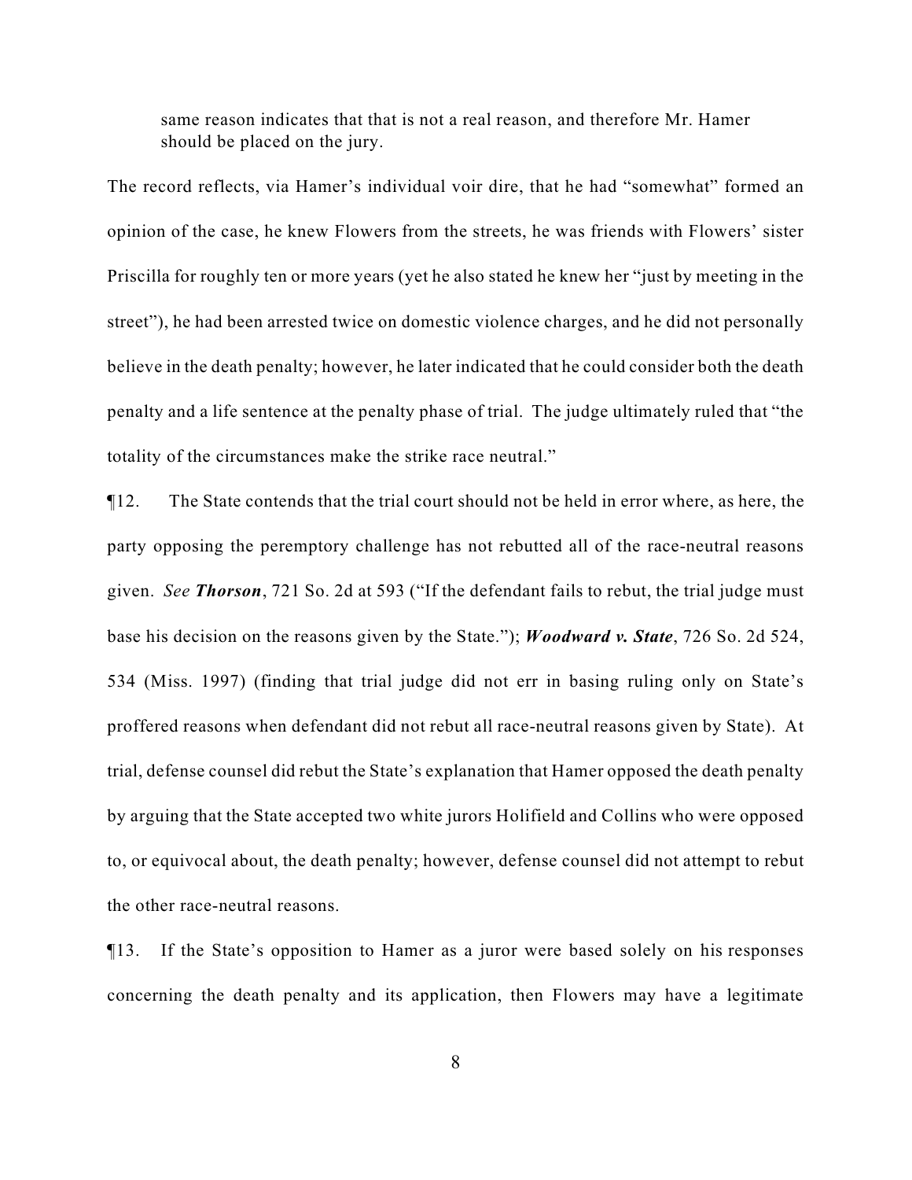> same reason indicates that that is not a real reason, and therefore Mr. Hamer should be placed on the jury.

The record reflects, via Hamer's individual voir dire, that he had "somewhat" formed an opinion of the case, he knew Flowers from the streets, he was friends with Flowers' sister Priscilla for roughly ten or more years (yet he also stated he knew her "just by meeting in the street"), he had been arrested twice on domestic violence charges, and he did not personally believe in the death penalty; however, he later indicated that he could consider both the death penalty and a life sentence at the penalty phase of trial. The judge ultimately ruled that "the totality of the circumstances make the strike race neutral."

¶12. The State contends that the trial court should not be held in error where, as here, the party opposing the peremptory challenge has not rebutted all of the race-neutral reasons given. *See* ***Thorson***, 721 So. 2d at 593 ("If the defendant fails to rebut, the trial judge must base his decision on the reasons given by the State."); ***Woodward v. State***, 726 So. 2d 524, 534 (Miss. 1997) (finding that trial judge did not err in basing ruling only on State's proffered reasons when defendant did not rebut all race-neutral reasons given by State). At trial, defense counsel did rebut the State's explanation that Hamer opposed the death penalty by arguing that the State accepted two white jurors Holifield and Collins who were opposed to, or equivocal about, the death penalty; however, defense counsel did not attempt to rebut the other race-neutral reasons.

¶13. If the State's opposition to Hamer as a juror were based solely on his responses concerning the death penalty and its application, then Flowers may have a legitimate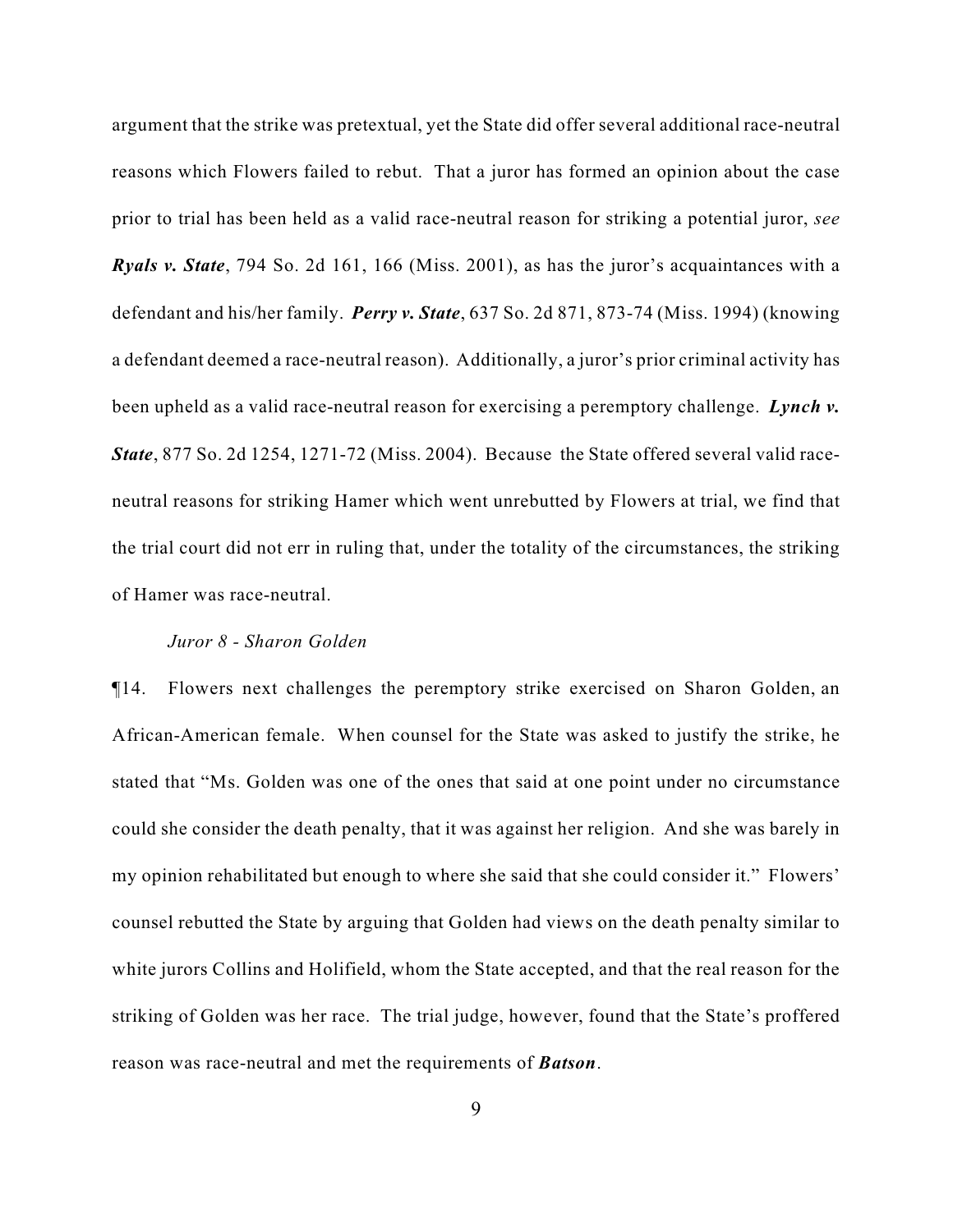argument that the strike was pretextual, yet the State did offer several additional race-neutral reasons which Flowers failed to rebut. That a juror has formed an opinion about the case prior to trial has been held as a valid race-neutral reason for striking a potential juror, *see* ***Ryals v. State***, 794 So. 2d 161, 166 (Miss. 2001), as has the juror's acquaintances with a defendant and his/her family. ***Perry v. State***, 637 So. 2d 871, 873-74 (Miss. 1994) (knowing a defendant deemed a race-neutral reason). Additionally, a juror's prior criminal activity has been upheld as a valid race-neutral reason for exercising a peremptory challenge. ***Lynch v. State***, 877 So. 2d 1254, 1271-72 (Miss. 2004). Because the State offered several valid race-neutral reasons for striking Hamer which went unrebutted by Flowers at trial, we find that the trial court did not err in ruling that, under the totality of the circumstances, the striking of Hamer was race-neutral.

*Juror 8 - Sharon Golden*

¶14. Flowers next challenges the peremptory strike exercised on Sharon Golden, an African-American female. When counsel for the State was asked to justify the strike, he stated that "Ms. Golden was one of the ones that said at one point under no circumstance could she consider the death penalty, that it was against her religion. And she was barely in my opinion rehabilitated but enough to where she said that she could consider it." Flowers' counsel rebutted the State by arguing that Golden had views on the death penalty similar to white jurors Collins and Holifield, whom the State accepted, and that the real reason for the striking of Golden was her race. The trial judge, however, found that the State's proffered reason was race-neutral and met the requirements of ***Batson***.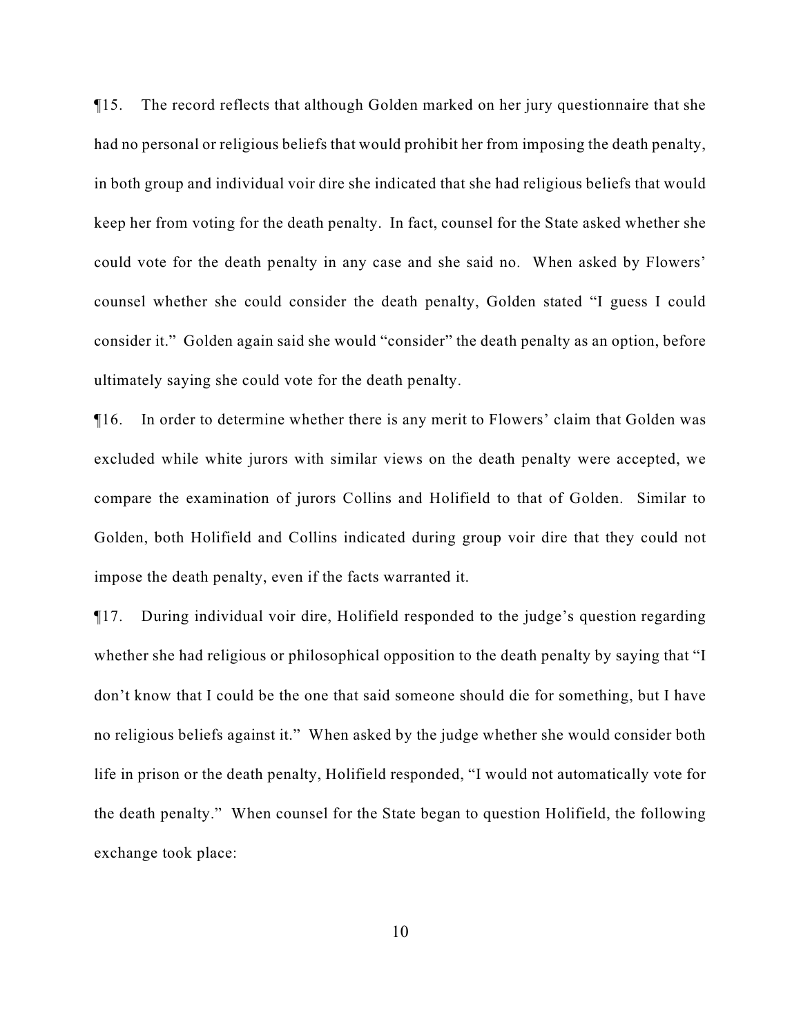¶15. The record reflects that although Golden marked on her jury questionnaire that she had no personal or religious beliefs that would prohibit her from imposing the death penalty, in both group and individual voir dire she indicated that she had religious beliefs that would keep her from voting for the death penalty. In fact, counsel for the State asked whether she could vote for the death penalty in any case and she said no. When asked by Flowers' counsel whether she could consider the death penalty, Golden stated "I guess I could consider it." Golden again said she would "consider" the death penalty as an option, before ultimately saying she could vote for the death penalty.

¶16. In order to determine whether there is any merit to Flowers' claim that Golden was excluded while white jurors with similar views on the death penalty were accepted, we compare the examination of jurors Collins and Holifield to that of Golden. Similar to Golden, both Holifield and Collins indicated during group voir dire that they could not impose the death penalty, even if the facts warranted it.

¶17. During individual voir dire, Holifield responded to the judge's question regarding whether she had religious or philosophical opposition to the death penalty by saying that "I don't know that I could be the one that said someone should die for something, but I have no religious beliefs against it." When asked by the judge whether she would consider both life in prison or the death penalty, Holifield responded, "I would not automatically vote for the death penalty." When counsel for the State began to question Holifield, the following exchange took place: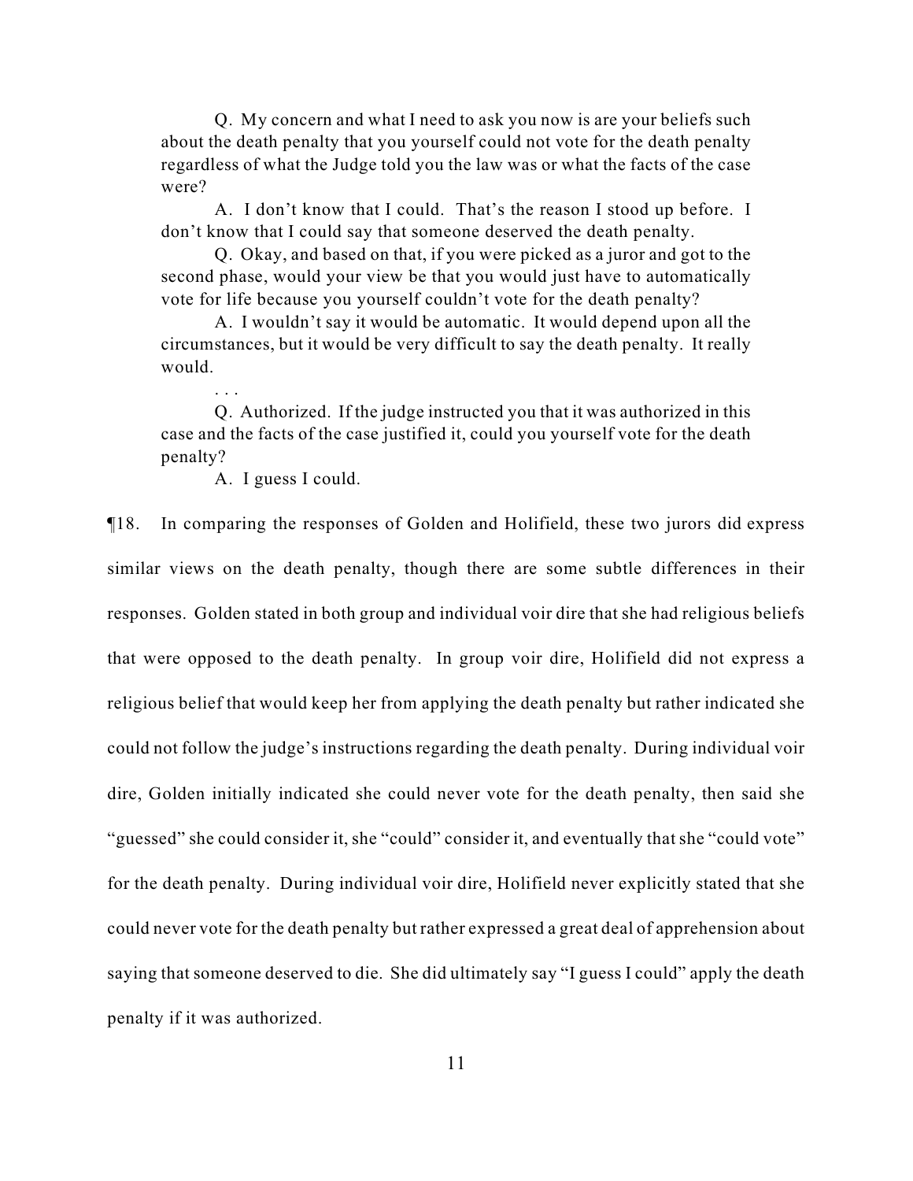> Q. My concern and what I need to ask you now is are your beliefs such about the death penalty that you yourself could not vote for the death penalty regardless of what the Judge told you the law was or what the facts of the case were?
>
> A. I don't know that I could. That's the reason I stood up before. I don't know that I could say that someone deserved the death penalty.
>
> Q. Okay, and based on that, if you were picked as a juror and got to the second phase, would your view be that you would just have to automatically vote for life because you yourself couldn't vote for the death penalty?
>
> A. I wouldn't say it would be automatic. It would depend upon all the circumstances, but it would be very difficult to say the death penalty. It really would.
>
> . . .
>
> Q. Authorized. If the judge instructed you that it was authorized in this case and the facts of the case justified it, could you yourself vote for the death penalty?
>
> A. I guess I could.

¶18. In comparing the responses of Golden and Holifield, these two jurors did express similar views on the death penalty, though there are some subtle differences in their responses. Golden stated in both group and individual voir dire that she had religious beliefs that were opposed to the death penalty. In group voir dire, Holifield did not express a religious belief that would keep her from applying the death penalty but rather indicated she could not follow the judge's instructions regarding the death penalty. During individual voir dire, Golden initially indicated she could never vote for the death penalty, then said she "guessed" she could consider it, she "could" consider it, and eventually that she "could vote" for the death penalty. During individual voir dire, Holifield never explicitly stated that she could never vote for the death penalty but rather expressed a great deal of apprehension about saying that someone deserved to die. She did ultimately say "I guess I could" apply the death penalty if it was authorized.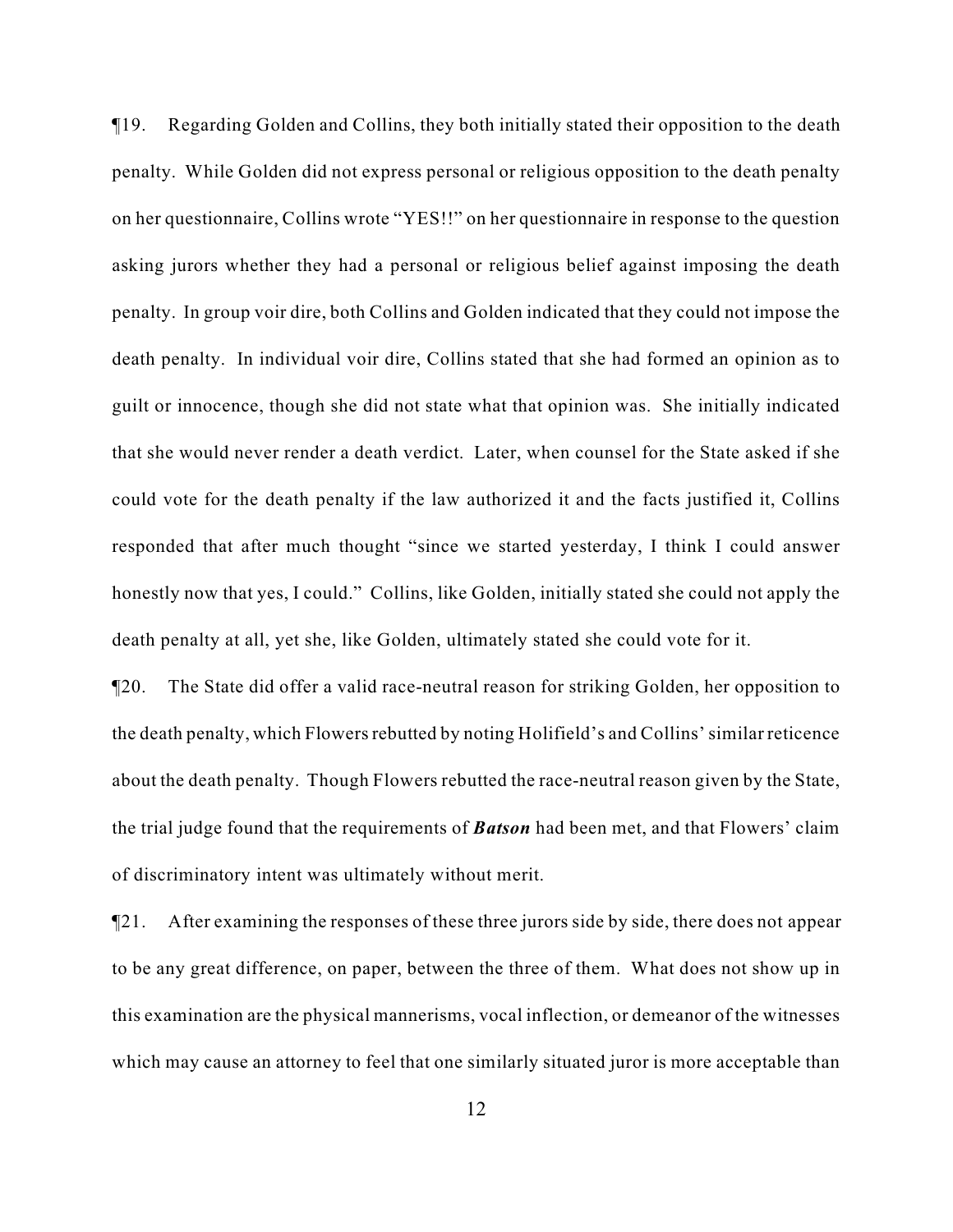¶19. Regarding Golden and Collins, they both initially stated their opposition to the death penalty. While Golden did not express personal or religious opposition to the death penalty on her questionnaire, Collins wrote "YES!!" on her questionnaire in response to the question asking jurors whether they had a personal or religious belief against imposing the death penalty. In group voir dire, both Collins and Golden indicated that they could not impose the death penalty. In individual voir dire, Collins stated that she had formed an opinion as to guilt or innocence, though she did not state what that opinion was. She initially indicated that she would never render a death verdict. Later, when counsel for the State asked if she could vote for the death penalty if the law authorized it and the facts justified it, Collins responded that after much thought "since we started yesterday, I think I could answer honestly now that yes, I could." Collins, like Golden, initially stated she could not apply the death penalty at all, yet she, like Golden, ultimately stated she could vote for it.

¶20. The State did offer a valid race-neutral reason for striking Golden, her opposition to the death penalty, which Flowers rebutted by noting Holifield's and Collins' similar reticence about the death penalty. Though Flowers rebutted the race-neutral reason given by the State, the trial judge found that the requirements of ***Batson*** had been met, and that Flowers' claim of discriminatory intent was ultimately without merit.

¶21. After examining the responses of these three jurors side by side, there does not appear to be any great difference, on paper, between the three of them. What does not show up in this examination are the physical mannerisms, vocal inflection, or demeanor of the witnesses which may cause an attorney to feel that one similarly situated juror is more acceptable than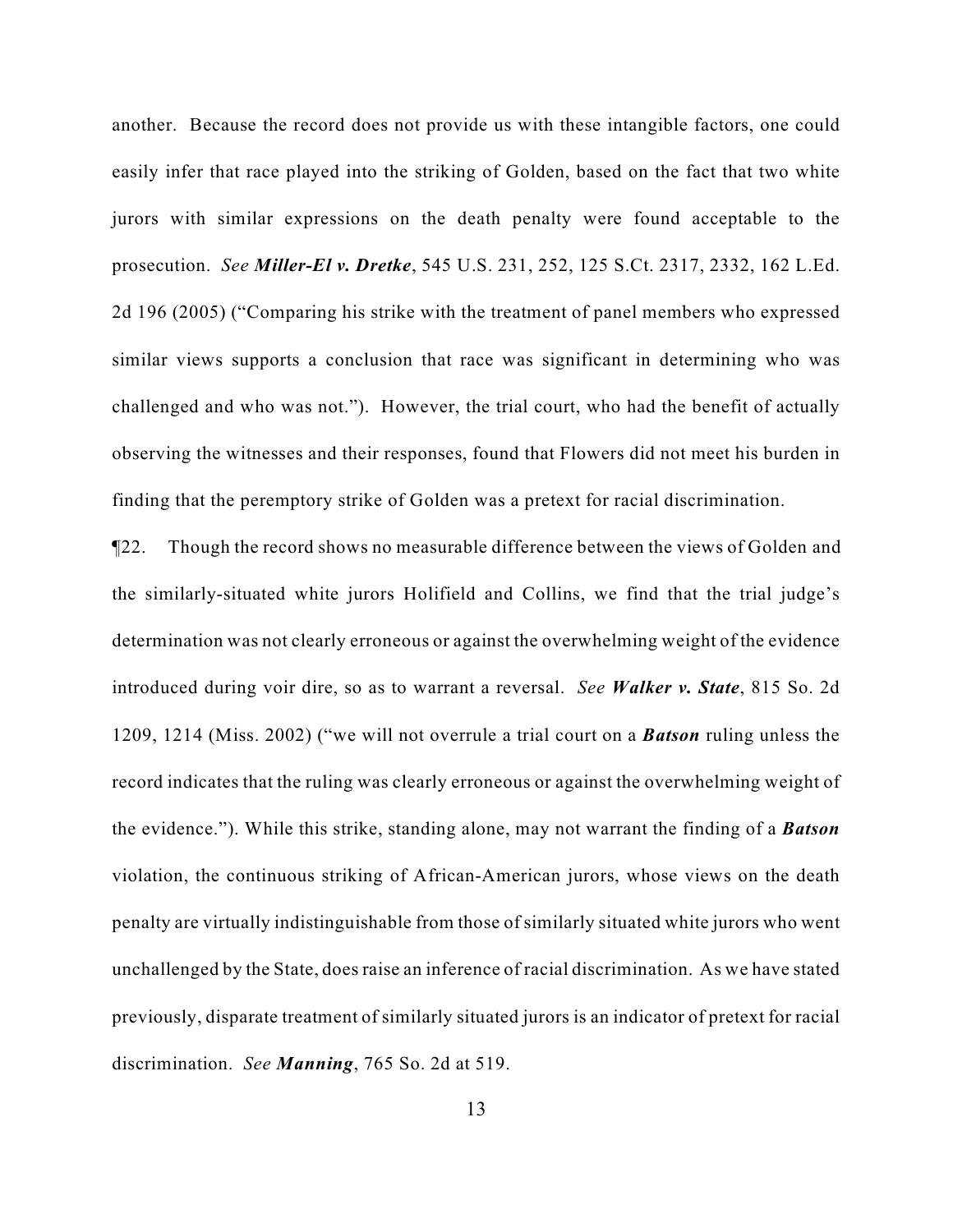another. Because the record does not provide us with these intangible factors, one could easily infer that race played into the striking of Golden, based on the fact that two white jurors with similar expressions on the death penalty were found acceptable to the prosecution. *See* ***Miller-El v. Dretke***, 545 U.S. 231, 252, 125 S.Ct. 2317, 2332, 162 L.Ed. 2d 196 (2005) ("Comparing his strike with the treatment of panel members who expressed similar views supports a conclusion that race was significant in determining who was challenged and who was not."). However, the trial court, who had the benefit of actually observing the witnesses and their responses, found that Flowers did not meet his burden in finding that the peremptory strike of Golden was a pretext for racial discrimination.

¶22. Though the record shows no measurable difference between the views of Golden and the similarly-situated white jurors Holifield and Collins, we find that the trial judge's determination was not clearly erroneous or against the overwhelming weight of the evidence introduced during voir dire, so as to warrant a reversal. *See* ***Walker v. State***, 815 So. 2d 1209, 1214 (Miss. 2002) ("we will not overrule a trial court on a ***Batson*** ruling unless the record indicates that the ruling was clearly erroneous or against the overwhelming weight of the evidence."). While this strike, standing alone, may not warrant the finding of a ***Batson*** violation, the continuous striking of African-American jurors, whose views on the death penalty are virtually indistinguishable from those of similarly situated white jurors who went unchallenged by the State, does raise an inference of racial discrimination. As we have stated previously, disparate treatment of similarly situated jurors is an indicator of pretext for racial discrimination. *See* ***Manning***, 765 So. 2d at 519.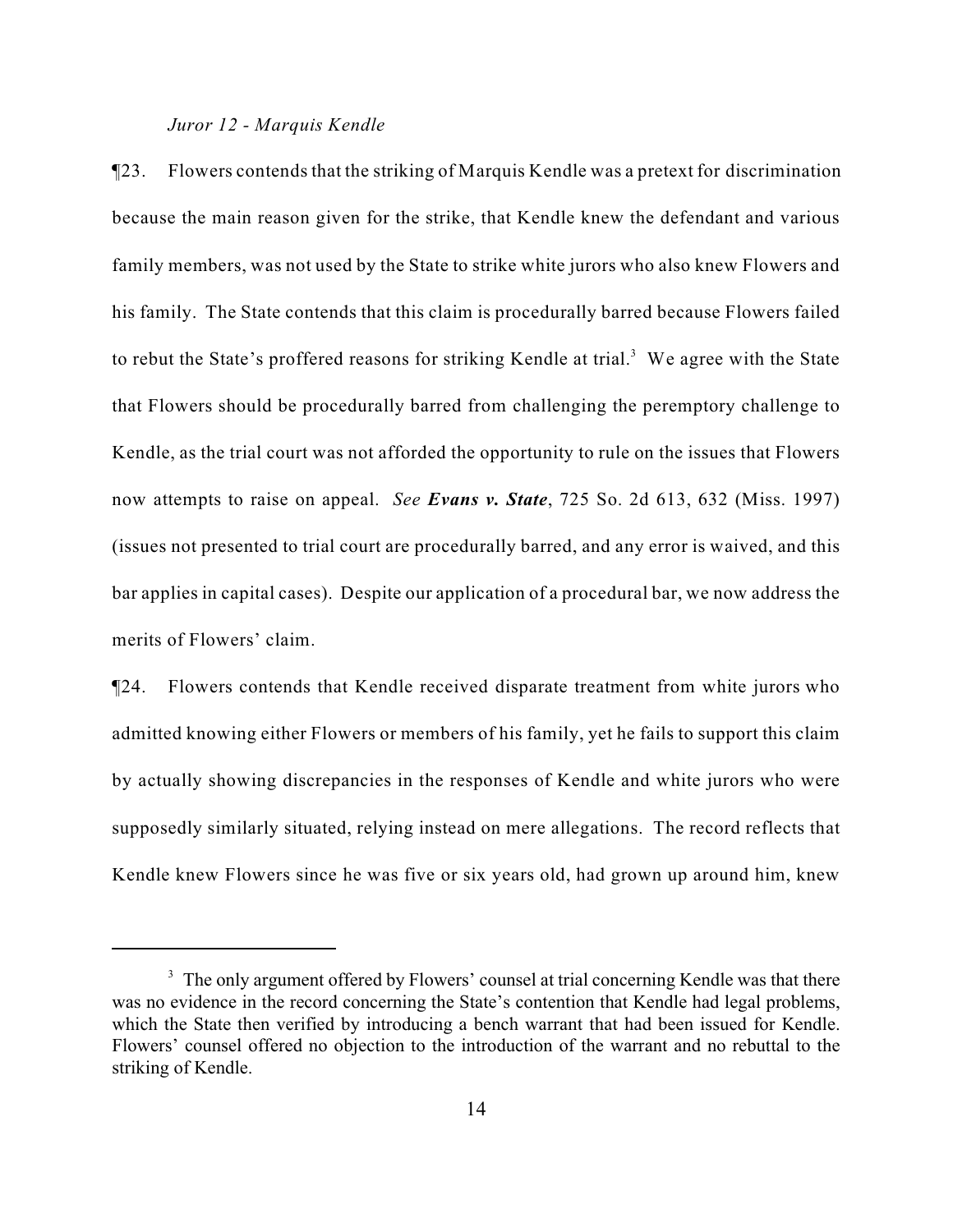*Juror 12 - Marquis Kendle*

¶23. Flowers contends that the striking of Marquis Kendle was a pretext for discrimination because the main reason given for the strike, that Kendle knew the defendant and various family members, was not used by the State to strike white jurors who also knew Flowers and his family. The State contends that this claim is procedurally barred because Flowers failed to rebut the State's proffered reasons for striking Kendle at trial.[3] We agree with the State that Flowers should be procedurally barred from challenging the peremptory challenge to Kendle, as the trial court was not afforded the opportunity to rule on the issues that Flowers now attempts to raise on appeal. *See **Evans v. State***, 725 So. 2d 613, 632 (Miss. 1997) (issues not presented to trial court are procedurally barred, and any error is waived, and this bar applies in capital cases). Despite our application of a procedural bar, we now address the merits of Flowers' claim.

¶24. Flowers contends that Kendle received disparate treatment from white jurors who admitted knowing either Flowers or members of his family, yet he fails to support this claim by actually showing discrepancies in the responses of Kendle and white jurors who were supposedly similarly situated, relying instead on mere allegations. The record reflects that Kendle knew Flowers since he was five or six years old, had grown up around him, knew

[3] The only argument offered by Flowers' counsel at trial concerning Kendle was that there was no evidence in the record concerning the State's contention that Kendle had legal problems, which the State then verified by introducing a bench warrant that had been issued for Kendle. Flowers' counsel offered no objection to the introduction of the warrant and no rebuttal to the striking of Kendle.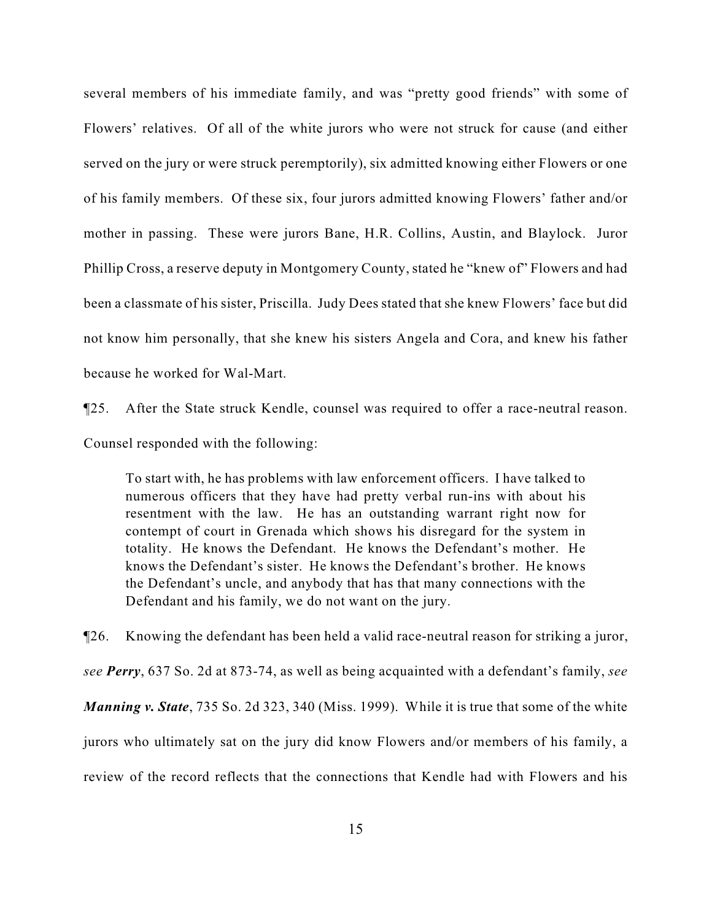several members of his immediate family, and was "pretty good friends" with some of Flowers' relatives. Of all of the white jurors who were not struck for cause (and either served on the jury or were struck peremptorily), six admitted knowing either Flowers or one of his family members. Of these six, four jurors admitted knowing Flowers' father and/or mother in passing. These were jurors Bane, H.R. Collins, Austin, and Blaylock. Juror Phillip Cross, a reserve deputy in Montgomery County, stated he "knew of" Flowers and had been a classmate of his sister, Priscilla. Judy Dees stated that she knew Flowers' face but did not know him personally, that she knew his sisters Angela and Cora, and knew his father because he worked for Wal-Mart.

¶25. After the State struck Kendle, counsel was required to offer a race-neutral reason. Counsel responded with the following:

> To start with, he has problems with law enforcement officers. I have talked to numerous officers that they have had pretty verbal run-ins with about his resentment with the law. He has an outstanding warrant right now for contempt of court in Grenada which shows his disregard for the system in totality. He knows the Defendant. He knows the Defendant's mother. He knows the Defendant's sister. He knows the Defendant's brother. He knows the Defendant's uncle, and anybody that has that many connections with the Defendant and his family, we do not want on the jury.

¶26. Knowing the defendant has been held a valid race-neutral reason for striking a juror, *see* ***Perry***, 637 So. 2d at 873-74, as well as being acquainted with a defendant's family, *see* ***Manning v. State***, 735 So. 2d 323, 340 (Miss. 1999). While it is true that some of the white jurors who ultimately sat on the jury did know Flowers and/or members of his family, a review of the record reflects that the connections that Kendle had with Flowers and his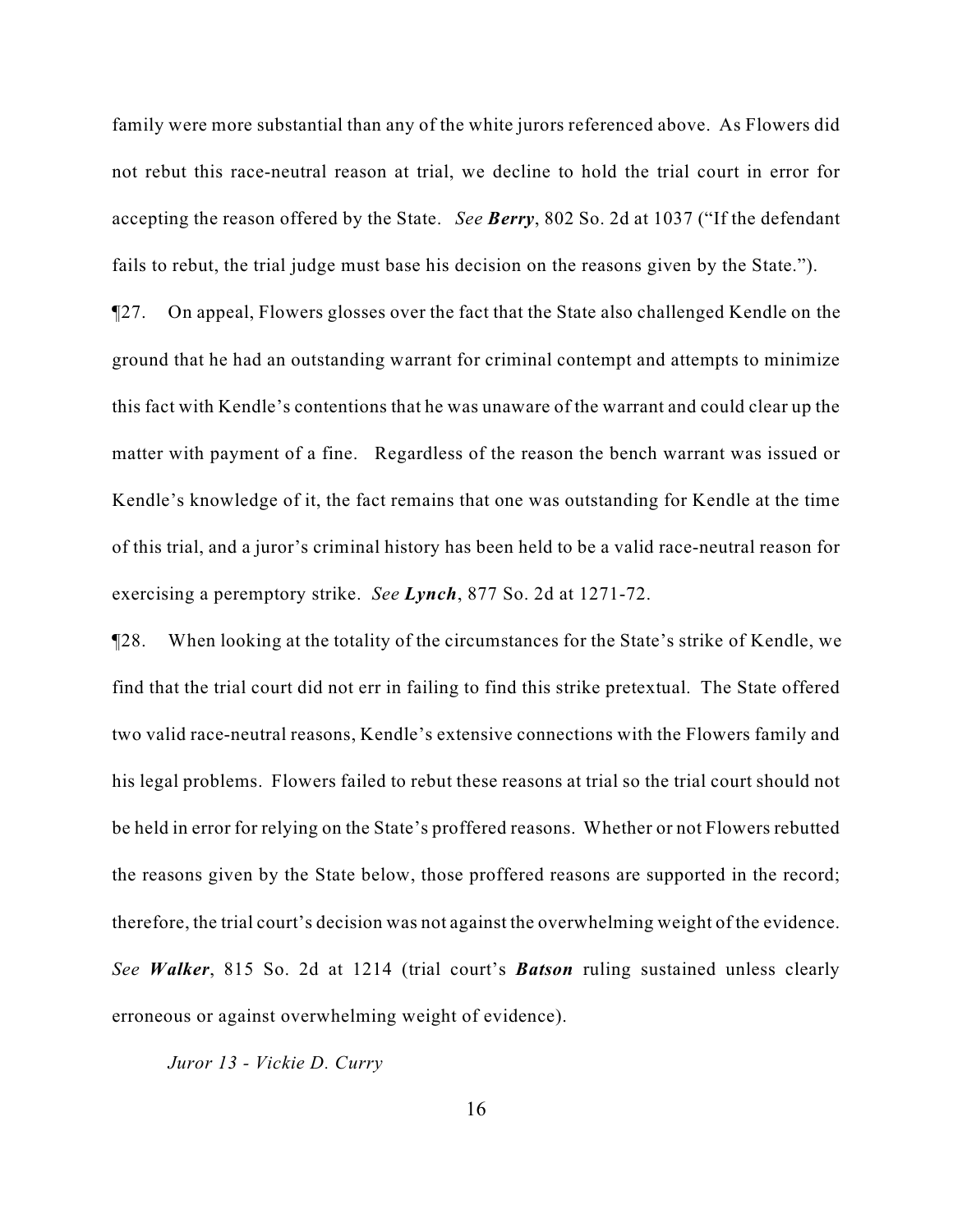family were more substantial than any of the white jurors referenced above. As Flowers did not rebut this race-neutral reason at trial, we decline to hold the trial court in error for accepting the reason offered by the State. *See* ***Berry***, 802 So. 2d at 1037 ("If the defendant fails to rebut, the trial judge must base his decision on the reasons given by the State.").

¶27. On appeal, Flowers glosses over the fact that the State also challenged Kendle on the ground that he had an outstanding warrant for criminal contempt and attempts to minimize this fact with Kendle's contentions that he was unaware of the warrant and could clear up the matter with payment of a fine. Regardless of the reason the bench warrant was issued or Kendle's knowledge of it, the fact remains that one was outstanding for Kendle at the time of this trial, and a juror's criminal history has been held to be a valid race-neutral reason for exercising a peremptory strike. *See* ***Lynch***, 877 So. 2d at 1271-72.

¶28. When looking at the totality of the circumstances for the State's strike of Kendle, we find that the trial court did not err in failing to find this strike pretextual. The State offered two valid race-neutral reasons, Kendle's extensive connections with the Flowers family and his legal problems. Flowers failed to rebut these reasons at trial so the trial court should not be held in error for relying on the State's proffered reasons. Whether or not Flowers rebutted the reasons given by the State below, those proffered reasons are supported in the record; therefore, the trial court's decision was not against the overwhelming weight of the evidence. *See* ***Walker***, 815 So. 2d at 1214 (trial court's ***Batson*** ruling sustained unless clearly erroneous or against overwhelming weight of evidence).

*Juror 13 - Vickie D. Curry*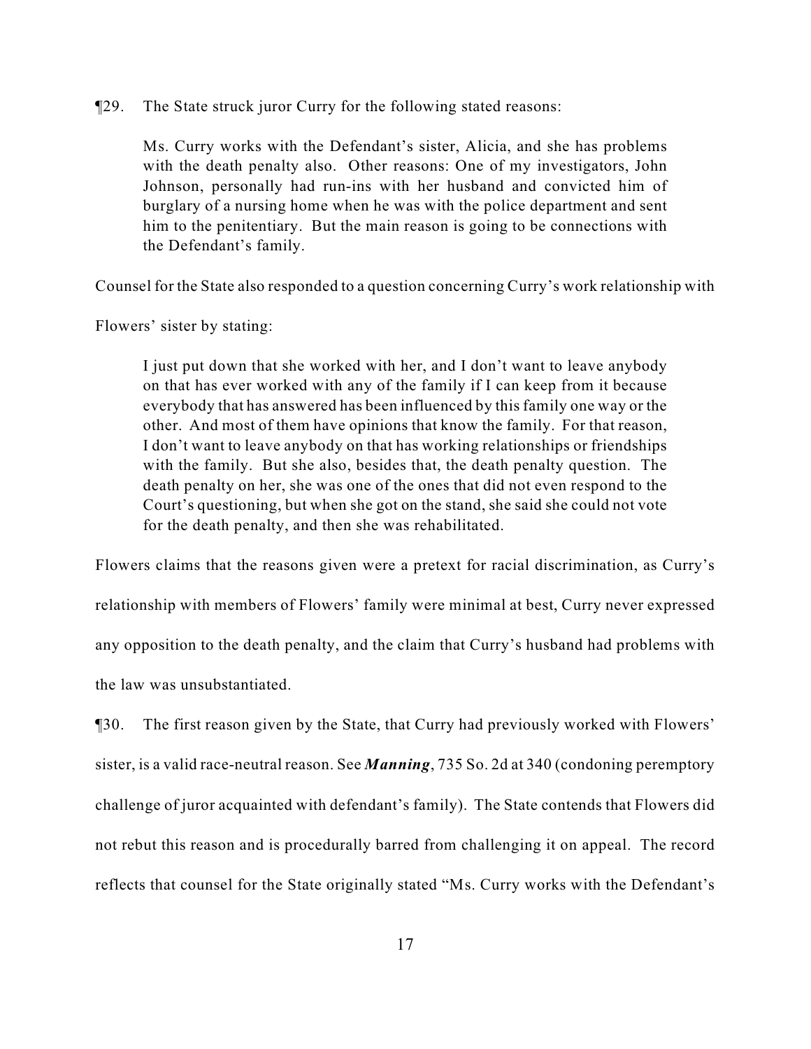¶29. The State struck juror Curry for the following stated reasons:

> Ms. Curry works with the Defendant's sister, Alicia, and she has problems with the death penalty also. Other reasons: One of my investigators, John Johnson, personally had run-ins with her husband and convicted him of burglary of a nursing home when he was with the police department and sent him to the penitentiary. But the main reason is going to be connections with the Defendant's family.

Counsel for the State also responded to a question concerning Curry's work relationship with Flowers' sister by stating:

> I just put down that she worked with her, and I don't want to leave anybody on that has ever worked with any of the family if I can keep from it because everybody that has answered has been influenced by this family one way or the other. And most of them have opinions that know the family. For that reason, I don't want to leave anybody on that has working relationships or friendships with the family. But she also, besides that, the death penalty question. The death penalty on her, she was one of the ones that did not even respond to the Court's questioning, but when she got on the stand, she said she could not vote for the death penalty, and then she was rehabilitated.

Flowers claims that the reasons given were a pretext for racial discrimination, as Curry's relationship with members of Flowers' family were minimal at best, Curry never expressed any opposition to the death penalty, and the claim that Curry's husband had problems with the law was unsubstantiated.

¶30. The first reason given by the State, that Curry had previously worked with Flowers' sister, is a valid race-neutral reason. See ***Manning***, 735 So. 2d at 340 (condoning peremptory challenge of juror acquainted with defendant's family). The State contends that Flowers did not rebut this reason and is procedurally barred from challenging it on appeal. The record reflects that counsel for the State originally stated "Ms. Curry works with the Defendant's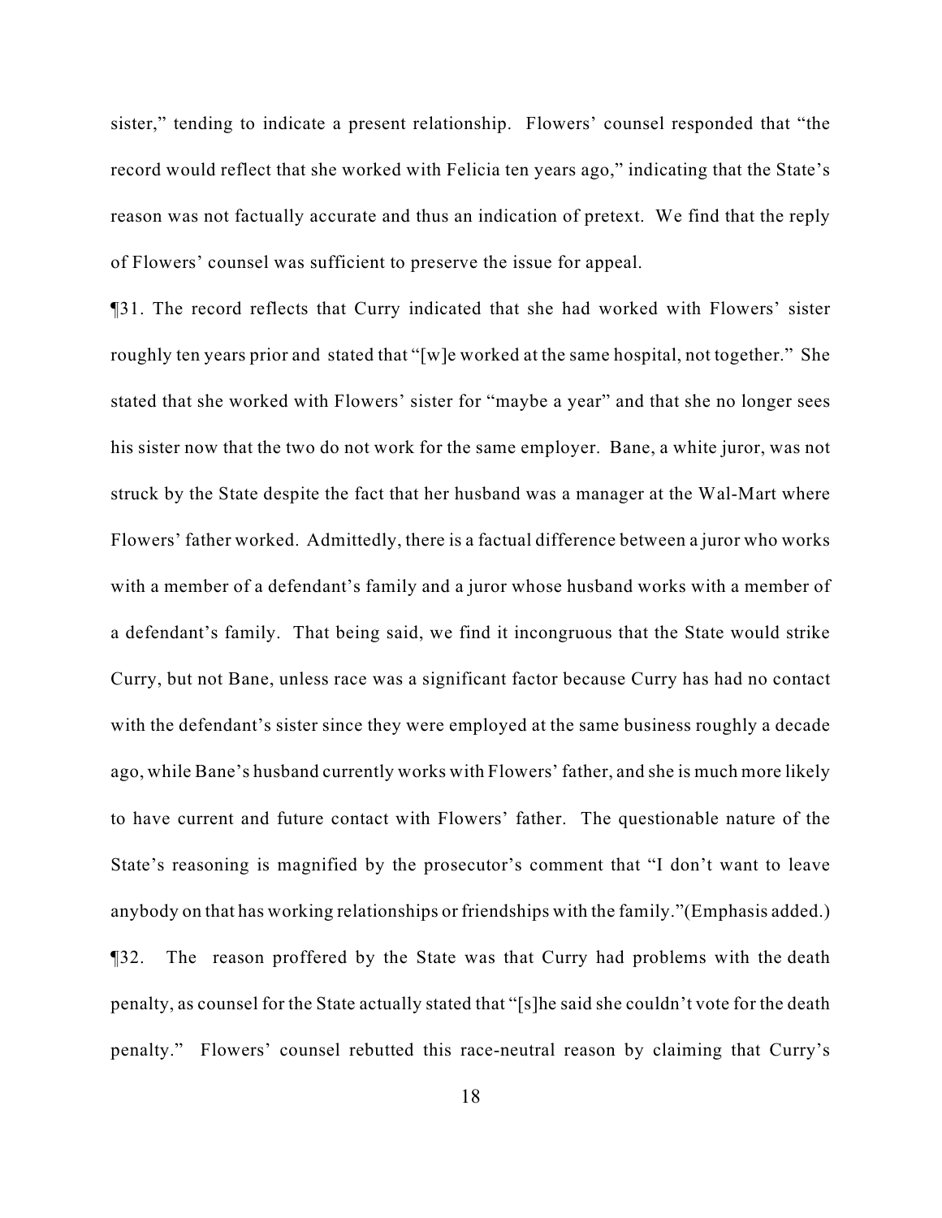sister," tending to indicate a present relationship. Flowers' counsel responded that "the record would reflect that she worked with Felicia ten years ago," indicating that the State's reason was not factually accurate and thus an indication of pretext. We find that the reply of Flowers' counsel was sufficient to preserve the issue for appeal.

¶31. The record reflects that Curry indicated that she had worked with Flowers' sister roughly ten years prior and stated that "[w]e worked at the same hospital, not together." She stated that she worked with Flowers' sister for "maybe a year" and that she no longer sees his sister now that the two do not work for the same employer. Bane, a white juror, was not struck by the State despite the fact that her husband was a manager at the Wal-Mart where Flowers' father worked. Admittedly, there is a factual difference between a juror who works with a member of a defendant's family and a juror whose husband works with a member of a defendant's family. That being said, we find it incongruous that the State would strike Curry, but not Bane, unless race was a significant factor because Curry has had no contact with the defendant's sister since they were employed at the same business roughly a decade ago, while Bane's husband currently works with Flowers' father, and she is much more likely to have current and future contact with Flowers' father. The questionable nature of the State's reasoning is magnified by the prosecutor's comment that "I don't want to leave anybody on that has working relationships or friendships with the family."(Emphasis added.)

¶32. The reason proffered by the State was that Curry had problems with the death penalty, as counsel for the State actually stated that "[s]he said she couldn't vote for the death penalty." Flowers' counsel rebutted this race-neutral reason by claiming that Curry's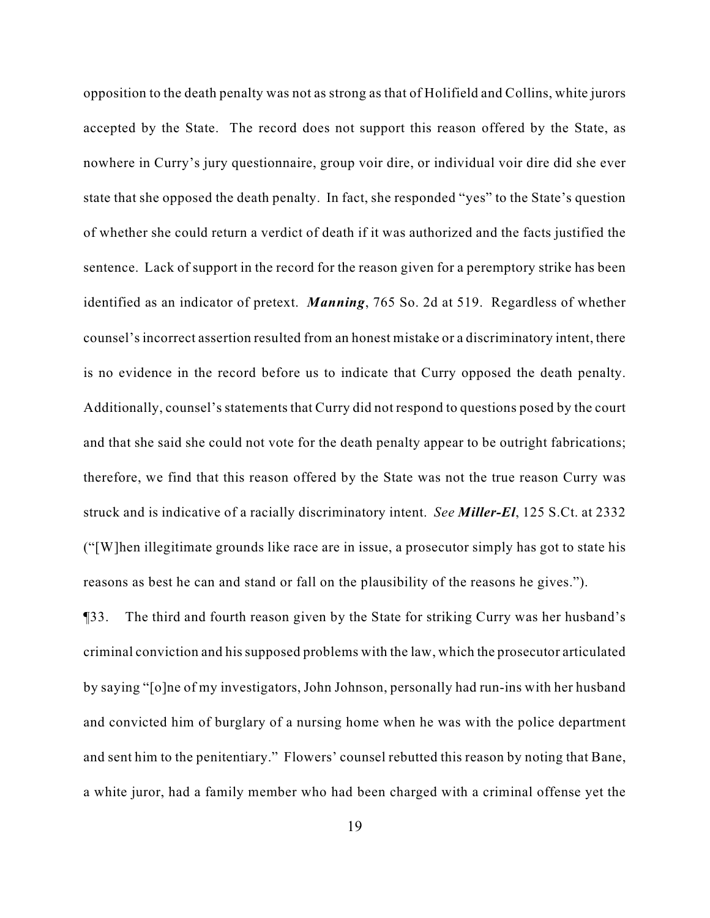opposition to the death penalty was not as strong as that of Holifield and Collins, white jurors accepted by the State. The record does not support this reason offered by the State, as nowhere in Curry's jury questionnaire, group voir dire, or individual voir dire did she ever state that she opposed the death penalty. In fact, she responded "yes" to the State's question of whether she could return a verdict of death if it was authorized and the facts justified the sentence. Lack of support in the record for the reason given for a peremptory strike has been identified as an indicator of pretext. ***Manning***, 765 So. 2d at 519. Regardless of whether counsel's incorrect assertion resulted from an honest mistake or a discriminatory intent, there is no evidence in the record before us to indicate that Curry opposed the death penalty. Additionally, counsel's statements that Curry did not respond to questions posed by the court and that she said she could not vote for the death penalty appear to be outright fabrications; therefore, we find that this reason offered by the State was not the true reason Curry was struck and is indicative of a racially discriminatory intent. *See* ***Miller-El***, 125 S.Ct. at 2332 ("[W]hen illegitimate grounds like race are in issue, a prosecutor simply has got to state his reasons as best he can and stand or fall on the plausibility of the reasons he gives.").

¶33. The third and fourth reason given by the State for striking Curry was her husband's criminal conviction and his supposed problems with the law, which the prosecutor articulated by saying "[o]ne of my investigators, John Johnson, personally had run-ins with her husband and convicted him of burglary of a nursing home when he was with the police department and sent him to the penitentiary." Flowers' counsel rebutted this reason by noting that Bane, a white juror, had a family member who had been charged with a criminal offense yet the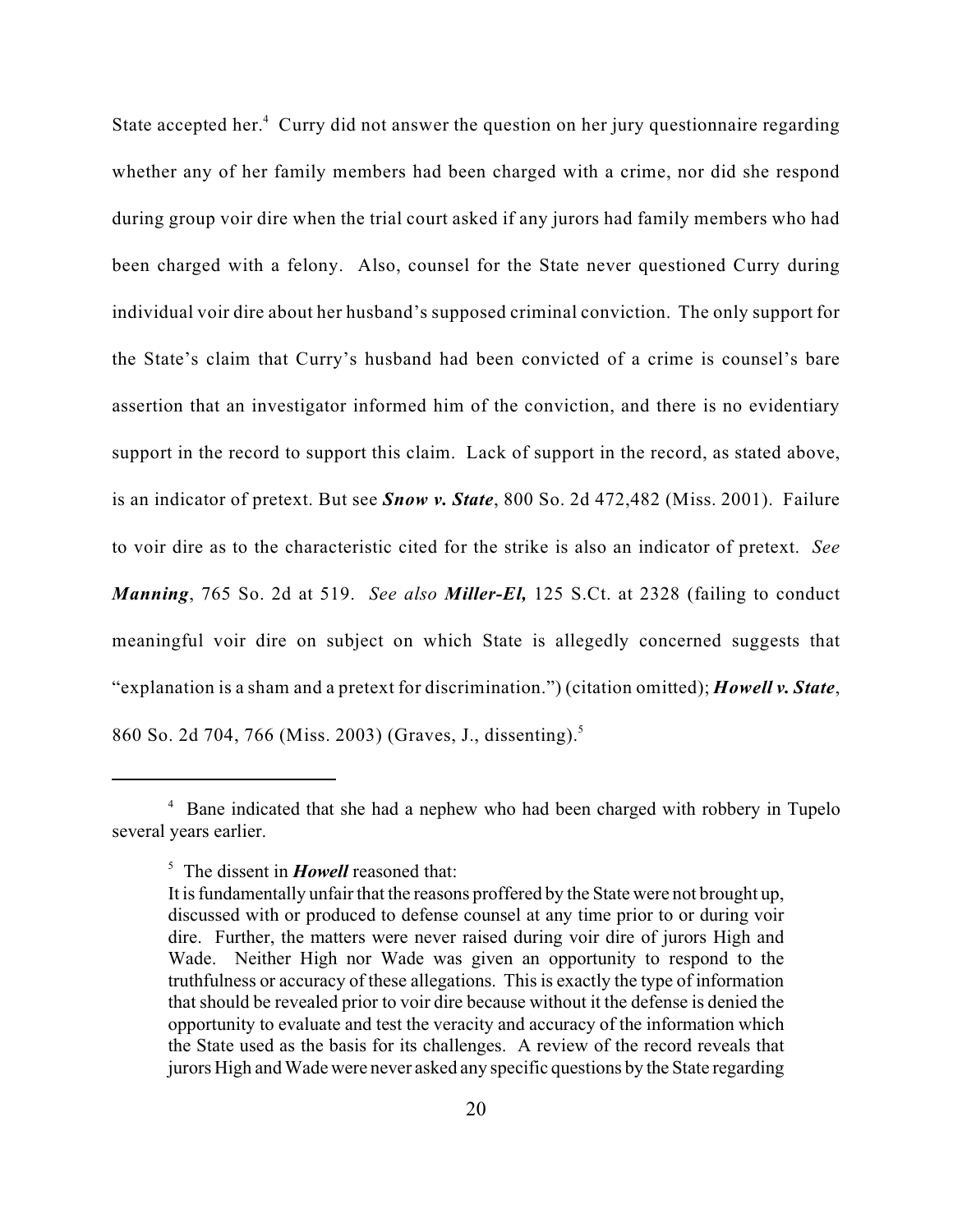State accepted her.[4] Curry did not answer the question on her jury questionnaire regarding whether any of her family members had been charged with a crime, nor did she respond during group voir dire when the trial court asked if any jurors had family members who had been charged with a felony. Also, counsel for the State never questioned Curry during individual voir dire about her husband's supposed criminal conviction. The only support for the State's claim that Curry's husband had been convicted of a crime is counsel's bare assertion that an investigator informed him of the conviction, and there is no evidentiary support in the record to support this claim. Lack of support in the record, as stated above, is an indicator of pretext. But see ***Snow v. State***, 800 So. 2d 472,482 (Miss. 2001). Failure to voir dire as to the characteristic cited for the strike is also an indicator of pretext. *See* ***Manning***, 765 So. 2d at 519. *See also* ***Miller-El,*** 125 S.Ct. at 2328 (failing to conduct meaningful voir dire on subject on which State is allegedly concerned suggests that "explanation is a sham and a pretext for discrimination.") (citation omitted); ***Howell v. State***, 860 So. 2d 704, 766 (Miss. 2003) (Graves, J., dissenting).[5]

---

[4] Bane indicated that she had a nephew who had been charged with robbery in Tupelo several years earlier.

[5] The dissent in ***Howell*** reasoned that:

> It is fundamentally unfair that the reasons proffered by the State were not brought up, discussed with or produced to defense counsel at any time prior to or during voir dire. Further, the matters were never raised during voir dire of jurors High and Wade. Neither High nor Wade was given an opportunity to respond to the truthfulness or accuracy of these allegations. This is exactly the type of information that should be revealed prior to voir dire because without it the defense is denied the opportunity to evaluate and test the veracity and accuracy of the information which the State used as the basis for its challenges. A review of the record reveals that jurors High and Wade were never asked any specific questions by the State regarding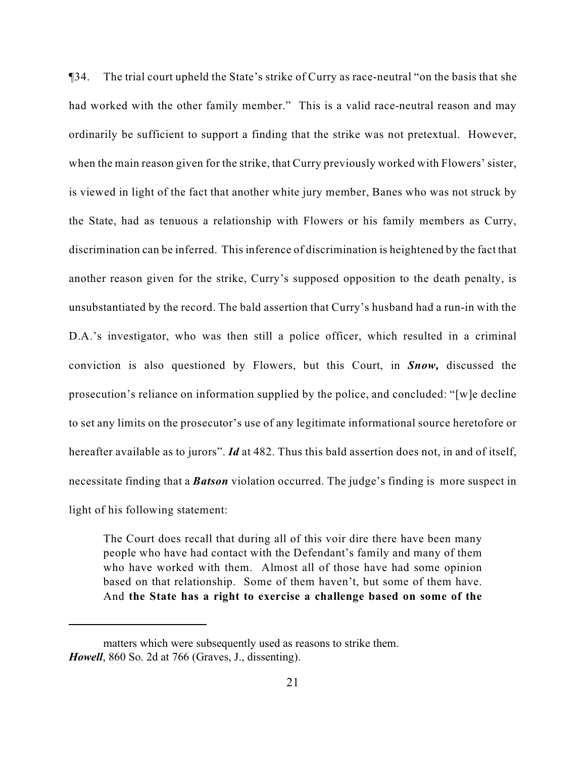¶34. The trial court upheld the State's strike of Curry as race-neutral "on the basis that she had worked with the other family member." This is a valid race-neutral reason and may ordinarily be sufficient to support a finding that the strike was not pretextual. However, when the main reason given for the strike, that Curry previously worked with Flowers' sister, is viewed in light of the fact that another white jury member, Banes who was not struck by the State, had as tenuous a relationship with Flowers or his family members as Curry, discrimination can be inferred. This inference of discrimination is heightened by the fact that another reason given for the strike, Curry's supposed opposition to the death penalty, is unsubstantiated by the record. The bald assertion that Curry's husband had a run-in with the D.A.'s investigator, who was then still a police officer, which resulted in a criminal conviction is also questioned by Flowers, but this Court, in ***Snow,*** discussed the prosecution's reliance on information supplied by the police, and concluded: "[w]e decline to set any limits on the prosecutor's use of any legitimate informational source heretofore or hereafter available as to jurors". ***Id*** at 482. Thus this bald assertion does not, in and of itself, necessitate finding that a ***Batson*** violation occurred. The judge's finding is more suspect in light of his following statement:

> The Court does recall that during all of this voir dire there have been many people who have had contact with the Defendant's family and many of them who have worked with them. Almost all of those have had some opinion based on that relationship. Some of them haven't, but some of them have. And **the State has a right to exercise a challenge based on some of the**

---

matters which were subsequently used as reasons to strike them. ***Howell***, 860 So. 2d at 766 (Graves, J., dissenting).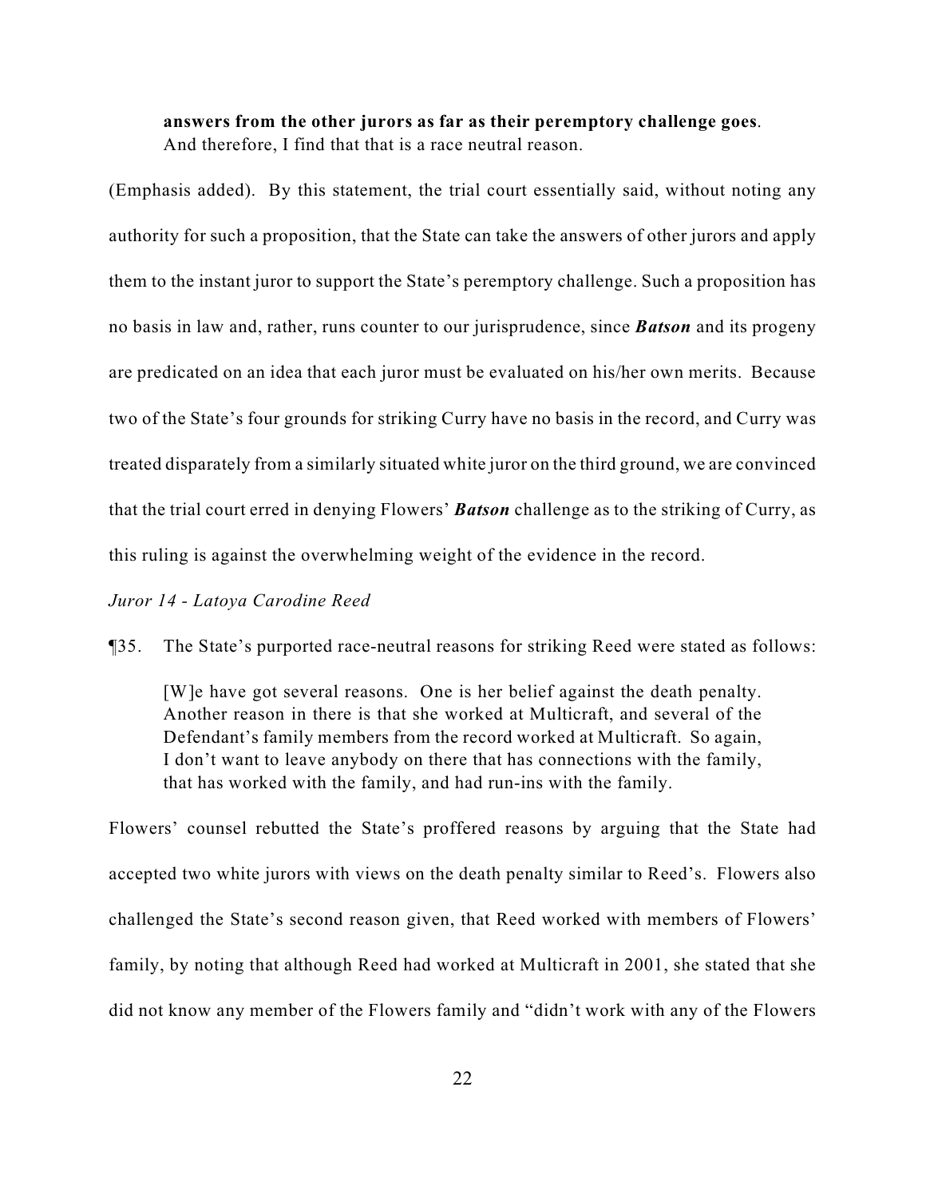> **answers from the other jurors as far as their peremptory challenge goes**. And therefore, I find that that is a race neutral reason.

(Emphasis added). By this statement, the trial court essentially said, without noting any authority for such a proposition, that the State can take the answers of other jurors and apply them to the instant juror to support the State's peremptory challenge. Such a proposition has no basis in law and, rather, runs counter to our jurisprudence, since ***Batson*** and its progeny are predicated on an idea that each juror must be evaluated on his/her own merits. Because two of the State's four grounds for striking Curry have no basis in the record, and Curry was treated disparately from a similarly situated white juror on the third ground, we are convinced that the trial court erred in denying Flowers' ***Batson*** challenge as to the striking of Curry, as this ruling is against the overwhelming weight of the evidence in the record.

*Juror 14 - Latoya Carodine Reed*

¶35. The State's purported race-neutral reasons for striking Reed were stated as follows:

> [W]e have got several reasons. One is her belief against the death penalty. Another reason in there is that she worked at Multicraft, and several of the Defendant's family members from the record worked at Multicraft. So again, I don't want to leave anybody on there that has connections with the family, that has worked with the family, and had run-ins with the family.

Flowers' counsel rebutted the State's proffered reasons by arguing that the State had accepted two white jurors with views on the death penalty similar to Reed's. Flowers also challenged the State's second reason given, that Reed worked with members of Flowers' family, by noting that although Reed had worked at Multicraft in 2001, she stated that she did not know any member of the Flowers family and "didn't work with any of the Flowers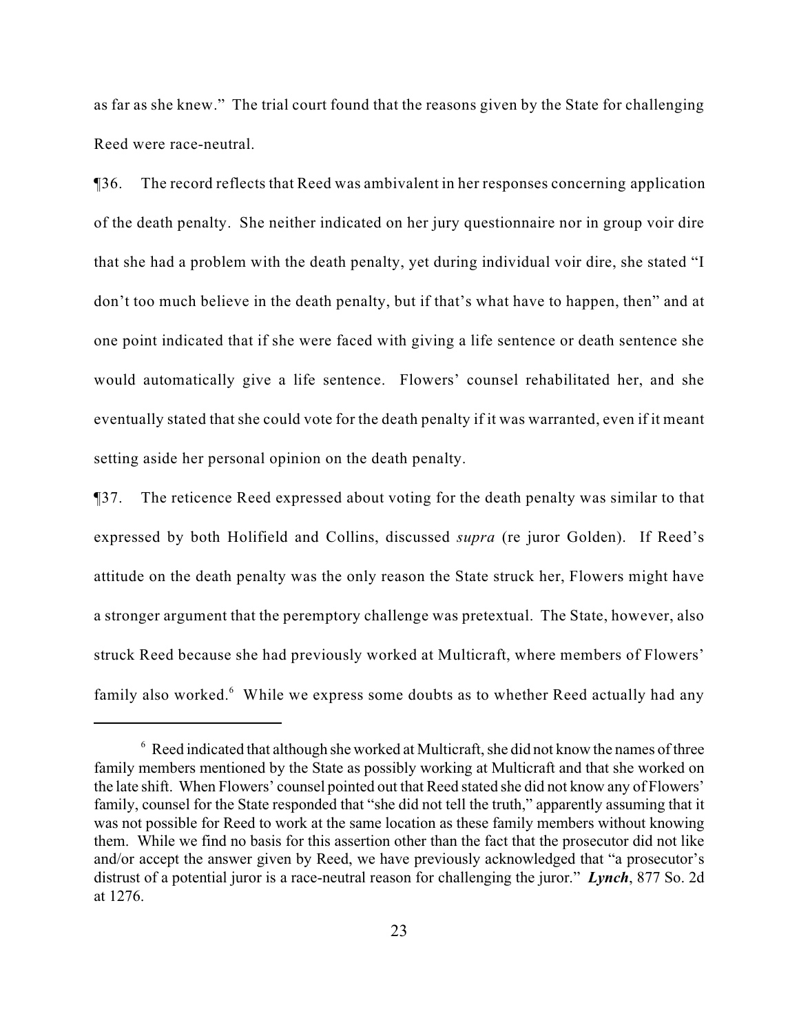as far as she knew." The trial court found that the reasons given by the State for challenging Reed were race-neutral.

¶36. The record reflects that Reed was ambivalent in her responses concerning application of the death penalty. She neither indicated on her jury questionnaire nor in group voir dire that she had a problem with the death penalty, yet during individual voir dire, she stated "I don't too much believe in the death penalty, but if that's what have to happen, then" and at one point indicated that if she were faced with giving a life sentence or death sentence she would automatically give a life sentence. Flowers' counsel rehabilitated her, and she eventually stated that she could vote for the death penalty if it was warranted, even if it meant setting aside her personal opinion on the death penalty.

¶37. The reticence Reed expressed about voting for the death penalty was similar to that expressed by both Holifield and Collins, discussed *supra* (re juror Golden). If Reed's attitude on the death penalty was the only reason the State struck her, Flowers might have a stronger argument that the peremptory challenge was pretextual. The State, however, also struck Reed because she had previously worked at Multicraft, where members of Flowers' family also worked.[6] While we express some doubts as to whether Reed actually had any

---

[6] Reed indicated that although she worked at Multicraft, she did not know the names of three family members mentioned by the State as possibly working at Multicraft and that she worked on the late shift. When Flowers' counsel pointed out that Reed stated she did not know any of Flowers' family, counsel for the State responded that "she did not tell the truth," apparently assuming that it was not possible for Reed to work at the same location as these family members without knowing them. While we find no basis for this assertion other than the fact that the prosecutor did not like and/or accept the answer given by Reed, we have previously acknowledged that "a prosecutor's distrust of a potential juror is a race-neutral reason for challenging the juror." ***Lynch***, 877 So. 2d at 1276.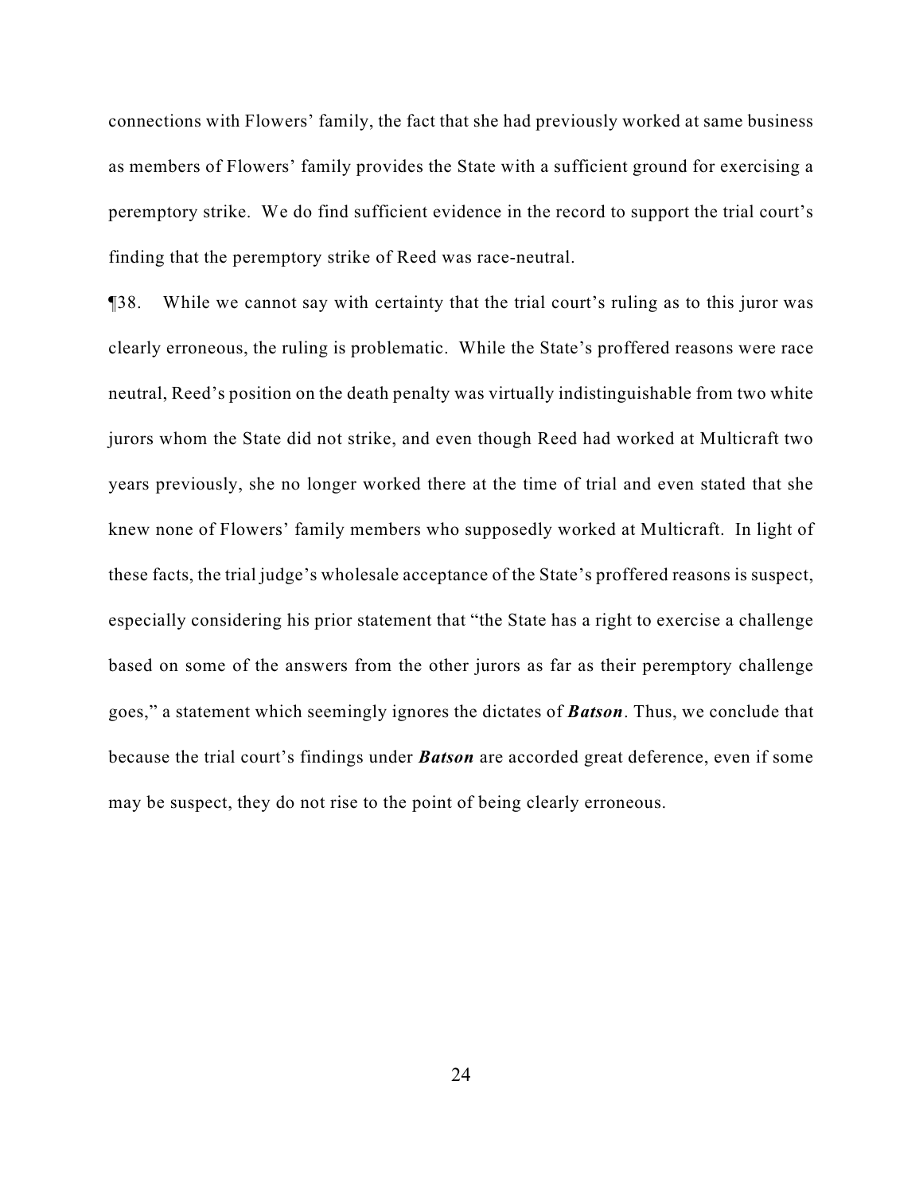connections with Flowers' family, the fact that she had previously worked at same business as members of Flowers' family provides the State with a sufficient ground for exercising a peremptory strike. We do find sufficient evidence in the record to support the trial court's finding that the peremptory strike of Reed was race-neutral.

¶38. While we cannot say with certainty that the trial court's ruling as to this juror was clearly erroneous, the ruling is problematic. While the State's proffered reasons were race neutral, Reed's position on the death penalty was virtually indistinguishable from two white jurors whom the State did not strike, and even though Reed had worked at Multicraft two years previously, she no longer worked there at the time of trial and even stated that she knew none of Flowers' family members who supposedly worked at Multicraft. In light of these facts, the trial judge's wholesale acceptance of the State's proffered reasons is suspect, especially considering his prior statement that "the State has a right to exercise a challenge based on some of the answers from the other jurors as far as their peremptory challenge goes," a statement which seemingly ignores the dictates of ***Batson***. Thus, we conclude that because the trial court's findings under ***Batson*** are accorded great deference, even if some may be suspect, they do not rise to the point of being clearly erroneous.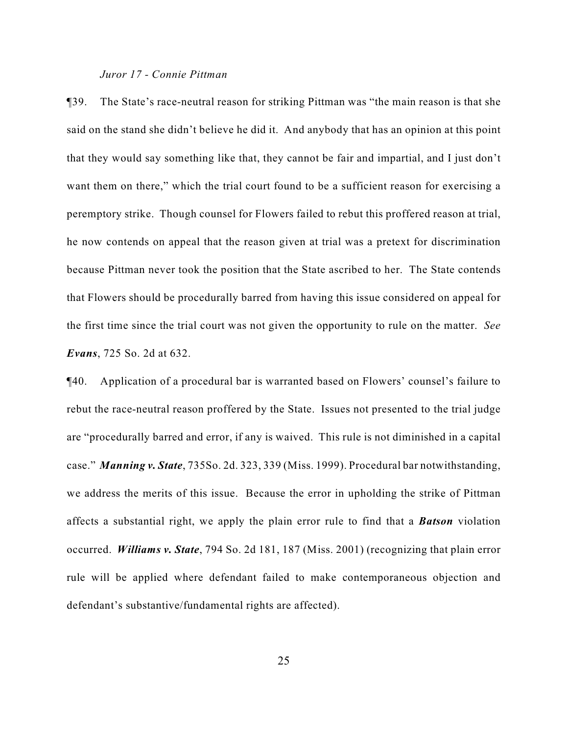*Juror 17 - Connie Pittman*

¶39. The State's race-neutral reason for striking Pittman was "the main reason is that she said on the stand she didn't believe he did it. And anybody that has an opinion at this point that they would say something like that, they cannot be fair and impartial, and I just don't want them on there," which the trial court found to be a sufficient reason for exercising a peremptory strike. Though counsel for Flowers failed to rebut this proffered reason at trial, he now contends on appeal that the reason given at trial was a pretext for discrimination because Pittman never took the position that the State ascribed to her. The State contends that Flowers should be procedurally barred from having this issue considered on appeal for the first time since the trial court was not given the opportunity to rule on the matter. *See* ***Evans***, 725 So. 2d at 632.

¶40. Application of a procedural bar is warranted based on Flowers' counsel's failure to rebut the race-neutral reason proffered by the State. Issues not presented to the trial judge are "procedurally barred and error, if any is waived. This rule is not diminished in a capital case." ***Manning v. State***, 735So. 2d. 323, 339 (Miss. 1999). Procedural bar notwithstanding, we address the merits of this issue. Because the error in upholding the strike of Pittman affects a substantial right, we apply the plain error rule to find that a ***Batson*** violation occurred. ***Williams v. State***, 794 So. 2d 181, 187 (Miss. 2001) (recognizing that plain error rule will be applied where defendant failed to make contemporaneous objection and defendant's substantive/fundamental rights are affected).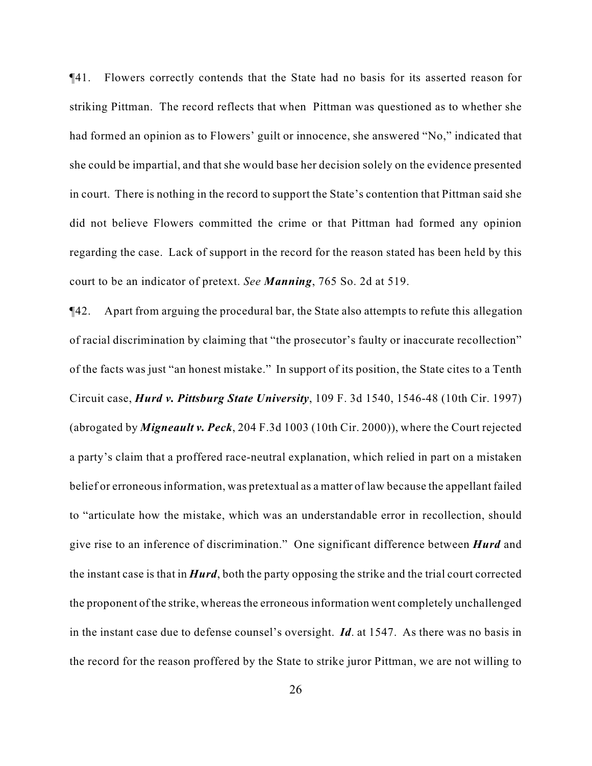¶41. Flowers correctly contends that the State had no basis for its asserted reason for striking Pittman. The record reflects that when Pittman was questioned as to whether she had formed an opinion as to Flowers' guilt or innocence, she answered "No," indicated that she could be impartial, and that she would base her decision solely on the evidence presented in court. There is nothing in the record to support the State's contention that Pittman said she did not believe Flowers committed the crime or that Pittman had formed any opinion regarding the case. Lack of support in the record for the reason stated has been held by this court to be an indicator of pretext. *See* ***Manning***, 765 So. 2d at 519.

¶42. Apart from arguing the procedural bar, the State also attempts to refute this allegation of racial discrimination by claiming that "the prosecutor's faulty or inaccurate recollection" of the facts was just "an honest mistake." In support of its position, the State cites to a Tenth Circuit case, ***Hurd v. Pittsburg State University***, 109 F. 3d 1540, 1546-48 (10th Cir. 1997) (abrogated by ***Migneault v. Peck***, 204 F.3d 1003 (10th Cir. 2000)), where the Court rejected a party's claim that a proffered race-neutral explanation, which relied in part on a mistaken belief or erroneous information, was pretextual as a matter of law because the appellant failed to "articulate how the mistake, which was an understandable error in recollection, should give rise to an inference of discrimination." One significant difference between ***Hurd*** and the instant case is that in ***Hurd***, both the party opposing the strike and the trial court corrected the proponent of the strike, whereas the erroneous information went completely unchallenged in the instant case due to defense counsel's oversight. ***Id***. at 1547. As there was no basis in the record for the reason proffered by the State to strike juror Pittman, we are not willing to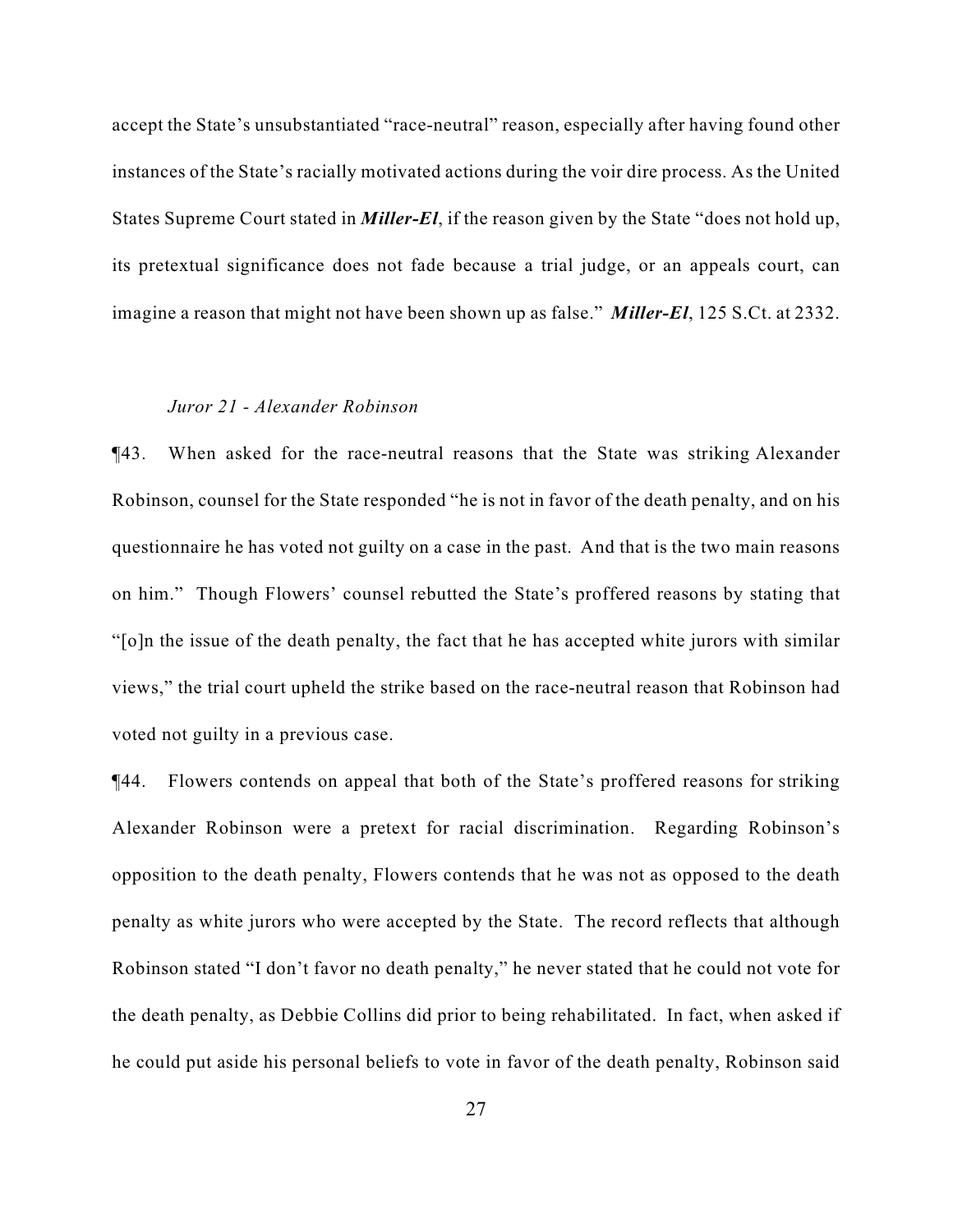accept the State's unsubstantiated "race-neutral" reason, especially after having found other instances of the State's racially motivated actions during the voir dire process. As the United States Supreme Court stated in ***Miller-El***, if the reason given by the State "does not hold up, its pretextual significance does not fade because a trial judge, or an appeals court, can imagine a reason that might not have been shown up as false." ***Miller-El***, 125 S.Ct. at 2332.

*Juror 21 - Alexander Robinson*

¶43. When asked for the race-neutral reasons that the State was striking Alexander Robinson, counsel for the State responded "he is not in favor of the death penalty, and on his questionnaire he has voted not guilty on a case in the past. And that is the two main reasons on him." Though Flowers' counsel rebutted the State's proffered reasons by stating that "[o]n the issue of the death penalty, the fact that he has accepted white jurors with similar views," the trial court upheld the strike based on the race-neutral reason that Robinson had voted not guilty in a previous case.

¶44. Flowers contends on appeal that both of the State's proffered reasons for striking Alexander Robinson were a pretext for racial discrimination. Regarding Robinson's opposition to the death penalty, Flowers contends that he was not as opposed to the death penalty as white jurors who were accepted by the State. The record reflects that although Robinson stated "I don't favor no death penalty," he never stated that he could not vote for the death penalty, as Debbie Collins did prior to being rehabilitated. In fact, when asked if he could put aside his personal beliefs to vote in favor of the death penalty, Robinson said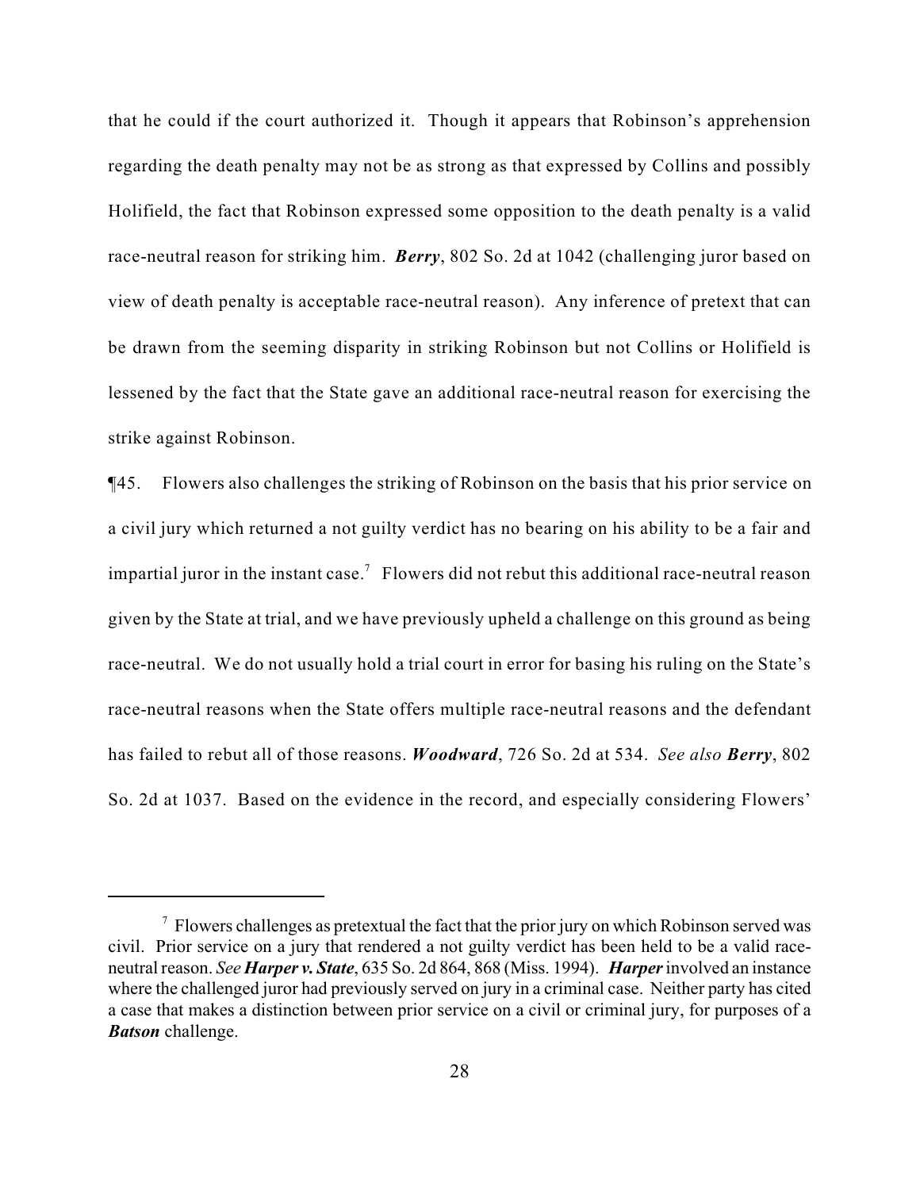that he could if the court authorized it. Though it appears that Robinson's apprehension regarding the death penalty may not be as strong as that expressed by Collins and possibly Holifield, the fact that Robinson expressed some opposition to the death penalty is a valid race-neutral reason for striking him. ***Berry***, 802 So. 2d at 1042 (challenging juror based on view of death penalty is acceptable race-neutral reason). Any inference of pretext that can be drawn from the seeming disparity in striking Robinson but not Collins or Holifield is lessened by the fact that the State gave an additional race-neutral reason for exercising the strike against Robinson.

¶45. Flowers also challenges the striking of Robinson on the basis that his prior service on a civil jury which returned a not guilty verdict has no bearing on his ability to be a fair and impartial juror in the instant case.[7] Flowers did not rebut this additional race-neutral reason given by the State at trial, and we have previously upheld a challenge on this ground as being race-neutral. We do not usually hold a trial court in error for basing his ruling on the State's race-neutral reasons when the State offers multiple race-neutral reasons and the defendant has failed to rebut all of those reasons. ***Woodward***, 726 So. 2d at 534. *See also* ***Berry***, 802 So. 2d at 1037. Based on the evidence in the record, and especially considering Flowers'

---

[7] Flowers challenges as pretextual the fact that the prior jury on which Robinson served was civil. Prior service on a jury that rendered a not guilty verdict has been held to be a valid race-neutral reason. *See* ***Harper v. State***, 635 So. 2d 864, 868 (Miss. 1994). ***Harper*** involved an instance where the challenged juror had previously served on jury in a criminal case. Neither party has cited a case that makes a distinction between prior service on a civil or criminal jury, for purposes of a ***Batson*** challenge.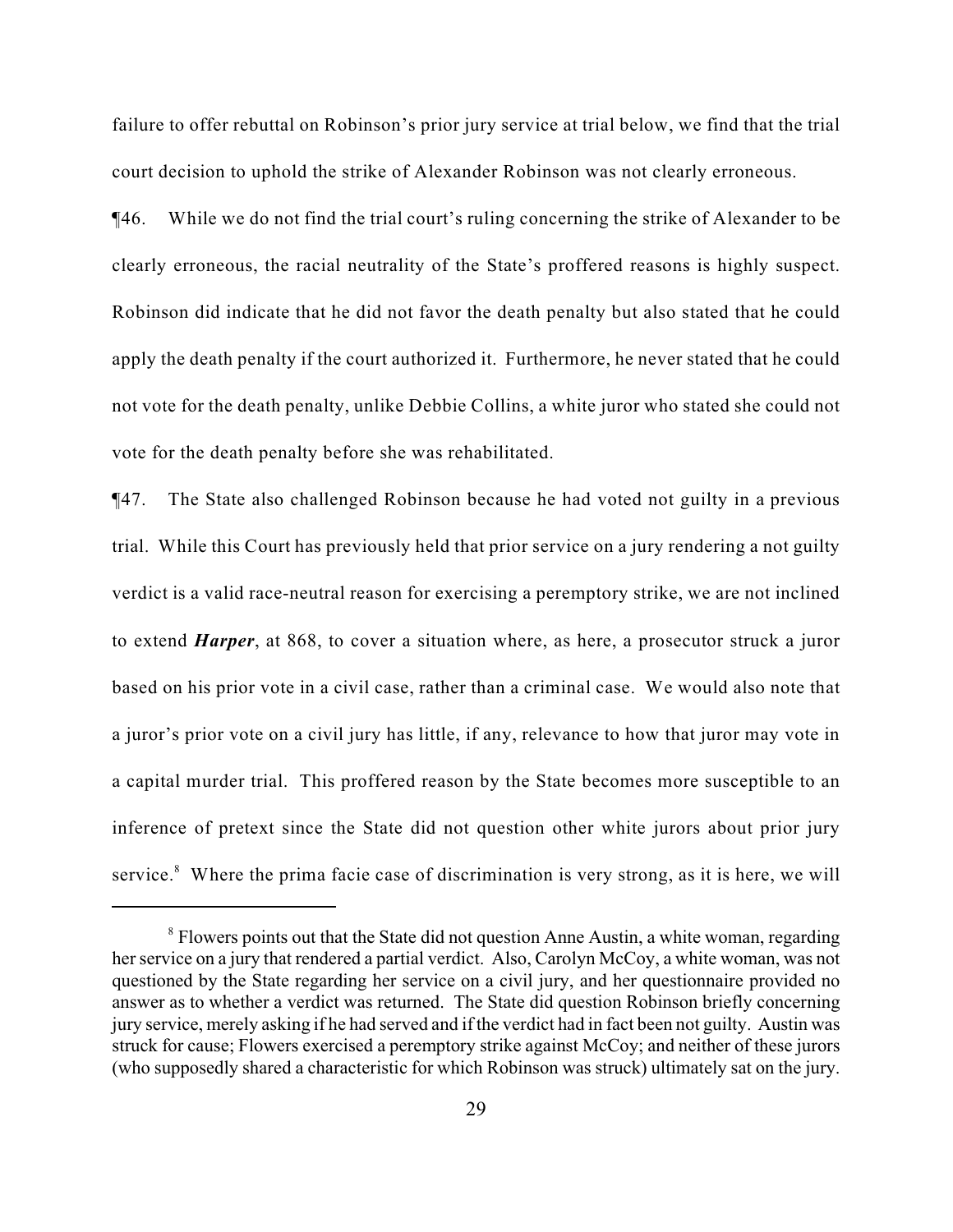failure to offer rebuttal on Robinson's prior jury service at trial below, we find that the trial court decision to uphold the strike of Alexander Robinson was not clearly erroneous.

¶46. While we do not find the trial court's ruling concerning the strike of Alexander to be clearly erroneous, the racial neutrality of the State's proffered reasons is highly suspect. Robinson did indicate that he did not favor the death penalty but also stated that he could apply the death penalty if the court authorized it. Furthermore, he never stated that he could not vote for the death penalty, unlike Debbie Collins, a white juror who stated she could not vote for the death penalty before she was rehabilitated.

¶47. The State also challenged Robinson because he had voted not guilty in a previous trial. While this Court has previously held that prior service on a jury rendering a not guilty verdict is a valid race-neutral reason for exercising a peremptory strike, we are not inclined to extend ***Harper***, at 868, to cover a situation where, as here, a prosecutor struck a juror based on his prior vote in a civil case, rather than a criminal case. We would also note that a juror's prior vote on a civil jury has little, if any, relevance to how that juror may vote in a capital murder trial. This proffered reason by the State becomes more susceptible to an inference of pretext since the State did not question other white jurors about prior jury service.[8] Where the prima facie case of discrimination is very strong, as it is here, we will

---

[8] Flowers points out that the State did not question Anne Austin, a white woman, regarding her service on a jury that rendered a partial verdict. Also, Carolyn McCoy, a white woman, was not questioned by the State regarding her service on a civil jury, and her questionnaire provided no answer as to whether a verdict was returned. The State did question Robinson briefly concerning jury service, merely asking if he had served and if the verdict had in fact been not guilty. Austin was struck for cause; Flowers exercised a peremptory strike against McCoy; and neither of these jurors (who supposedly shared a characteristic for which Robinson was struck) ultimately sat on the jury.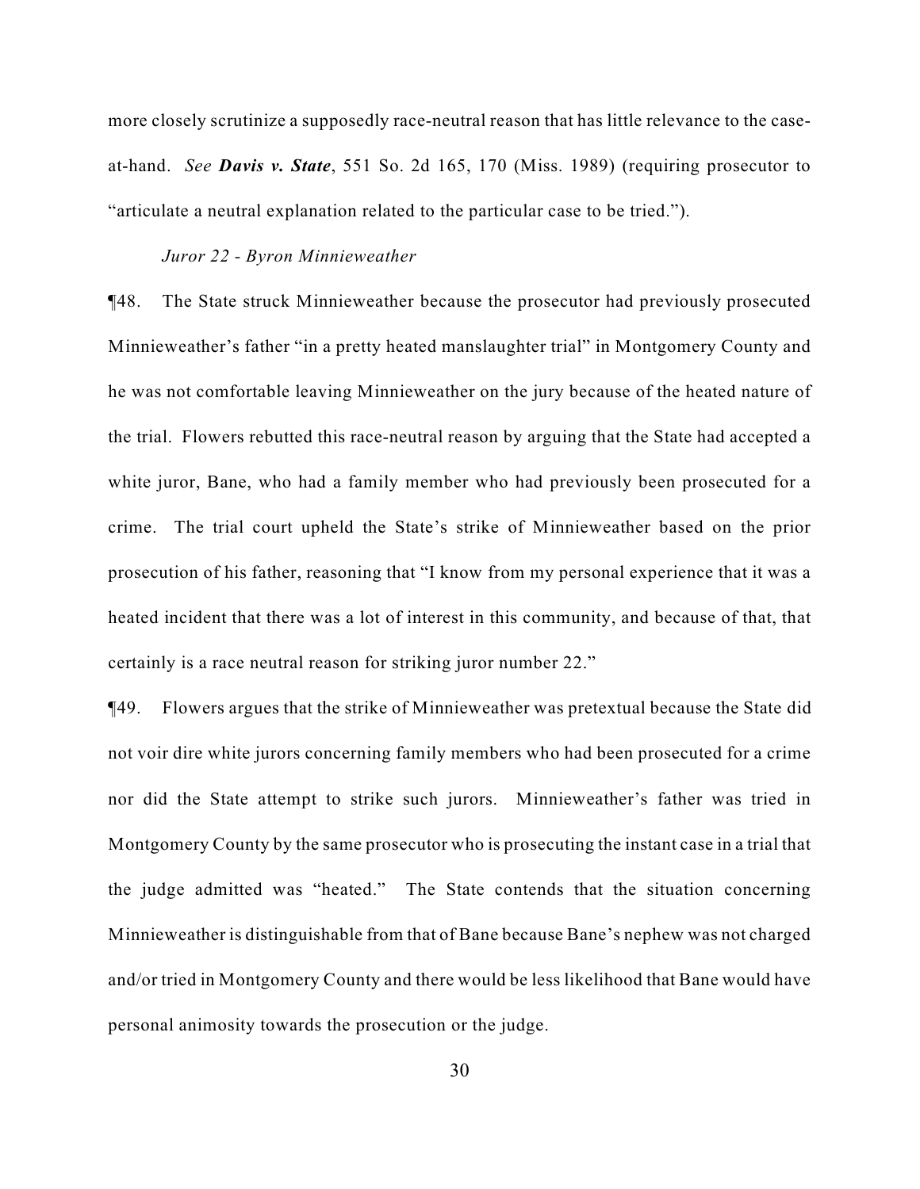more closely scrutinize a supposedly race-neutral reason that has little relevance to the case-at-hand. *See* ***Davis v. State***, 551 So. 2d 165, 170 (Miss. 1989) (requiring prosecutor to "articulate a neutral explanation related to the particular case to be tried.").

*Juror 22 - Byron Minnieweather*

¶48. The State struck Minnieweather because the prosecutor had previously prosecuted Minnieweather's father "in a pretty heated manslaughter trial" in Montgomery County and he was not comfortable leaving Minnieweather on the jury because of the heated nature of the trial. Flowers rebutted this race-neutral reason by arguing that the State had accepted a white juror, Bane, who had a family member who had previously been prosecuted for a crime. The trial court upheld the State's strike of Minnieweather based on the prior prosecution of his father, reasoning that "I know from my personal experience that it was a heated incident that there was a lot of interest in this community, and because of that, that certainly is a race neutral reason for striking juror number 22."

¶49. Flowers argues that the strike of Minnieweather was pretextual because the State did not voir dire white jurors concerning family members who had been prosecuted for a crime nor did the State attempt to strike such jurors. Minnieweather's father was tried in Montgomery County by the same prosecutor who is prosecuting the instant case in a trial that the judge admitted was "heated." The State contends that the situation concerning Minnieweather is distinguishable from that of Bane because Bane's nephew was not charged and/or tried in Montgomery County and there would be less likelihood that Bane would have personal animosity towards the prosecution or the judge.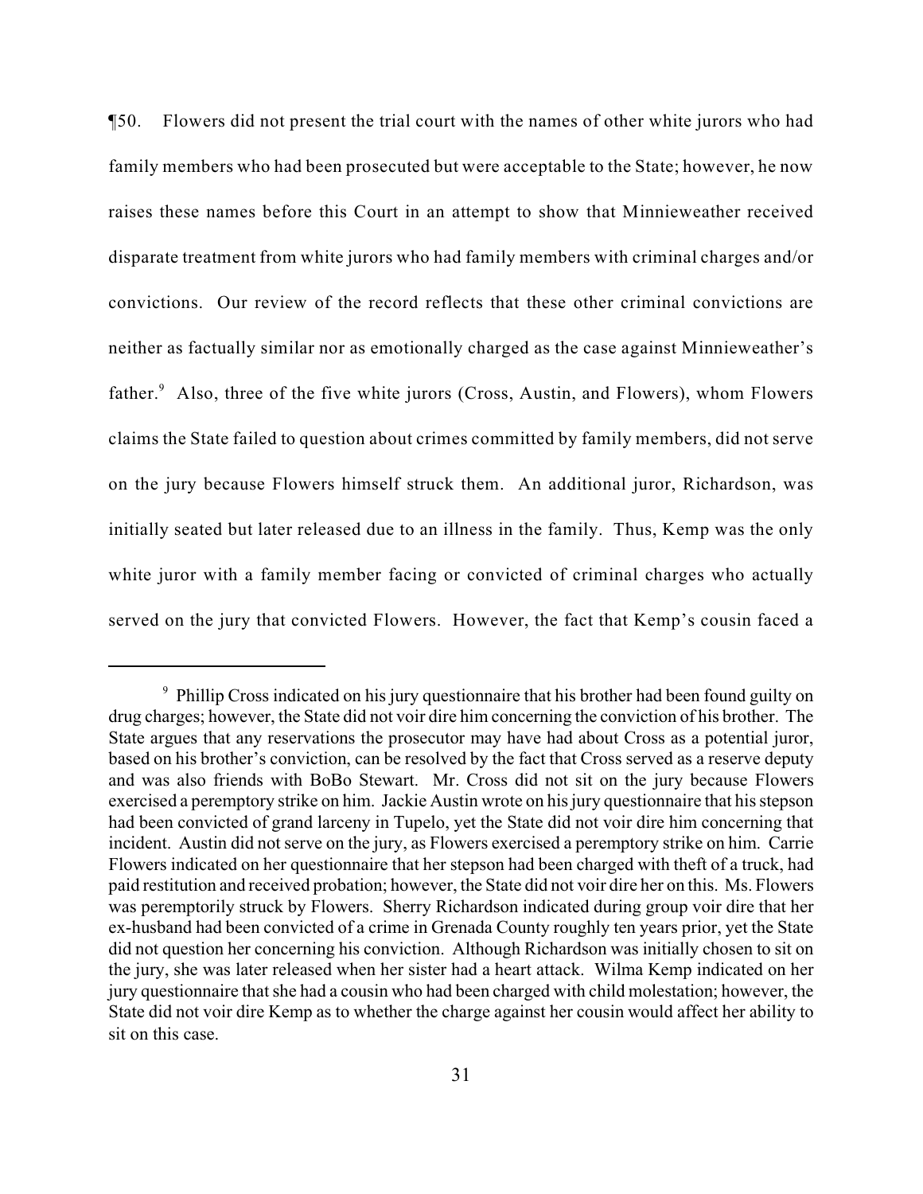¶50. Flowers did not present the trial court with the names of other white jurors who had family members who had been prosecuted but were acceptable to the State; however, he now raises these names before this Court in an attempt to show that Minnieweather received disparate treatment from white jurors who had family members with criminal charges and/or convictions. Our review of the record reflects that these other criminal convictions are neither as factually similar nor as emotionally charged as the case against Minnieweather's father.[9] Also, three of the five white jurors (Cross, Austin, and Flowers), whom Flowers claims the State failed to question about crimes committed by family members, did not serve on the jury because Flowers himself struck them. An additional juror, Richardson, was initially seated but later released due to an illness in the family. Thus, Kemp was the only white juror with a family member facing or convicted of criminal charges who actually served on the jury that convicted Flowers. However, the fact that Kemp's cousin faced a

---

[9] Phillip Cross indicated on his jury questionnaire that his brother had been found guilty on drug charges; however, the State did not voir dire him concerning the conviction of his brother. The State argues that any reservations the prosecutor may have had about Cross as a potential juror, based on his brother's conviction, can be resolved by the fact that Cross served as a reserve deputy and was also friends with BoBo Stewart. Mr. Cross did not sit on the jury because Flowers exercised a peremptory strike on him. Jackie Austin wrote on his jury questionnaire that his stepson had been convicted of grand larceny in Tupelo, yet the State did not voir dire him concerning that incident. Austin did not serve on the jury, as Flowers exercised a peremptory strike on him. Carrie Flowers indicated on her questionnaire that her stepson had been charged with theft of a truck, had paid restitution and received probation; however, the State did not voir dire her on this. Ms. Flowers was peremptorily struck by Flowers. Sherry Richardson indicated during group voir dire that her ex-husband had been convicted of a crime in Grenada County roughly ten years prior, yet the State did not question her concerning his conviction. Although Richardson was initially chosen to sit on the jury, she was later released when her sister had a heart attack. Wilma Kemp indicated on her jury questionnaire that she had a cousin who had been charged with child molestation; however, the State did not voir dire Kemp as to whether the charge against her cousin would affect her ability to sit on this case.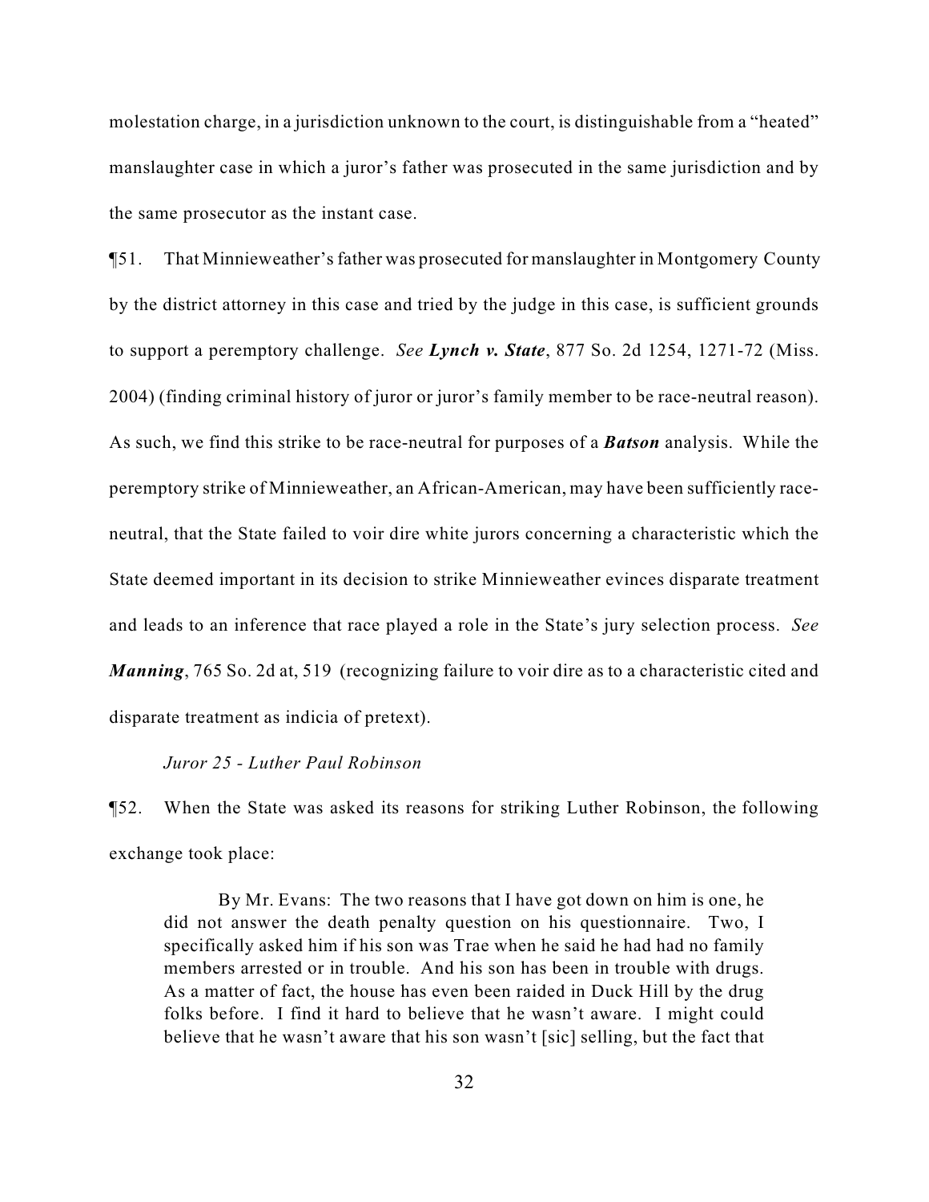molestation charge, in a jurisdiction unknown to the court, is distinguishable from a "heated" manslaughter case in which a juror's father was prosecuted in the same jurisdiction and by the same prosecutor as the instant case.

¶51. That Minnieweather's father was prosecuted for manslaughter in Montgomery County by the district attorney in this case and tried by the judge in this case, is sufficient grounds to support a peremptory challenge. *See* ***Lynch v. State***, 877 So. 2d 1254, 1271-72 (Miss. 2004) (finding criminal history of juror or juror's family member to be race-neutral reason). As such, we find this strike to be race-neutral for purposes of a ***Batson*** analysis. While the peremptory strike of Minnieweather, an African-American, may have been sufficiently race-neutral, that the State failed to voir dire white jurors concerning a characteristic which the State deemed important in its decision to strike Minnieweather evinces disparate treatment and leads to an inference that race played a role in the State's jury selection process. *See* ***Manning***, 765 So. 2d at, 519 (recognizing failure to voir dire as to a characteristic cited and disparate treatment as indicia of pretext).

*Juror 25 - Luther Paul Robinson*

¶52. When the State was asked its reasons for striking Luther Robinson, the following exchange took place:

> By Mr. Evans: The two reasons that I have got down on him is one, he did not answer the death penalty question on his questionnaire. Two, I specifically asked him if his son was Trae when he said he had had no family members arrested or in trouble. And his son has been in trouble with drugs. As a matter of fact, the house has even been raided in Duck Hill by the drug folks before. I find it hard to believe that he wasn't aware. I might could believe that he wasn't aware that his son wasn't [sic] selling, but the fact that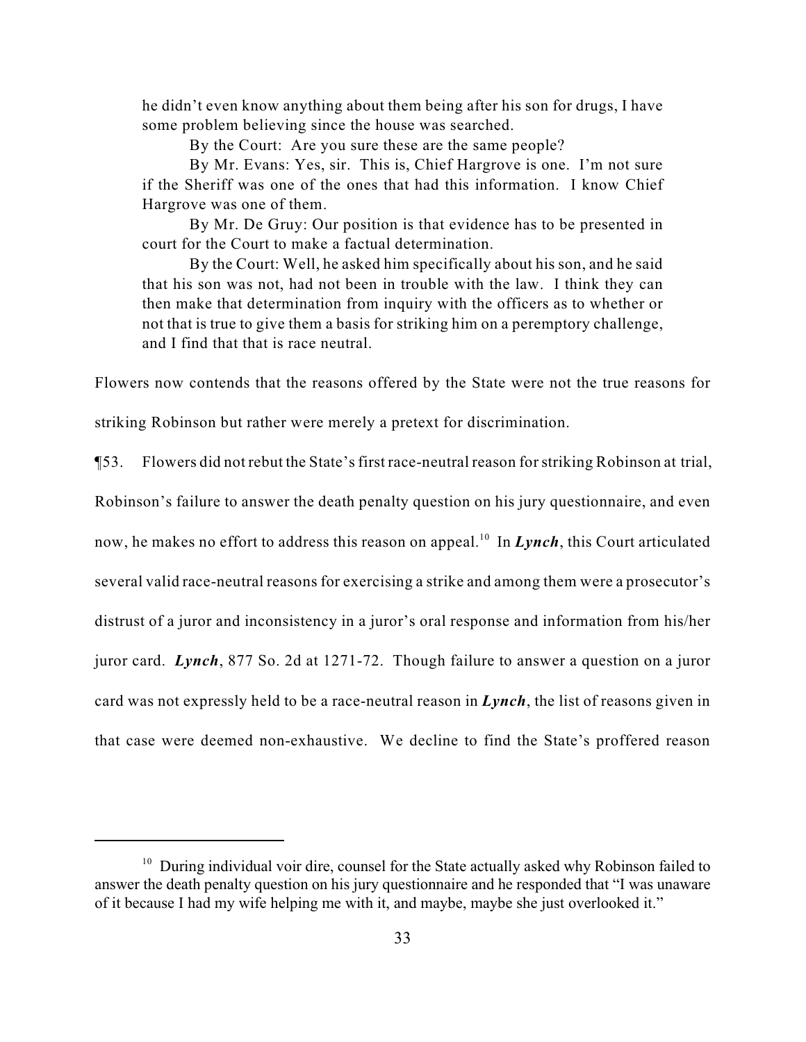he didn't even know anything about them being after his son for drugs, I have some problem believing since the house was searched.

By the Court: Are you sure these are the same people?

By Mr. Evans: Yes, sir. This is, Chief Hargrove is one. I'm not sure if the Sheriff was one of the ones that had this information. I know Chief Hargrove was one of them.

By Mr. De Gruy: Our position is that evidence has to be presented in court for the Court to make a factual determination.

By the Court: Well, he asked him specifically about his son, and he said that his son was not, had not been in trouble with the law. I think they can then make that determination from inquiry with the officers as to whether or not that is true to give them a basis for striking him on a peremptory challenge, and I find that that is race neutral.

Flowers now contends that the reasons offered by the State were not the true reasons for striking Robinson but rather were merely a pretext for discrimination.

¶53. Flowers did not rebut the State's first race-neutral reason for striking Robinson at trial, Robinson's failure to answer the death penalty question on his jury questionnaire, and even now, he makes no effort to address this reason on appeal.[10] In ***Lynch***, this Court articulated several valid race-neutral reasons for exercising a strike and among them were a prosecutor's distrust of a juror and inconsistency in a juror's oral response and information from his/her juror card. ***Lynch***, 877 So. 2d at 1271-72. Though failure to answer a question on a juror card was not expressly held to be a race-neutral reason in ***Lynch***, the list of reasons given in that case were deemed non-exhaustive. We decline to find the State's proffered reason

[10] During individual voir dire, counsel for the State actually asked why Robinson failed to answer the death penalty question on his jury questionnaire and he responded that "I was unaware of it because I had my wife helping me with it, and maybe, maybe she just overlooked it."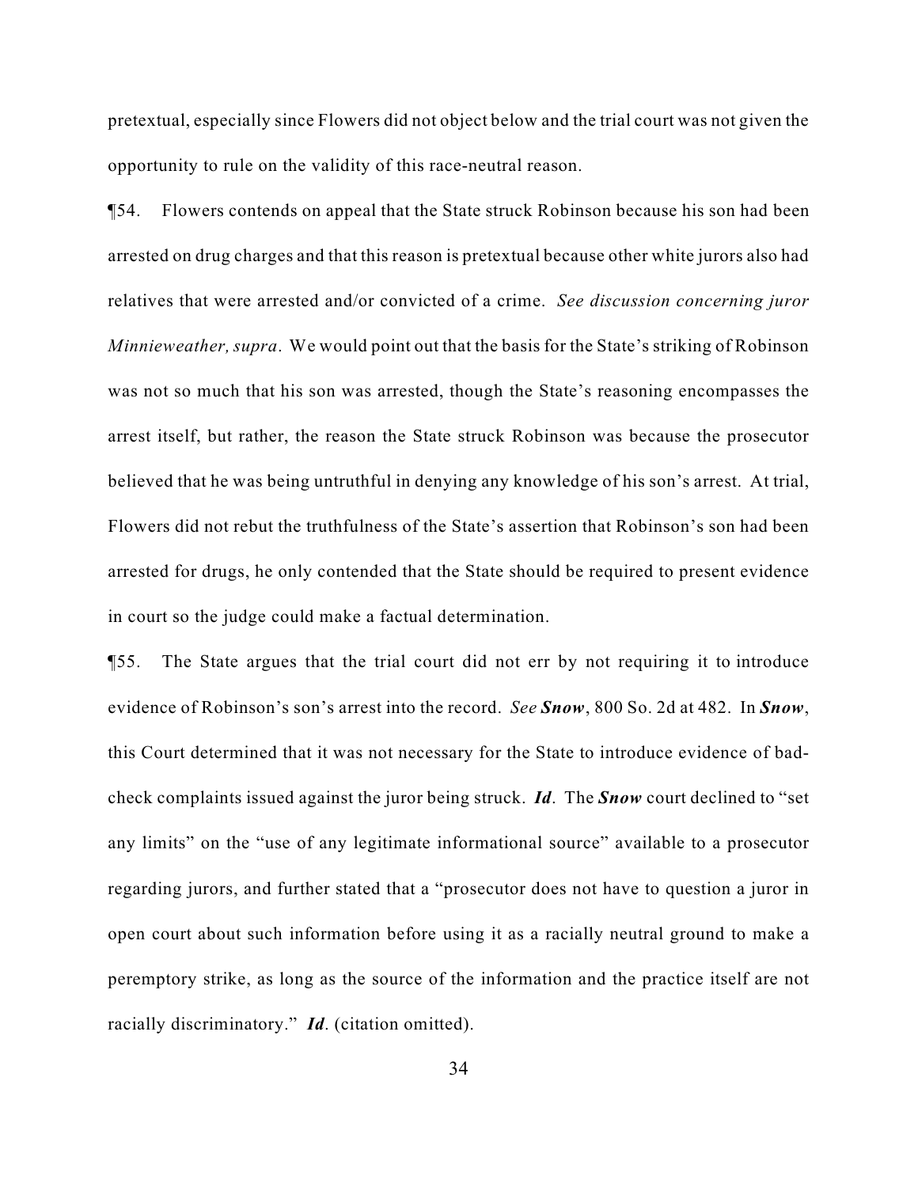pretextual, especially since Flowers did not object below and the trial court was not given the opportunity to rule on the validity of this race-neutral reason.

¶54. Flowers contends on appeal that the State struck Robinson because his son had been arrested on drug charges and that this reason is pretextual because other white jurors also had relatives that were arrested and/or convicted of a crime. *See discussion concerning juror Minnieweather, supra*. We would point out that the basis for the State's striking of Robinson was not so much that his son was arrested, though the State's reasoning encompasses the arrest itself, but rather, the reason the State struck Robinson was because the prosecutor believed that he was being untruthful in denying any knowledge of his son's arrest. At trial, Flowers did not rebut the truthfulness of the State's assertion that Robinson's son had been arrested for drugs, he only contended that the State should be required to present evidence in court so the judge could make a factual determination.

¶55. The State argues that the trial court did not err by not requiring it to introduce evidence of Robinson's son's arrest into the record. *See* ***Snow***, 800 So. 2d at 482. In ***Snow***, this Court determined that it was not necessary for the State to introduce evidence of bad-check complaints issued against the juror being struck. ***Id***. The ***Snow*** court declined to "set any limits" on the "use of any legitimate informational source" available to a prosecutor regarding jurors, and further stated that a "prosecutor does not have to question a juror in open court about such information before using it as a racially neutral ground to make a peremptory strike, as long as the source of the information and the practice itself are not racially discriminatory." ***Id***. (citation omitted).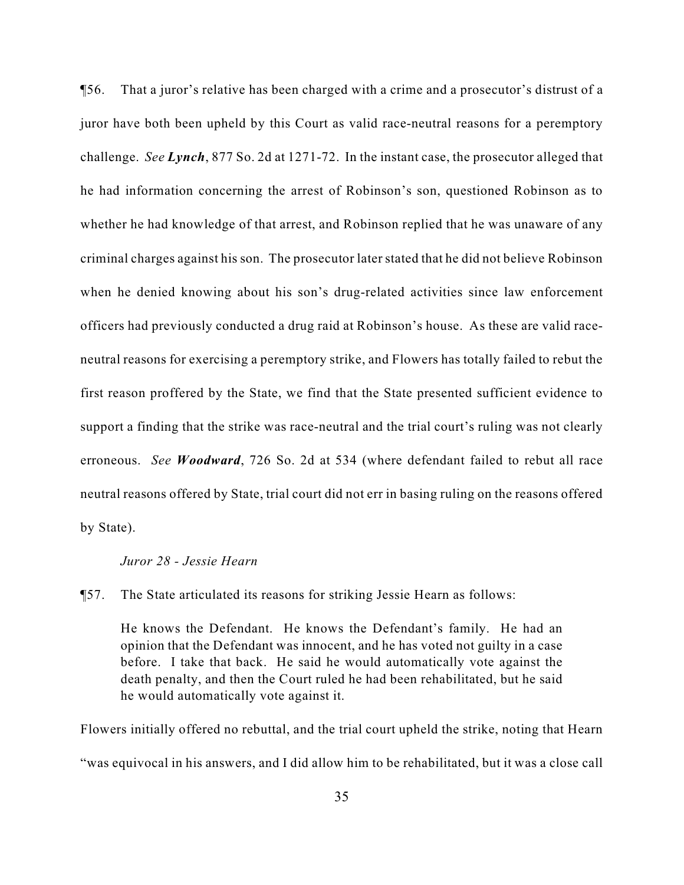¶56. That a juror's relative has been charged with a crime and a prosecutor's distrust of a juror have both been upheld by this Court as valid race-neutral reasons for a peremptory challenge. *See **Lynch***, 877 So. 2d at 1271-72. In the instant case, the prosecutor alleged that he had information concerning the arrest of Robinson's son, questioned Robinson as to whether he had knowledge of that arrest, and Robinson replied that he was unaware of any criminal charges against his son. The prosecutor later stated that he did not believe Robinson when he denied knowing about his son's drug-related activities since law enforcement officers had previously conducted a drug raid at Robinson's house. As these are valid race-neutral reasons for exercising a peremptory strike, and Flowers has totally failed to rebut the first reason proffered by the State, we find that the State presented sufficient evidence to support a finding that the strike was race-neutral and the trial court's ruling was not clearly erroneous. *See **Woodward***, 726 So. 2d at 534 (where defendant failed to rebut all race neutral reasons offered by State, trial court did not err in basing ruling on the reasons offered by State).

*Juror 28 - Jessie Hearn*

¶57. The State articulated its reasons for striking Jessie Hearn as follows:

> He knows the Defendant. He knows the Defendant's family. He had an opinion that the Defendant was innocent, and he has voted not guilty in a case before. I take that back. He said he would automatically vote against the death penalty, and then the Court ruled he had been rehabilitated, but he said he would automatically vote against it.

Flowers initially offered no rebuttal, and the trial court upheld the strike, noting that Hearn "was equivocal in his answers, and I did allow him to be rehabilitated, but it was a close call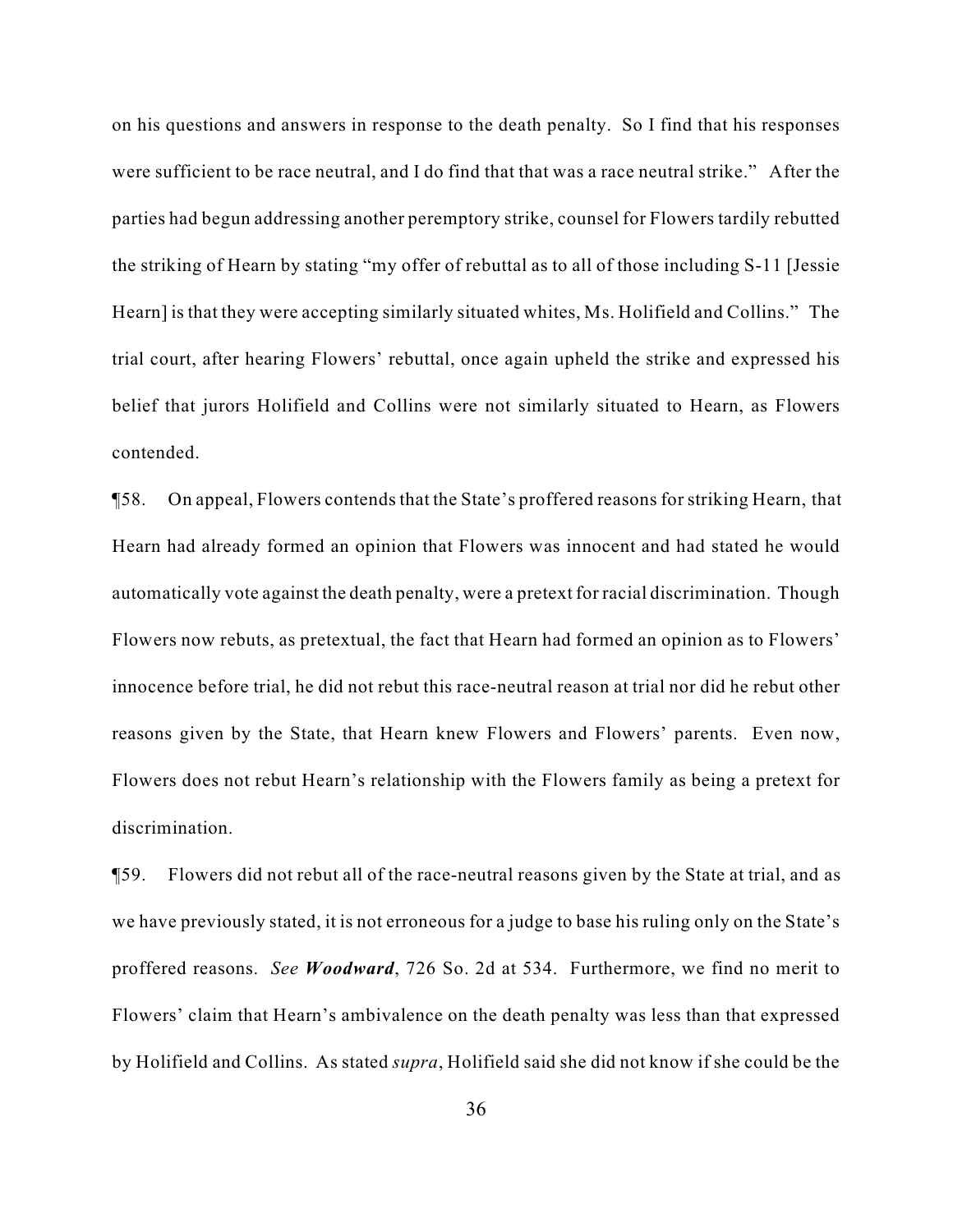on his questions and answers in response to the death penalty. So I find that his responses were sufficient to be race neutral, and I do find that that was a race neutral strike." After the parties had begun addressing another peremptory strike, counsel for Flowers tardily rebutted the striking of Hearn by stating "my offer of rebuttal as to all of those including S-11 [Jessie Hearn] is that they were accepting similarly situated whites, Ms. Holifield and Collins." The trial court, after hearing Flowers' rebuttal, once again upheld the strike and expressed his belief that jurors Holifield and Collins were not similarly situated to Hearn, as Flowers contended.

¶58. On appeal, Flowers contends that the State's proffered reasons for striking Hearn, that Hearn had already formed an opinion that Flowers was innocent and had stated he would automatically vote against the death penalty, were a pretext for racial discrimination. Though Flowers now rebuts, as pretextual, the fact that Hearn had formed an opinion as to Flowers' innocence before trial, he did not rebut this race-neutral reason at trial nor did he rebut other reasons given by the State, that Hearn knew Flowers and Flowers' parents. Even now, Flowers does not rebut Hearn's relationship with the Flowers family as being a pretext for discrimination.

¶59. Flowers did not rebut all of the race-neutral reasons given by the State at trial, and as we have previously stated, it is not erroneous for a judge to base his ruling only on the State's proffered reasons. *See* ***Woodward***, 726 So. 2d at 534. Furthermore, we find no merit to Flowers' claim that Hearn's ambivalence on the death penalty was less than that expressed by Holifield and Collins. As stated *supra*, Holifield said she did not know if she could be the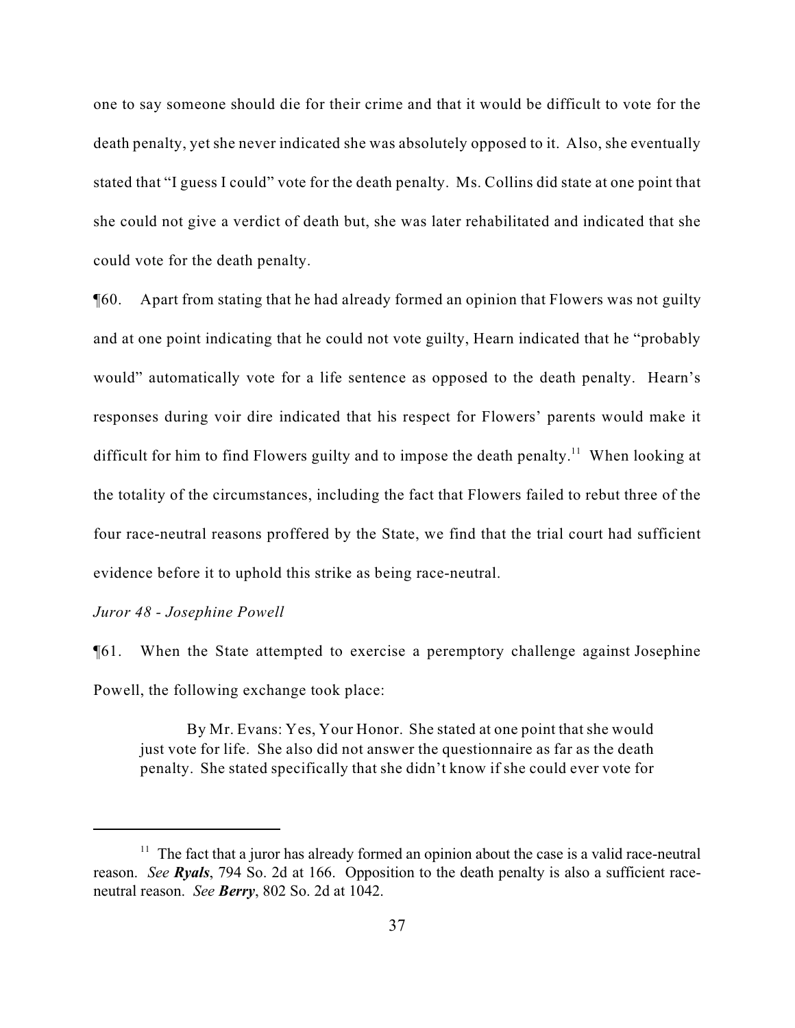one to say someone should die for their crime and that it would be difficult to vote for the death penalty, yet she never indicated she was absolutely opposed to it. Also, she eventually stated that "I guess I could" vote for the death penalty. Ms. Collins did state at one point that she could not give a verdict of death but, she was later rehabilitated and indicated that she could vote for the death penalty.

¶60. Apart from stating that he had already formed an opinion that Flowers was not guilty and at one point indicating that he could not vote guilty, Hearn indicated that he "probably would" automatically vote for a life sentence as opposed to the death penalty. Hearn's responses during voir dire indicated that his respect for Flowers' parents would make it difficult for him to find Flowers guilty and to impose the death penalty.[11] When looking at the totality of the circumstances, including the fact that Flowers failed to rebut three of the four race-neutral reasons proffered by the State, we find that the trial court had sufficient evidence before it to uphold this strike as being race-neutral.

*Juror 48 - Josephine Powell*

¶61. When the State attempted to exercise a peremptory challenge against Josephine Powell, the following exchange took place:

> By Mr. Evans: Yes, Your Honor. She stated at one point that she would just vote for life. She also did not answer the questionnaire as far as the death penalty. She stated specifically that she didn't know if she could ever vote for

---

[11] The fact that a juror has already formed an opinion about the case is a valid race-neutral reason. *See* ***Ryals***, 794 So. 2d at 166. Opposition to the death penalty is also a sufficient race-neutral reason. *See* ***Berry***, 802 So. 2d at 1042.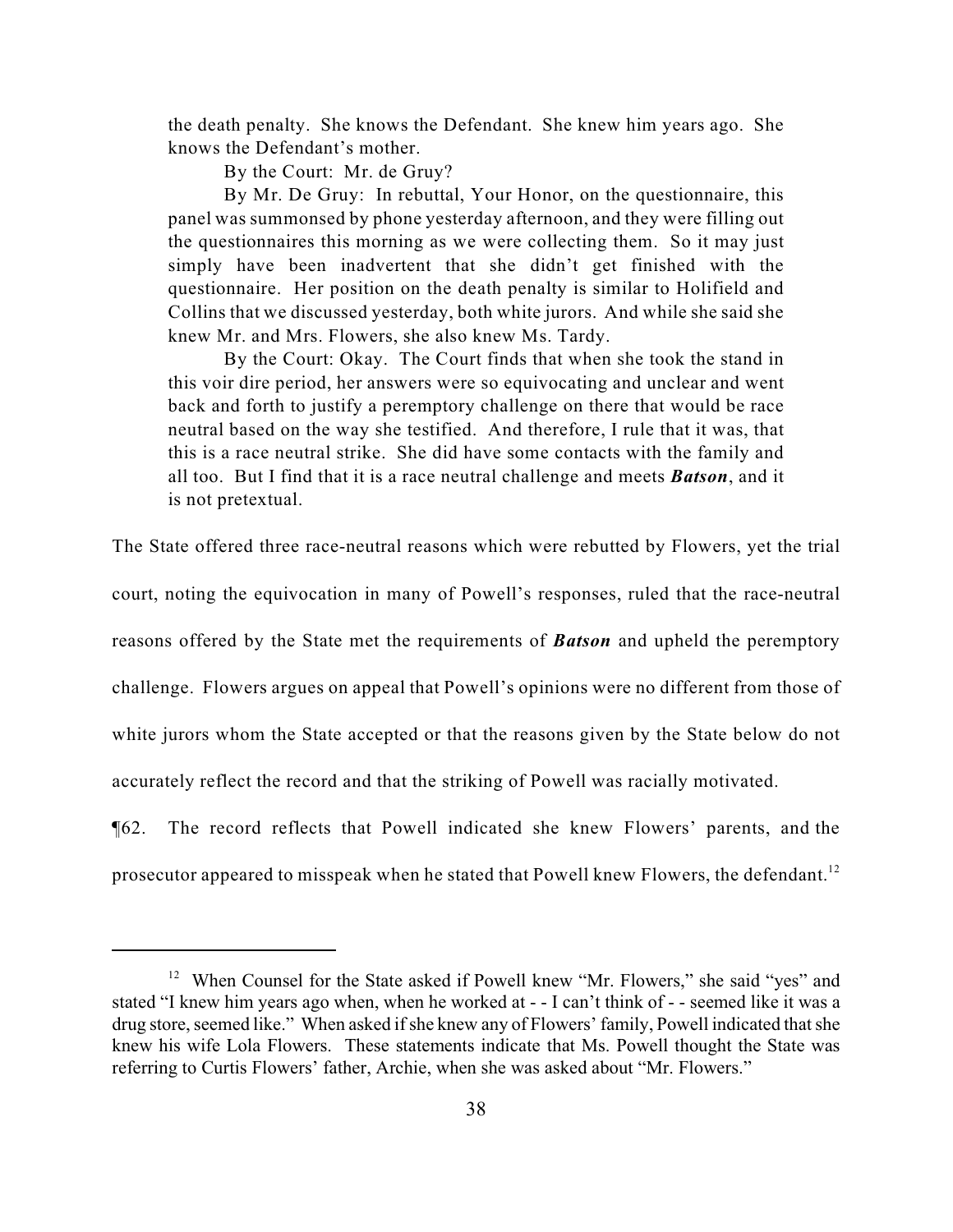the death penalty. She knows the Defendant. She knew him years ago. She knows the Defendant's mother.

By the Court: Mr. de Gruy?

By Mr. De Gruy: In rebuttal, Your Honor, on the questionnaire, this panel was summonsed by phone yesterday afternoon, and they were filling out the questionnaires this morning as we were collecting them. So it may just simply have been inadvertent that she didn't get finished with the questionnaire. Her position on the death penalty is similar to Holifield and Collins that we discussed yesterday, both white jurors. And while she said she knew Mr. and Mrs. Flowers, she also knew Ms. Tardy.

By the Court: Okay. The Court finds that when she took the stand in this voir dire period, her answers were so equivocating and unclear and went back and forth to justify a peremptory challenge on there that would be race neutral based on the way she testified. And therefore, I rule that it was, that this is a race neutral strike. She did have some contacts with the family and all too. But I find that it is a race neutral challenge and meets ***Batson***, and it is not pretextual.

The State offered three race-neutral reasons which were rebutted by Flowers, yet the trial court, noting the equivocation in many of Powell's responses, ruled that the race-neutral reasons offered by the State met the requirements of ***Batson*** and upheld the peremptory challenge. Flowers argues on appeal that Powell's opinions were no different from those of white jurors whom the State accepted or that the reasons given by the State below do not accurately reflect the record and that the striking of Powell was racially motivated.

¶62. The record reflects that Powell indicated she knew Flowers' parents, and the prosecutor appeared to misspeak when he stated that Powell knew Flowers, the defendant.[12]

---

[12] When Counsel for the State asked if Powell knew "Mr. Flowers," she said "yes" and stated "I knew him years ago when, when he worked at - - I can't think of - - seemed like it was a drug store, seemed like." When asked if she knew any of Flowers' family, Powell indicated that she knew his wife Lola Flowers. These statements indicate that Ms. Powell thought the State was referring to Curtis Flowers' father, Archie, when she was asked about "Mr. Flowers."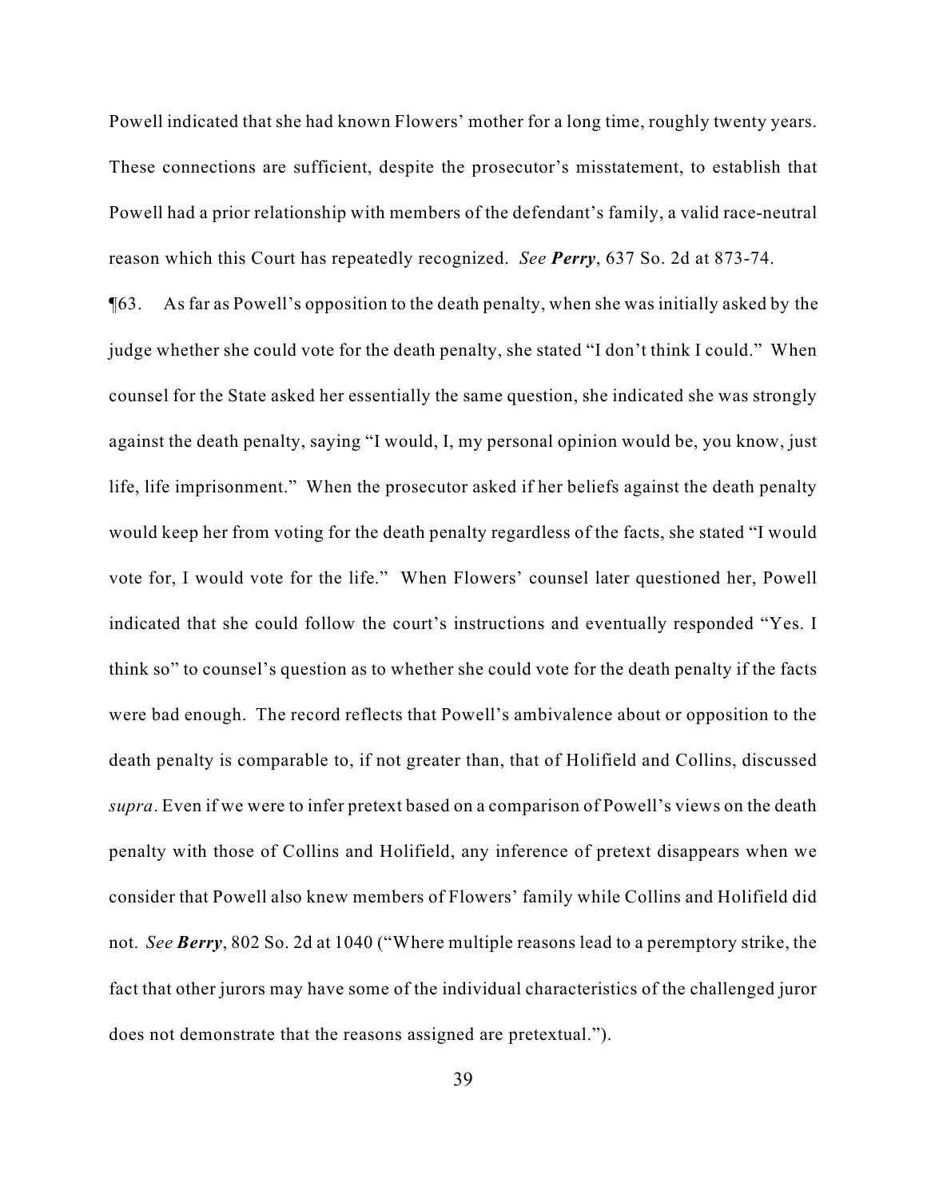Powell indicated that she had known Flowers' mother for a long time, roughly twenty years. These connections are sufficient, despite the prosecutor's misstatement, to establish that Powell had a prior relationship with members of the defendant's family, a valid race-neutral reason which this Court has repeatedly recognized. *See **Perry***, 637 So. 2d at 873-74.

¶63. As far as Powell's opposition to the death penalty, when she was initially asked by the judge whether she could vote for the death penalty, she stated "I don't think I could." When counsel for the State asked her essentially the same question, she indicated she was strongly against the death penalty, saying "I would, I, my personal opinion would be, you know, just life, life imprisonment." When the prosecutor asked if her beliefs against the death penalty would keep her from voting for the death penalty regardless of the facts, she stated "I would vote for, I would vote for the life." When Flowers' counsel later questioned her, Powell indicated that she could follow the court's instructions and eventually responded "Yes. I think so" to counsel's question as to whether she could vote for the death penalty if the facts were bad enough. The record reflects that Powell's ambivalence about or opposition to the death penalty is comparable to, if not greater than, that of Holifield and Collins, discussed *supra*. Even if we were to infer pretext based on a comparison of Powell's views on the death penalty with those of Collins and Holifield, any inference of pretext disappears when we consider that Powell also knew members of Flowers' family while Collins and Holifield did not. *See **Berry***, 802 So. 2d at 1040 ("Where multiple reasons lead to a peremptory strike, the fact that other jurors may have some of the individual characteristics of the challenged juror does not demonstrate that the reasons assigned are pretextual.").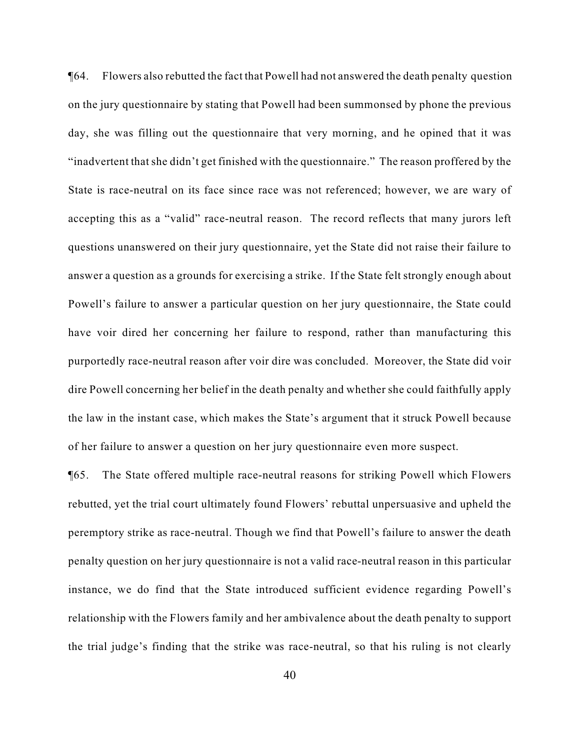¶64. Flowers also rebutted the fact that Powell had not answered the death penalty question on the jury questionnaire by stating that Powell had been summonsed by phone the previous day, she was filling out the questionnaire that very morning, and he opined that it was "inadvertent that she didn't get finished with the questionnaire." The reason proffered by the State is race-neutral on its face since race was not referenced; however, we are wary of accepting this as a "valid" race-neutral reason. The record reflects that many jurors left questions unanswered on their jury questionnaire, yet the State did not raise their failure to answer a question as a grounds for exercising a strike. If the State felt strongly enough about Powell's failure to answer a particular question on her jury questionnaire, the State could have voir dired her concerning her failure to respond, rather than manufacturing this purportedly race-neutral reason after voir dire was concluded. Moreover, the State did voir dire Powell concerning her belief in the death penalty and whether she could faithfully apply the law in the instant case, which makes the State's argument that it struck Powell because of her failure to answer a question on her jury questionnaire even more suspect.

¶65. The State offered multiple race-neutral reasons for striking Powell which Flowers rebutted, yet the trial court ultimately found Flowers' rebuttal unpersuasive and upheld the peremptory strike as race-neutral. Though we find that Powell's failure to answer the death penalty question on her jury questionnaire is not a valid race-neutral reason in this particular instance, we do find that the State introduced sufficient evidence regarding Powell's relationship with the Flowers family and her ambivalence about the death penalty to support the trial judge's finding that the strike was race-neutral, so that his ruling is not clearly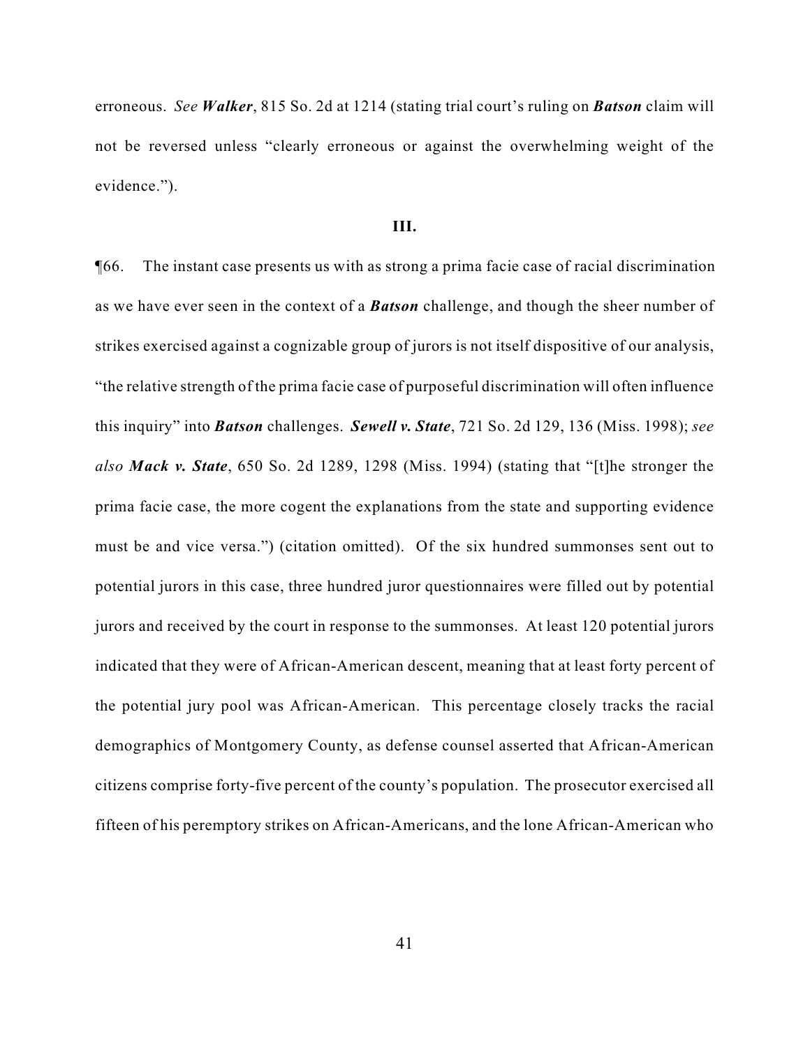erroneous. *See* ***Walker***, 815 So. 2d at 1214 (stating trial court's ruling on ***Batson*** claim will not be reversed unless "clearly erroneous or against the overwhelming weight of the evidence.").

**III.**

¶66. The instant case presents us with as strong a prima facie case of racial discrimination as we have ever seen in the context of a ***Batson*** challenge, and though the sheer number of strikes exercised against a cognizable group of jurors is not itself dispositive of our analysis, "the relative strength of the prima facie case of purposeful discrimination will often influence this inquiry" into ***Batson*** challenges. ***Sewell v. State***, 721 So. 2d 129, 136 (Miss. 1998); *see also* ***Mack v. State***, 650 So. 2d 1289, 1298 (Miss. 1994) (stating that "[t]he stronger the prima facie case, the more cogent the explanations from the state and supporting evidence must be and vice versa.") (citation omitted). Of the six hundred summonses sent out to potential jurors in this case, three hundred juror questionnaires were filled out by potential jurors and received by the court in response to the summonses. At least 120 potential jurors indicated that they were of African-American descent, meaning that at least forty percent of the potential jury pool was African-American. This percentage closely tracks the racial demographics of Montgomery County, as defense counsel asserted that African-American citizens comprise forty-five percent of the county's population. The prosecutor exercised all fifteen of his peremptory strikes on African-Americans, and the lone African-American who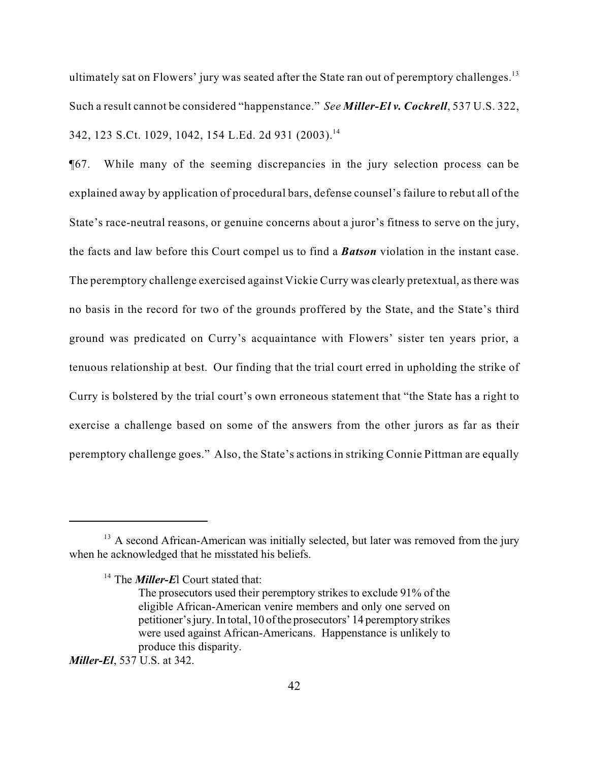ultimately sat on Flowers' jury was seated after the State ran out of peremptory challenges.[13] Such a result cannot be considered "happenstance." *See* ***Miller-El v. Cockrell***, 537 U.S. 322, 342, 123 S.Ct. 1029, 1042, 154 L.Ed. 2d 931 (2003).[14]

¶67. While many of the seeming discrepancies in the jury selection process can be explained away by application of procedural bars, defense counsel's failure to rebut all of the State's race-neutral reasons, or genuine concerns about a juror's fitness to serve on the jury, the facts and law before this Court compel us to find a ***Batson*** violation in the instant case. The peremptory challenge exercised against Vickie Curry was clearly pretextual, as there was no basis in the record for two of the grounds proffered by the State, and the State's third ground was predicated on Curry's acquaintance with Flowers' sister ten years prior, a tenuous relationship at best. Our finding that the trial court erred in upholding the strike of Curry is bolstered by the trial court's own erroneous statement that "the State has a right to exercise a challenge based on some of the answers from the other jurors as far as their peremptory challenge goes." Also, the State's actions in striking Connie Pittman are equally

---

[13] A second African-American was initially selected, but later was removed from the jury when he acknowledged that he misstated his beliefs.

[14] The ***Miller-E***l Court stated that:

> The prosecutors used their peremptory strikes to exclude 91% of the eligible African-American venire members and only one served on petitioner's jury. In total, 10 of the prosecutors' 14 peremptory strikes were used against African-Americans. Happenstance is unlikely to produce this disparity.

***Miller-El***, 537 U.S. at 342.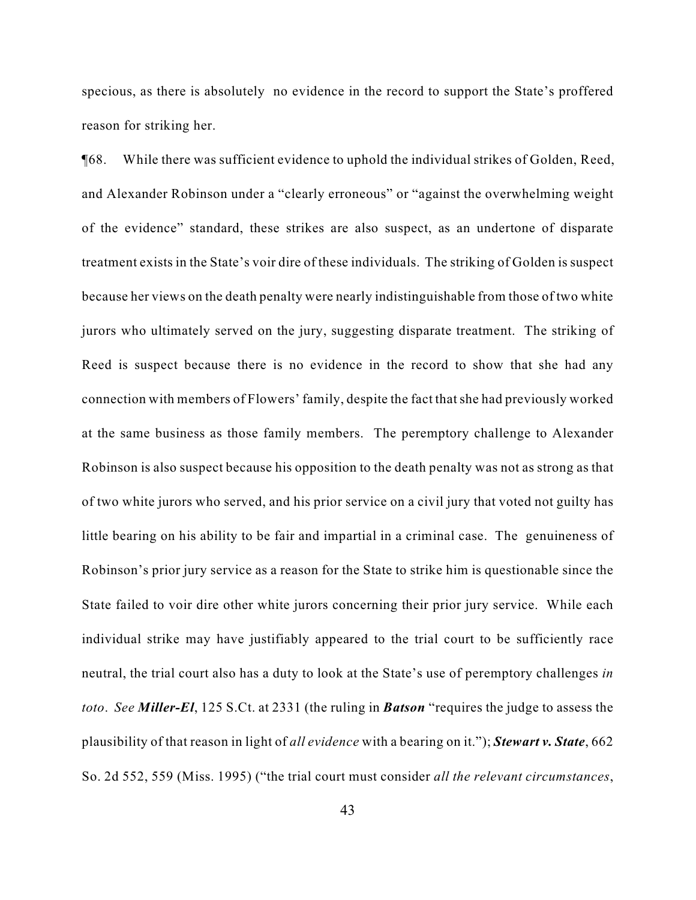specious, as there is absolutely no evidence in the record to support the State's proffered reason for striking her.

¶68. While there was sufficient evidence to uphold the individual strikes of Golden, Reed, and Alexander Robinson under a "clearly erroneous" or "against the overwhelming weight of the evidence" standard, these strikes are also suspect, as an undertone of disparate treatment exists in the State's voir dire of these individuals. The striking of Golden is suspect because her views on the death penalty were nearly indistinguishable from those of two white jurors who ultimately served on the jury, suggesting disparate treatment. The striking of Reed is suspect because there is no evidence in the record to show that she had any connection with members of Flowers' family, despite the fact that she had previously worked at the same business as those family members. The peremptory challenge to Alexander Robinson is also suspect because his opposition to the death penalty was not as strong as that of two white jurors who served, and his prior service on a civil jury that voted not guilty has little bearing on his ability to be fair and impartial in a criminal case. The genuineness of Robinson's prior jury service as a reason for the State to strike him is questionable since the State failed to voir dire other white jurors concerning their prior jury service. While each individual strike may have justifiably appeared to the trial court to be sufficiently race neutral, the trial court also has a duty to look at the State's use of peremptory challenges *in toto*. *See **Miller-El***, 125 S.Ct. at 2331 (the ruling in ***Batson*** "requires the judge to assess the plausibility of that reason in light of *all evidence* with a bearing on it."); ***Stewart v. State***, 662 So. 2d 552, 559 (Miss. 1995) ("the trial court must consider *all the relevant circumstances*,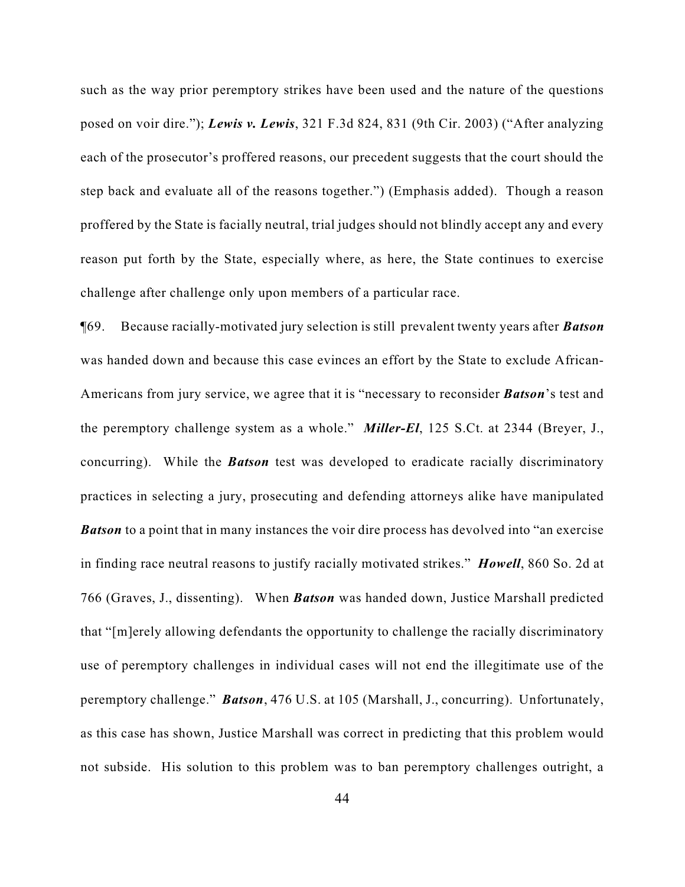such as the way prior peremptory strikes have been used and the nature of the questions posed on voir dire."); ***Lewis v. Lewis***, 321 F.3d 824, 831 (9th Cir. 2003) ("After analyzing each of the prosecutor's proffered reasons, our precedent suggests that the court should the step back and evaluate all of the reasons together.") (Emphasis added). Though a reason proffered by the State is facially neutral, trial judges should not blindly accept any and every reason put forth by the State, especially where, as here, the State continues to exercise challenge after challenge only upon members of a particular race.

¶69. Because racially-motivated jury selection is still prevalent twenty years after ***Batson*** was handed down and because this case evinces an effort by the State to exclude African-Americans from jury service, we agree that it is "necessary to reconsider ***Batson***'s test and the peremptory challenge system as a whole." ***Miller-El***, 125 S.Ct. at 2344 (Breyer, J., concurring). While the ***Batson*** test was developed to eradicate racially discriminatory practices in selecting a jury, prosecuting and defending attorneys alike have manipulated ***Batson*** to a point that in many instances the voir dire process has devolved into "an exercise in finding race neutral reasons to justify racially motivated strikes." ***Howell***, 860 So. 2d at 766 (Graves, J., dissenting). When ***Batson*** was handed down, Justice Marshall predicted that "[m]erely allowing defendants the opportunity to challenge the racially discriminatory use of peremptory challenges in individual cases will not end the illegitimate use of the peremptory challenge." ***Batson***, 476 U.S. at 105 (Marshall, J., concurring). Unfortunately, as this case has shown, Justice Marshall was correct in predicting that this problem would not subside. His solution to this problem was to ban peremptory challenges outright, a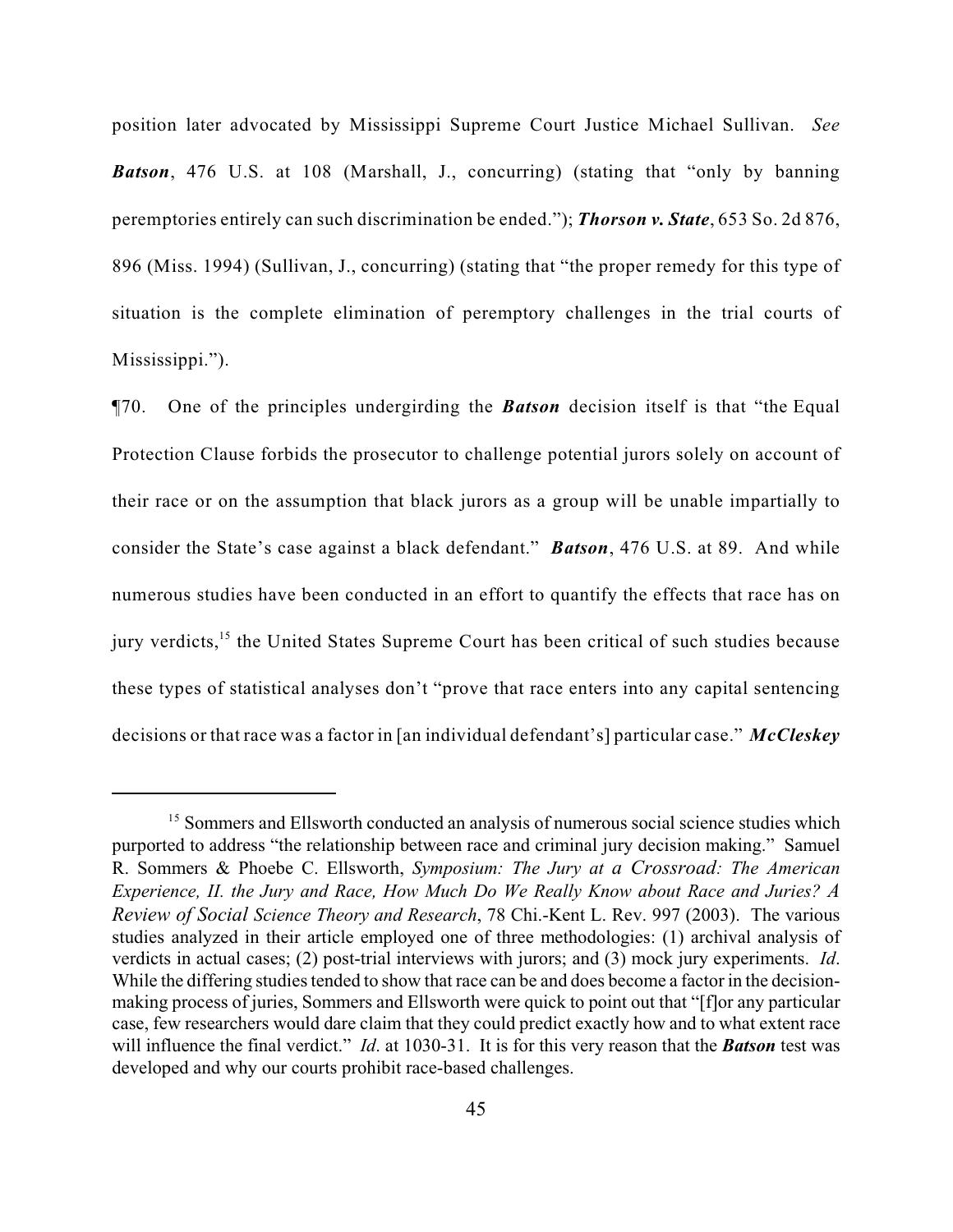position later advocated by Mississippi Supreme Court Justice Michael Sullivan. *See* ***Batson***, 476 U.S. at 108 (Marshall, J., concurring) (stating that "only by banning peremptories entirely can such discrimination be ended."); ***Thorson v. State***, 653 So. 2d 876, 896 (Miss. 1994) (Sullivan, J., concurring) (stating that "the proper remedy for this type of situation is the complete elimination of peremptory challenges in the trial courts of Mississippi.").

¶70. One of the principles undergirding the ***Batson*** decision itself is that "the Equal Protection Clause forbids the prosecutor to challenge potential jurors solely on account of their race or on the assumption that black jurors as a group will be unable impartially to consider the State's case against a black defendant." ***Batson***, 476 U.S. at 89. And while numerous studies have been conducted in an effort to quantify the effects that race has on jury verdicts,[15] the United States Supreme Court has been critical of such studies because these types of statistical analyses don't "prove that race enters into any capital sentencing decisions or that race was a factor in [an individual defendant's] particular case." ***McCleskey***

---

[15] Sommers and Ellsworth conducted an analysis of numerous social science studies which purported to address "the relationship between race and criminal jury decision making." Samuel R. Sommers & Phoebe C. Ellsworth, *Symposium: The Jury at a Crossroad: The American Experience, II. the Jury and Race, How Much Do We Really Know about Race and Juries? A Review of Social Science Theory and Research*, 78 Chi.-Kent L. Rev. 997 (2003). The various studies analyzed in their article employed one of three methodologies: (1) archival analysis of verdicts in actual cases; (2) post-trial interviews with jurors; and (3) mock jury experiments. *Id*. While the differing studies tended to show that race can be and does become a factor in the decision-making process of juries, Sommers and Ellsworth were quick to point out that "[f]or any particular case, few researchers would dare claim that they could predict exactly how and to what extent race will influence the final verdict." *Id*. at 1030-31. It is for this very reason that the ***Batson*** test was developed and why our courts prohibit race-based challenges.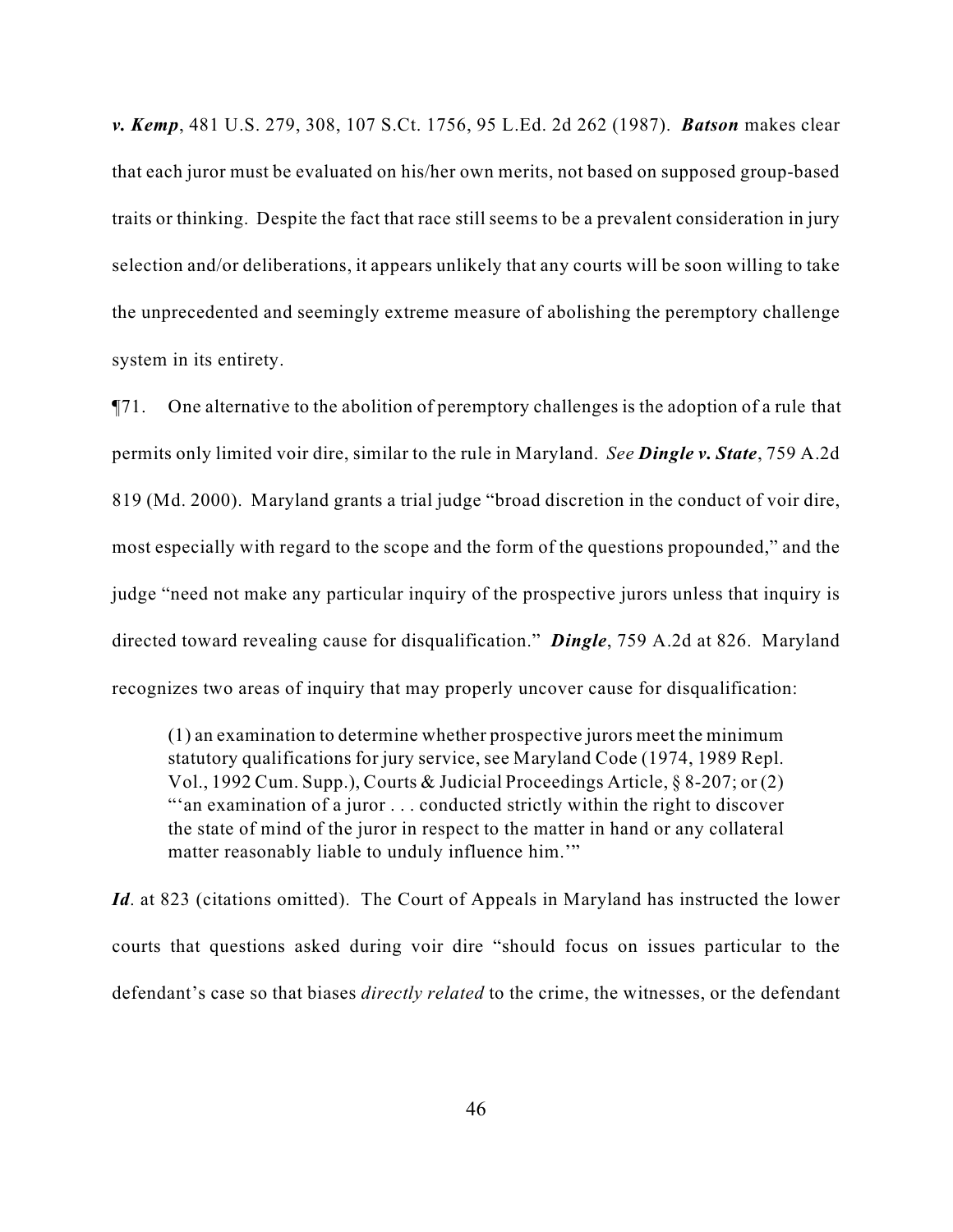***v. Kemp***, 481 U.S. 279, 308, 107 S.Ct. 1756, 95 L.Ed. 2d 262 (1987). ***Batson*** makes clear that each juror must be evaluated on his/her own merits, not based on supposed group-based traits or thinking. Despite the fact that race still seems to be a prevalent consideration in jury selection and/or deliberations, it appears unlikely that any courts will be soon willing to take the unprecedented and seemingly extreme measure of abolishing the peremptory challenge system in its entirety.

¶71. One alternative to the abolition of peremptory challenges is the adoption of a rule that permits only limited voir dire, similar to the rule in Maryland. *See* ***Dingle v. State***, 759 A.2d 819 (Md. 2000). Maryland grants a trial judge "broad discretion in the conduct of voir dire, most especially with regard to the scope and the form of the questions propounded," and the judge "need not make any particular inquiry of the prospective jurors unless that inquiry is directed toward revealing cause for disqualification." ***Dingle***, 759 A.2d at 826. Maryland recognizes two areas of inquiry that may properly uncover cause for disqualification:

> (1) an examination to determine whether prospective jurors meet the minimum statutory qualifications for jury service, see Maryland Code (1974, 1989 Repl. Vol., 1992 Cum. Supp.), Courts & Judicial Proceedings Article, § 8-207; or (2) "'an examination of a juror . . . conducted strictly within the right to discover the state of mind of the juror in respect to the matter in hand or any collateral matter reasonably liable to unduly influence him.'"

***Id***. at 823 (citations omitted). The Court of Appeals in Maryland has instructed the lower courts that questions asked during voir dire "should focus on issues particular to the defendant's case so that biases *directly related* to the crime, the witnesses, or the defendant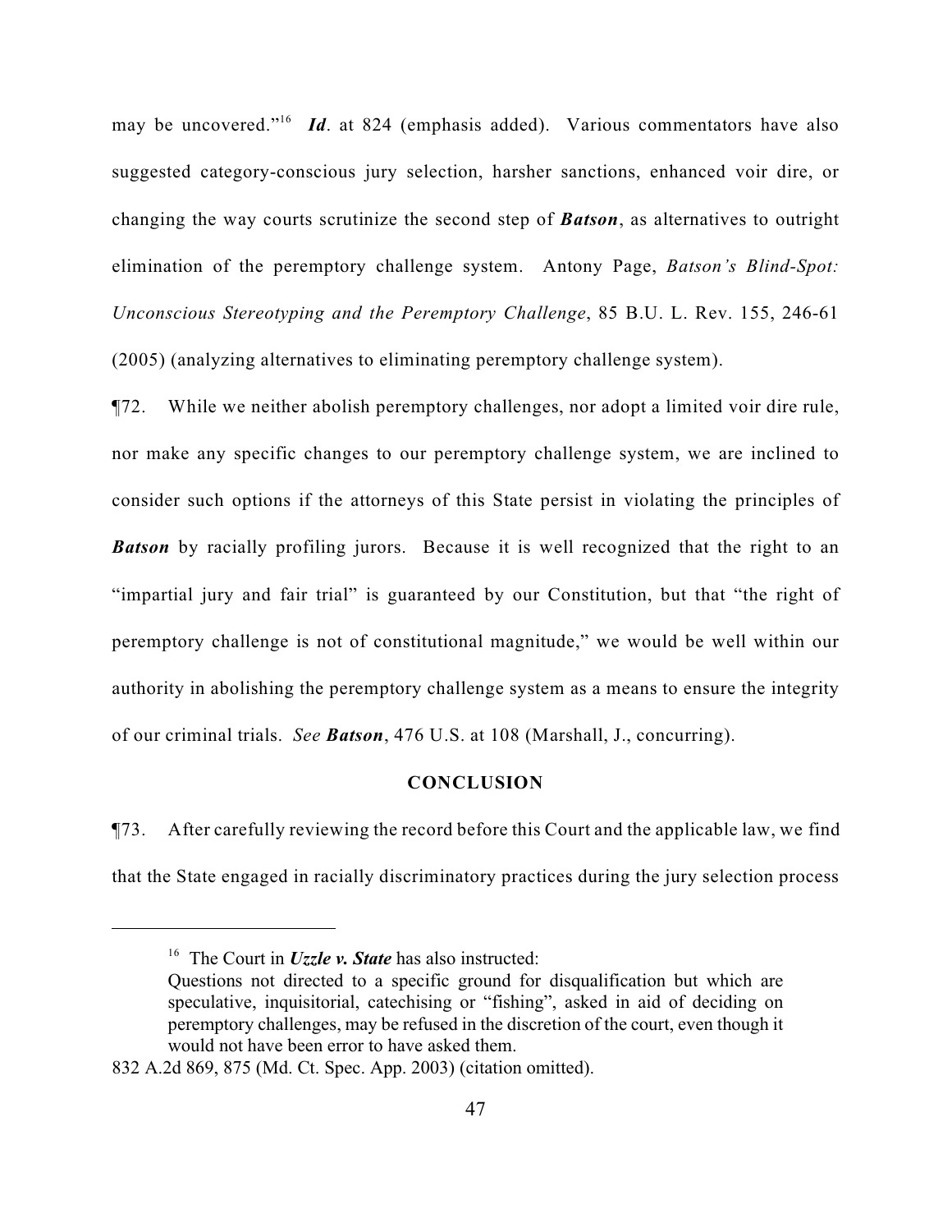may be uncovered."[16] ***Id***. at 824 (emphasis added). Various commentators have also suggested category-conscious jury selection, harsher sanctions, enhanced voir dire, or changing the way courts scrutinize the second step of ***Batson***, as alternatives to outright elimination of the peremptory challenge system. Antony Page, *Batson's Blind-Spot: Unconscious Stereotyping and the Peremptory Challenge*, 85 B.U. L. Rev. 155, 246-61 (2005) (analyzing alternatives to eliminating peremptory challenge system).

¶72. While we neither abolish peremptory challenges, nor adopt a limited voir dire rule, nor make any specific changes to our peremptory challenge system, we are inclined to consider such options if the attorneys of this State persist in violating the principles of ***Batson*** by racially profiling jurors. Because it is well recognized that the right to an "impartial jury and fair trial" is guaranteed by our Constitution, but that "the right of peremptory challenge is not of constitutional magnitude," we would be well within our authority in abolishing the peremptory challenge system as a means to ensure the integrity of our criminal trials. *See* ***Batson***, 476 U.S. at 108 (Marshall, J., concurring).

**CONCLUSION**

¶73. After carefully reviewing the record before this Court and the applicable law, we find that the State engaged in racially discriminatory practices during the jury selection process

---

[16] The Court in ***Uzzle v. State*** has also instructed:

> Questions not directed to a specific ground for disqualification but which are speculative, inquisitorial, catechising or "fishing", asked in aid of deciding on peremptory challenges, may be refused in the discretion of the court, even though it would not have been error to have asked them.

832 A.2d 869, 875 (Md. Ct. Spec. App. 2003) (citation omitted).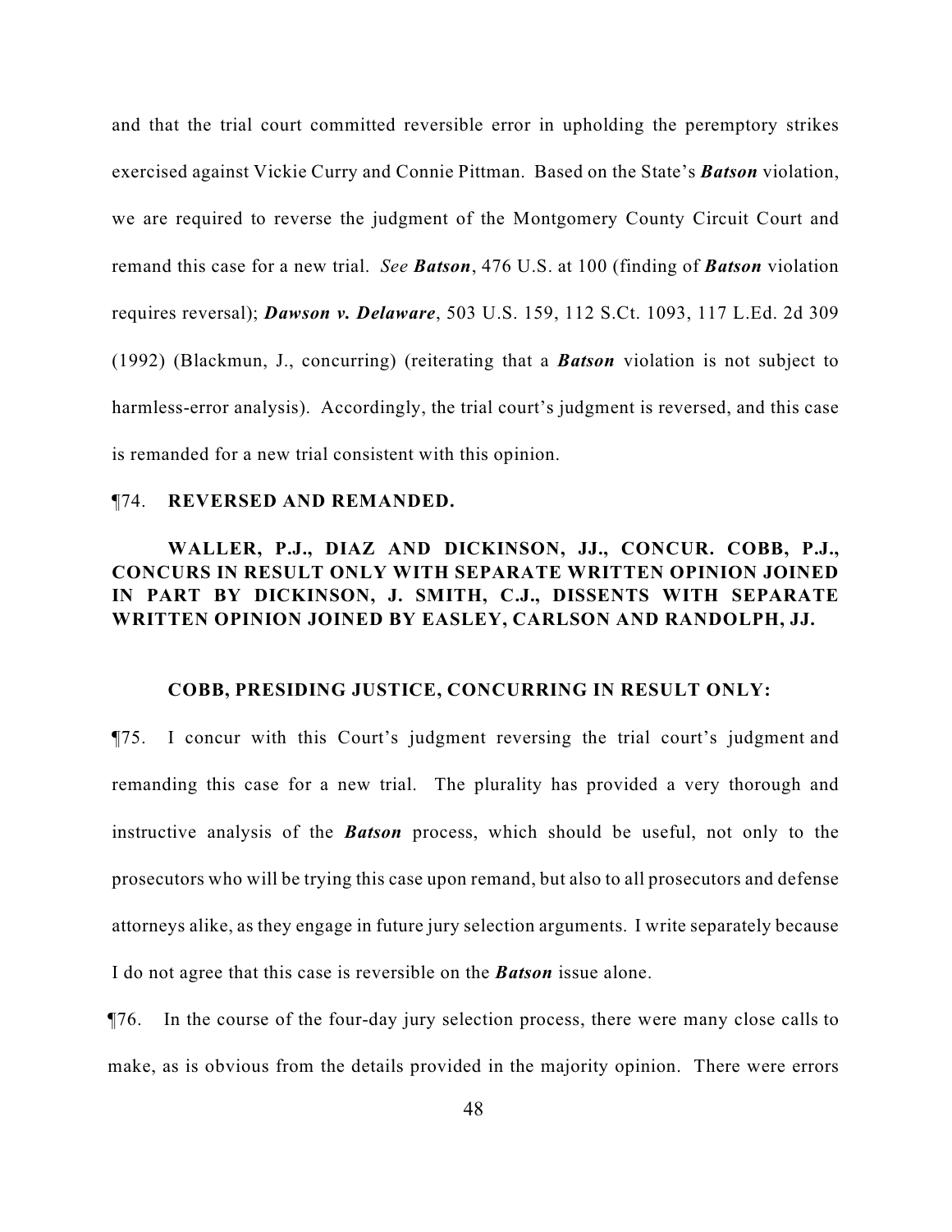and that the trial court committed reversible error in upholding the peremptory strikes exercised against Vickie Curry and Connie Pittman. Based on the State's ***Batson*** violation, we are required to reverse the judgment of the Montgomery County Circuit Court and remand this case for a new trial. *See* ***Batson***, 476 U.S. at 100 (finding of ***Batson*** violation requires reversal); ***Dawson v. Delaware***, 503 U.S. 159, 112 S.Ct. 1093, 117 L.Ed. 2d 309 (1992) (Blackmun, J., concurring) (reiterating that a ***Batson*** violation is not subject to harmless-error analysis). Accordingly, the trial court's judgment is reversed, and this case is remanded for a new trial consistent with this opinion.

¶74. **REVERSED AND REMANDED.**

**WALLER, P.J., DIAZ AND DICKINSON, JJ., CONCUR. COBB, P.J., CONCURS IN RESULT ONLY WITH SEPARATE WRITTEN OPINION JOINED IN PART BY DICKINSON, J. SMITH, C.J., DISSENTS WITH SEPARATE WRITTEN OPINION JOINED BY EASLEY, CARLSON AND RANDOLPH, JJ.**

**COBB, PRESIDING JUSTICE, CONCURRING IN RESULT ONLY:**

¶75. I concur with this Court's judgment reversing the trial court's judgment and remanding this case for a new trial. The plurality has provided a very thorough and instructive analysis of the ***Batson*** process, which should be useful, not only to the prosecutors who will be trying this case upon remand, but also to all prosecutors and defense attorneys alike, as they engage in future jury selection arguments. I write separately because I do not agree that this case is reversible on the ***Batson*** issue alone.

¶76. In the course of the four-day jury selection process, there were many close calls to make, as is obvious from the details provided in the majority opinion. There were errors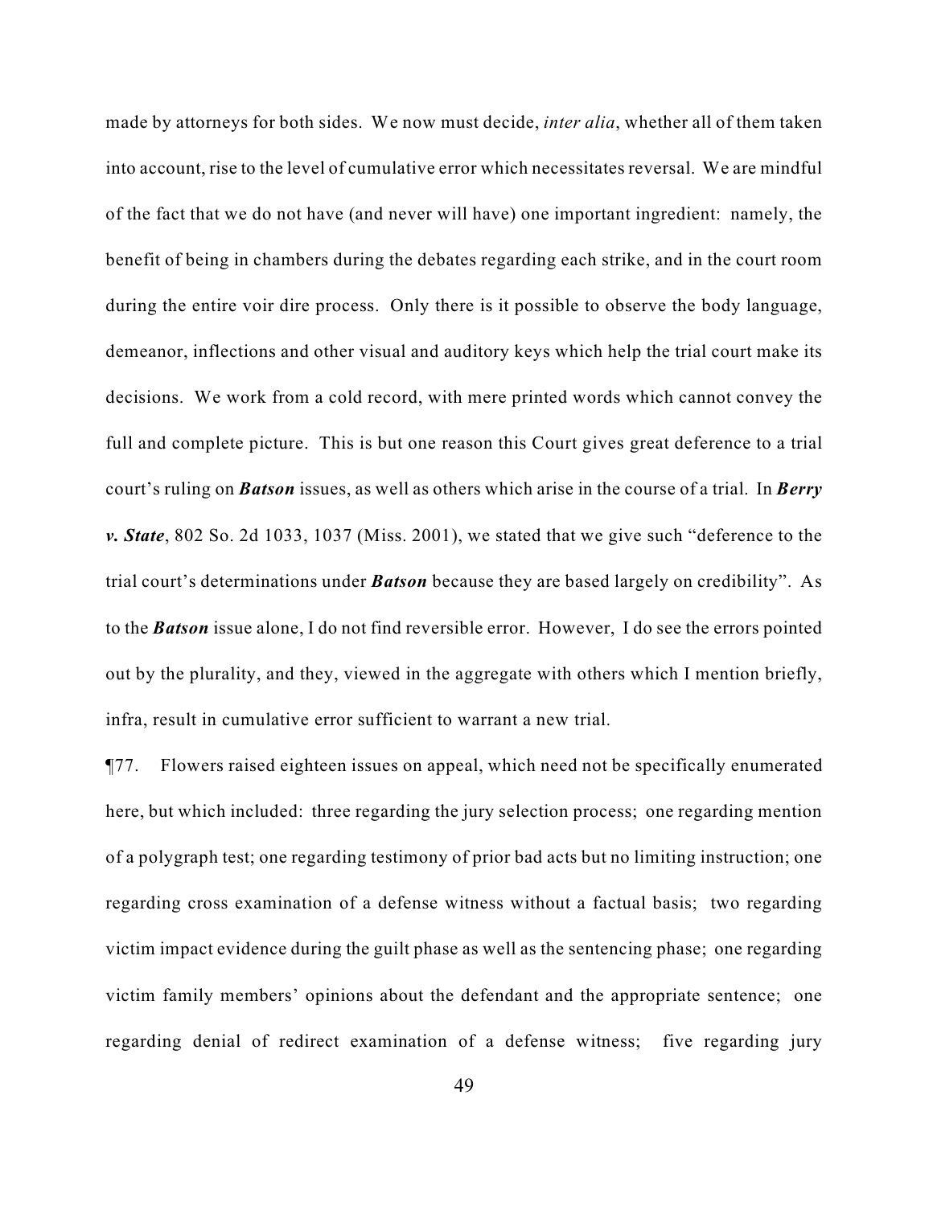made by attorneys for both sides. We now must decide, *inter alia*, whether all of them taken into account, rise to the level of cumulative error which necessitates reversal. We are mindful of the fact that we do not have (and never will have) one important ingredient: namely, the benefit of being in chambers during the debates regarding each strike, and in the court room during the entire voir dire process. Only there is it possible to observe the body language, demeanor, inflections and other visual and auditory keys which help the trial court make its decisions. We work from a cold record, with mere printed words which cannot convey the full and complete picture. This is but one reason this Court gives great deference to a trial court's ruling on ***Batson*** issues, as well as others which arise in the course of a trial. In ***Berry v. State***, 802 So. 2d 1033, 1037 (Miss. 2001), we stated that we give such "deference to the trial court's determinations under ***Batson*** because they are based largely on credibility". As to the ***Batson*** issue alone, I do not find reversible error. However, I do see the errors pointed out by the plurality, and they, viewed in the aggregate with others which I mention briefly, infra, result in cumulative error sufficient to warrant a new trial.

¶77. Flowers raised eighteen issues on appeal, which need not be specifically enumerated here, but which included: three regarding the jury selection process; one regarding mention of a polygraph test; one regarding testimony of prior bad acts but no limiting instruction; one regarding cross examination of a defense witness without a factual basis; two regarding victim impact evidence during the guilt phase as well as the sentencing phase; one regarding victim family members' opinions about the defendant and the appropriate sentence; one regarding denial of redirect examination of a defense witness; five regarding jury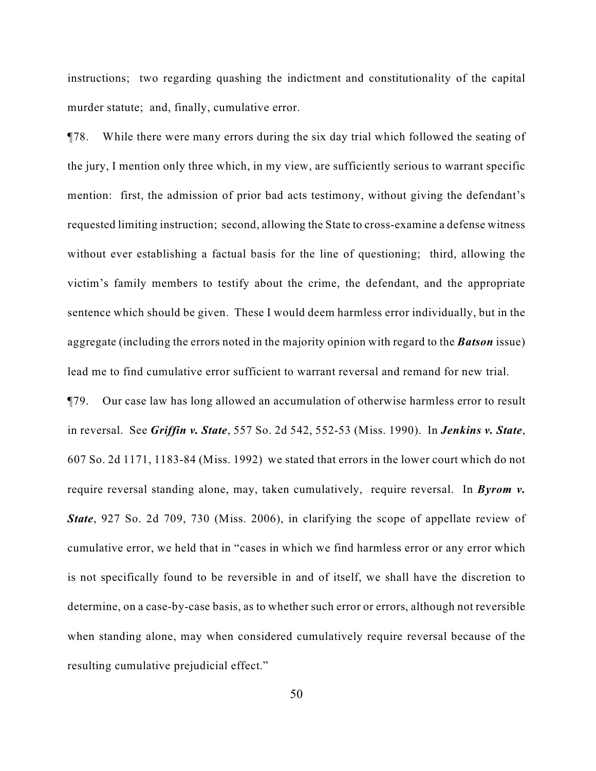instructions; two regarding quashing the indictment and constitutionality of the capital murder statute; and, finally, cumulative error.

¶78. While there were many errors during the six day trial which followed the seating of the jury, I mention only three which, in my view, are sufficiently serious to warrant specific mention: first, the admission of prior bad acts testimony, without giving the defendant's requested limiting instruction; second, allowing the State to cross-examine a defense witness without ever establishing a factual basis for the line of questioning; third, allowing the victim's family members to testify about the crime, the defendant, and the appropriate sentence which should be given. These I would deem harmless error individually, but in the aggregate (including the errors noted in the majority opinion with regard to the ***Batson*** issue) lead me to find cumulative error sufficient to warrant reversal and remand for new trial.

¶79. Our case law has long allowed an accumulation of otherwise harmless error to result in reversal. See ***Griffin v. State***, 557 So. 2d 542, 552-53 (Miss. 1990). In ***Jenkins v. State***, 607 So. 2d 1171, 1183-84 (Miss. 1992) we stated that errors in the lower court which do not require reversal standing alone, may, taken cumulatively, require reversal. In ***Byrom v. State***, 927 So. 2d 709, 730 (Miss. 2006), in clarifying the scope of appellate review of cumulative error, we held that in "cases in which we find harmless error or any error which is not specifically found to be reversible in and of itself, we shall have the discretion to determine, on a case-by-case basis, as to whether such error or errors, although not reversible when standing alone, may when considered cumulatively require reversal because of the resulting cumulative prejudicial effect."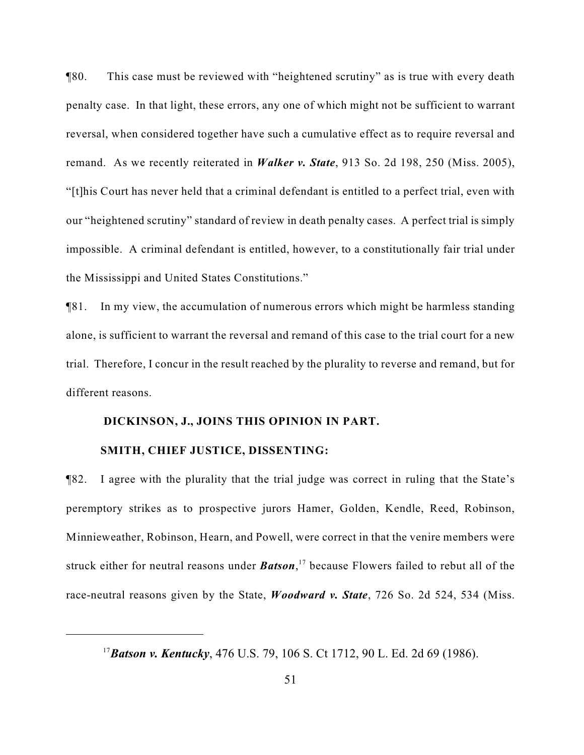¶80. This case must be reviewed with "heightened scrutiny" as is true with every death penalty case. In that light, these errors, any one of which might not be sufficient to warrant reversal, when considered together have such a cumulative effect as to require reversal and remand. As we recently reiterated in ***Walker v. State***, 913 So. 2d 198, 250 (Miss. 2005), "[t]his Court has never held that a criminal defendant is entitled to a perfect trial, even with our "heightened scrutiny" standard of review in death penalty cases. A perfect trial is simply impossible. A criminal defendant is entitled, however, to a constitutionally fair trial under the Mississippi and United States Constitutions."

¶81. In my view, the accumulation of numerous errors which might be harmless standing alone, is sufficient to warrant the reversal and remand of this case to the trial court for a new trial. Therefore, I concur in the result reached by the plurality to reverse and remand, but for different reasons.

**DICKINSON, J., JOINS THIS OPINION IN PART.**

**SMITH, CHIEF JUSTICE, DISSENTING:**

¶82. I agree with the plurality that the trial judge was correct in ruling that the State's peremptory strikes as to prospective jurors Hamer, Golden, Kendle, Reed, Robinson, Minnieweather, Robinson, Hearn, and Powell, were correct in that the venire members were struck either for neutral reasons under ***Batson***,[17] because Flowers failed to rebut all of the race-neutral reasons given by the State, ***Woodward v. State***, 726 So. 2d 524, 534 (Miss.

---

[17] ***Batson v. Kentucky***, 476 U.S. 79, 106 S. Ct 1712, 90 L. Ed. 2d 69 (1986).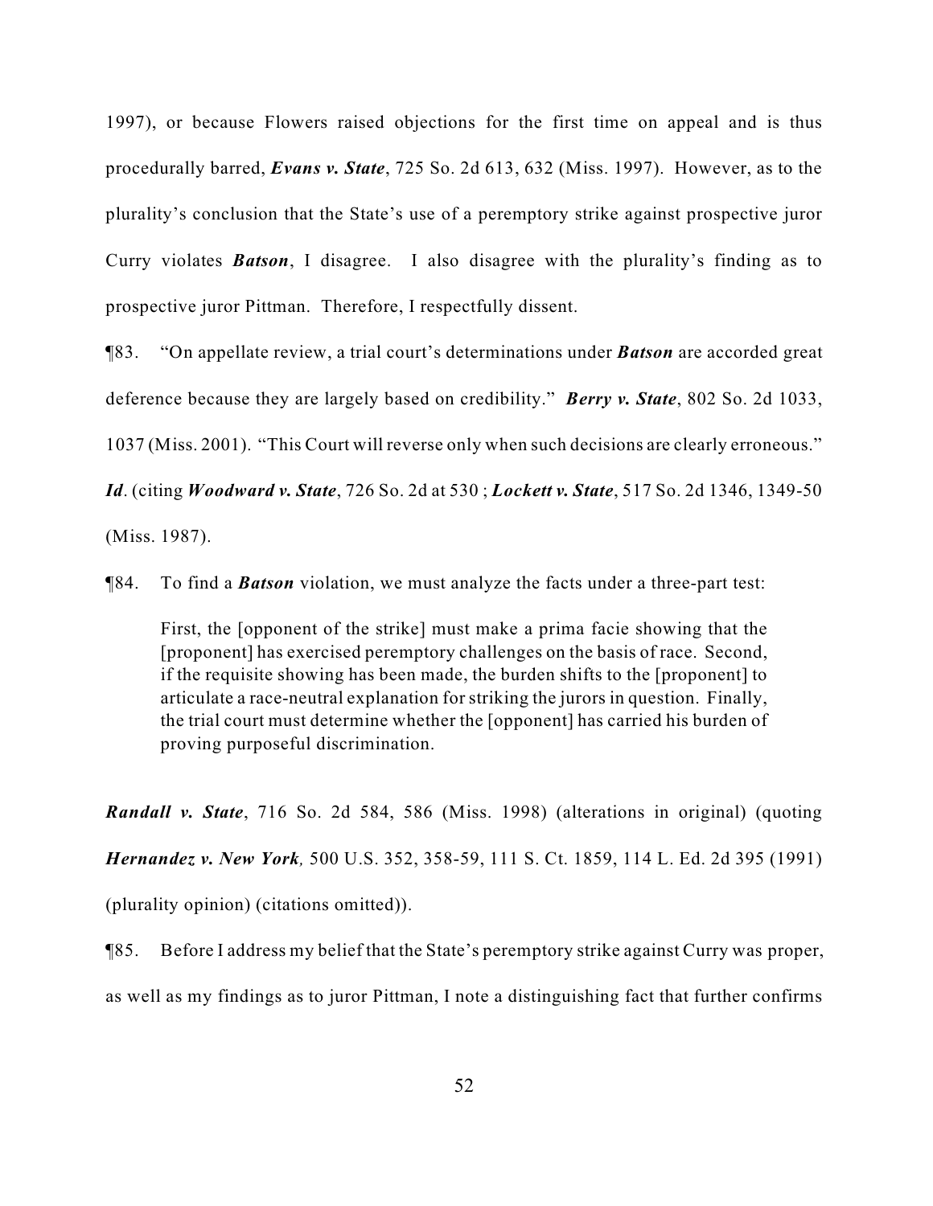1997), or because Flowers raised objections for the first time on appeal and is thus procedurally barred, ***Evans v. State***, 725 So. 2d 613, 632 (Miss. 1997). However, as to the plurality's conclusion that the State's use of a peremptory strike against prospective juror Curry violates ***Batson***, I disagree. I also disagree with the plurality's finding as to prospective juror Pittman. Therefore, I respectfully dissent.

¶83. "On appellate review, a trial court's determinations under ***Batson*** are accorded great deference because they are largely based on credibility." ***Berry v. State***, 802 So. 2d 1033, 1037 (Miss. 2001). "This Court will reverse only when such decisions are clearly erroneous." ***Id***. (citing ***Woodward v. State***, 726 So. 2d at 530 ; ***Lockett v. State***, 517 So. 2d 1346, 1349-50 (Miss. 1987).

¶84. To find a ***Batson*** violation, we must analyze the facts under a three-part test:

> First, the [opponent of the strike] must make a prima facie showing that the [proponent] has exercised peremptory challenges on the basis of race. Second, if the requisite showing has been made, the burden shifts to the [proponent] to articulate a race-neutral explanation for striking the jurors in question. Finally, the trial court must determine whether the [opponent] has carried his burden of proving purposeful discrimination.

***Randall v. State***, 716 So. 2d 584, 586 (Miss. 1998) (alterations in original) (quoting ***Hernandez v. New York,*** 500 U.S. 352, 358-59, 111 S. Ct. 1859, 114 L. Ed. 2d 395 (1991) (plurality opinion) (citations omitted)).

¶85. Before I address my belief that the State's peremptory strike against Curry was proper, as well as my findings as to juror Pittman, I note a distinguishing fact that further confirms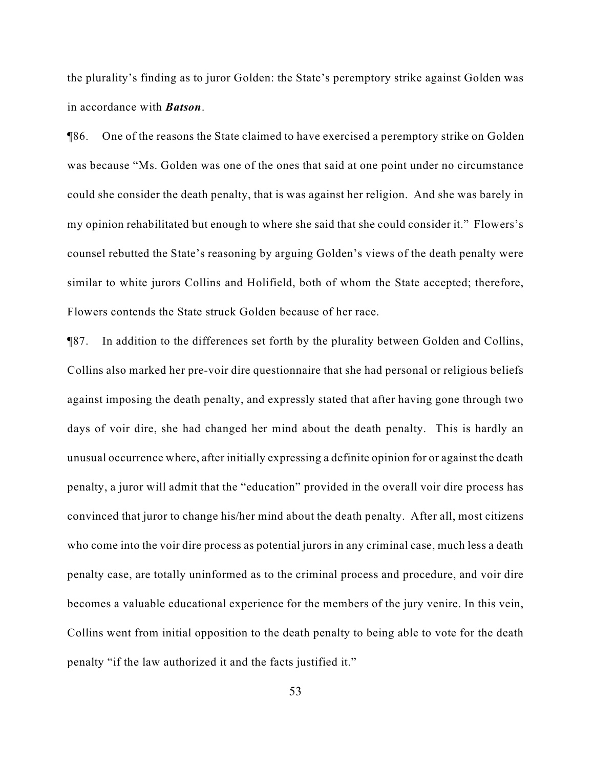the plurality's finding as to juror Golden: the State's peremptory strike against Golden was in accordance with ***Batson***.

¶86. One of the reasons the State claimed to have exercised a peremptory strike on Golden was because "Ms. Golden was one of the ones that said at one point under no circumstance could she consider the death penalty, that is was against her religion. And she was barely in my opinion rehabilitated but enough to where she said that she could consider it." Flowers's counsel rebutted the State's reasoning by arguing Golden's views of the death penalty were similar to white jurors Collins and Holifield, both of whom the State accepted; therefore, Flowers contends the State struck Golden because of her race.

¶87. In addition to the differences set forth by the plurality between Golden and Collins, Collins also marked her pre-voir dire questionnaire that she had personal or religious beliefs against imposing the death penalty, and expressly stated that after having gone through two days of voir dire, she had changed her mind about the death penalty. This is hardly an unusual occurrence where, after initially expressing a definite opinion for or against the death penalty, a juror will admit that the "education" provided in the overall voir dire process has convinced that juror to change his/her mind about the death penalty. After all, most citizens who come into the voir dire process as potential jurors in any criminal case, much less a death penalty case, are totally uninformed as to the criminal process and procedure, and voir dire becomes a valuable educational experience for the members of the jury venire. In this vein, Collins went from initial opposition to the death penalty to being able to vote for the death penalty "if the law authorized it and the facts justified it."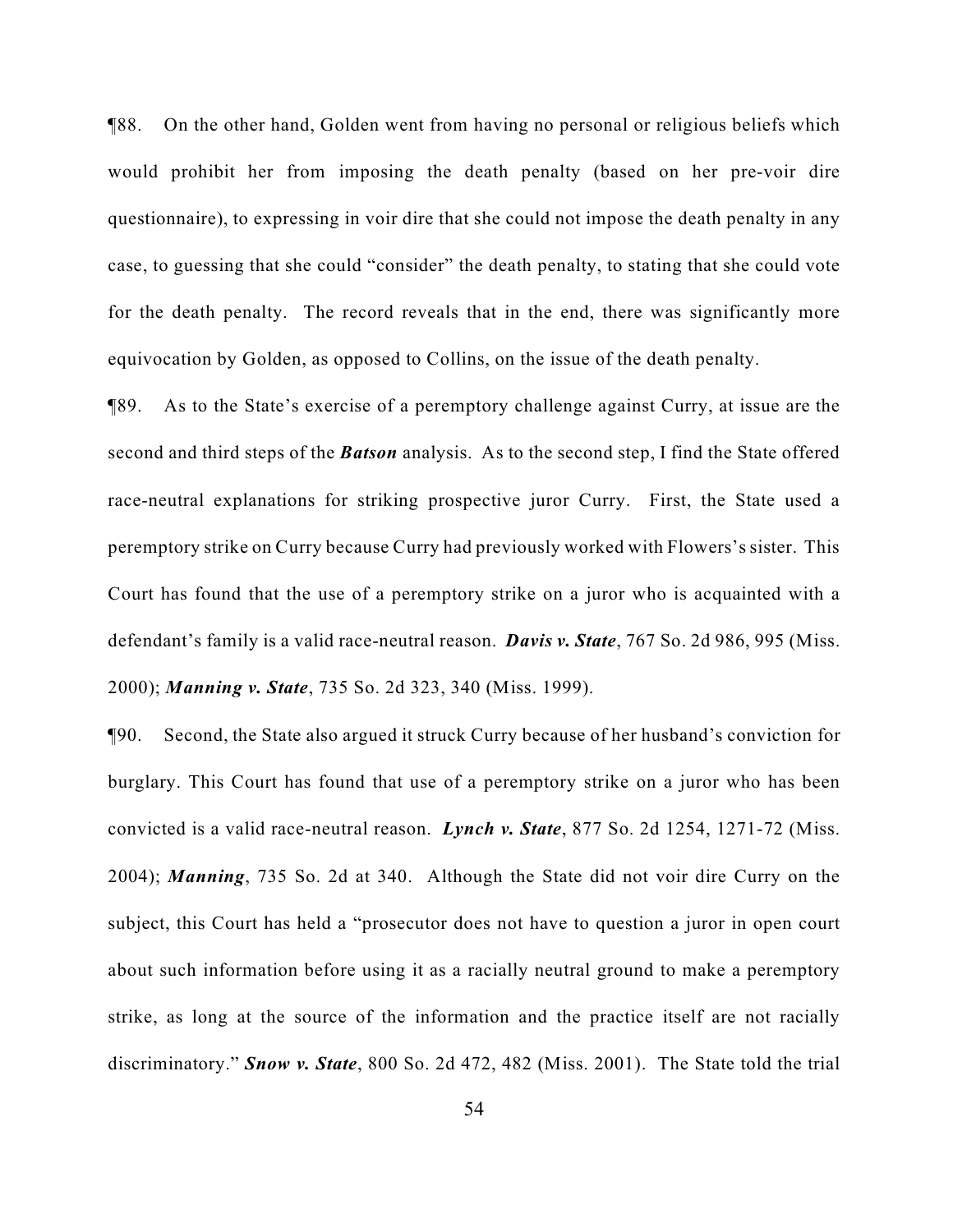¶88. On the other hand, Golden went from having no personal or religious beliefs which would prohibit her from imposing the death penalty (based on her pre-voir dire questionnaire), to expressing in voir dire that she could not impose the death penalty in any case, to guessing that she could "consider" the death penalty, to stating that she could vote for the death penalty. The record reveals that in the end, there was significantly more equivocation by Golden, as opposed to Collins, on the issue of the death penalty.

¶89. As to the State's exercise of a peremptory challenge against Curry, at issue are the second and third steps of the ***Batson*** analysis. As to the second step, I find the State offered race-neutral explanations for striking prospective juror Curry. First, the State used a peremptory strike on Curry because Curry had previously worked with Flowers's sister. This Court has found that the use of a peremptory strike on a juror who is acquainted with a defendant's family is a valid race-neutral reason. ***Davis v. State***, 767 So. 2d 986, 995 (Miss. 2000); ***Manning v. State***, 735 So. 2d 323, 340 (Miss. 1999).

¶90. Second, the State also argued it struck Curry because of her husband's conviction for burglary. This Court has found that use of a peremptory strike on a juror who has been convicted is a valid race-neutral reason. ***Lynch v. State***, 877 So. 2d 1254, 1271-72 (Miss. 2004); ***Manning***, 735 So. 2d at 340. Although the State did not voir dire Curry on the subject, this Court has held a "prosecutor does not have to question a juror in open court about such information before using it as a racially neutral ground to make a peremptory strike, as long at the source of the information and the practice itself are not racially discriminatory." ***Snow v. State***, 800 So. 2d 472, 482 (Miss. 2001). The State told the trial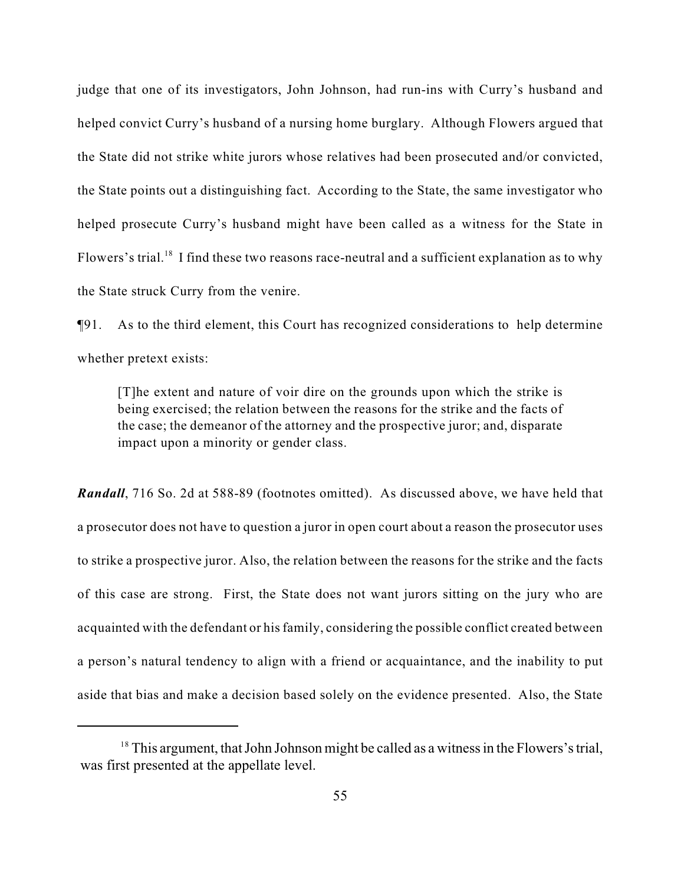judge that one of its investigators, John Johnson, had run-ins with Curry's husband and helped convict Curry's husband of a nursing home burglary. Although Flowers argued that the State did not strike white jurors whose relatives had been prosecuted and/or convicted, the State points out a distinguishing fact. According to the State, the same investigator who helped prosecute Curry's husband might have been called as a witness for the State in Flowers's trial.[18] I find these two reasons race-neutral and a sufficient explanation as to why the State struck Curry from the venire.

¶91. As to the third element, this Court has recognized considerations to help determine whether pretext exists:

> [T]he extent and nature of voir dire on the grounds upon which the strike is being exercised; the relation between the reasons for the strike and the facts of the case; the demeanor of the attorney and the prospective juror; and, disparate impact upon a minority or gender class.

***Randall***, 716 So. 2d at 588-89 (footnotes omitted). As discussed above, we have held that a prosecutor does not have to question a juror in open court about a reason the prosecutor uses to strike a prospective juror. Also, the relation between the reasons for the strike and the facts of this case are strong. First, the State does not want jurors sitting on the jury who are acquainted with the defendant or his family, considering the possible conflict created between a person's natural tendency to align with a friend or acquaintance, and the inability to put aside that bias and make a decision based solely on the evidence presented. Also, the State

---

[18] This argument, that John Johnson might be called as a witness in the Flowers's trial, was first presented at the appellate level.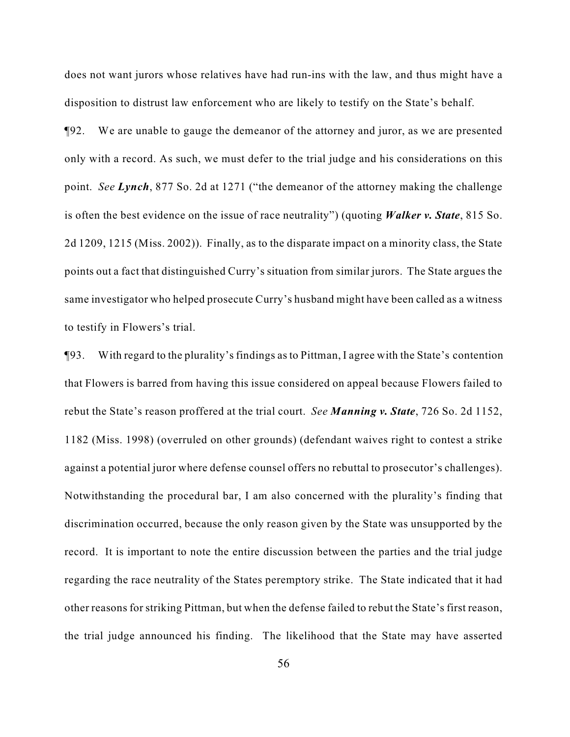does not want jurors whose relatives have had run-ins with the law, and thus might have a disposition to distrust law enforcement who are likely to testify on the State's behalf.

¶92. We are unable to gauge the demeanor of the attorney and juror, as we are presented only with a record. As such, we must defer to the trial judge and his considerations on this point. *See* ***Lynch***, 877 So. 2d at 1271 ("the demeanor of the attorney making the challenge is often the best evidence on the issue of race neutrality") (quoting ***Walker v. State***, 815 So. 2d 1209, 1215 (Miss. 2002)). Finally, as to the disparate impact on a minority class, the State points out a fact that distinguished Curry's situation from similar jurors. The State argues the same investigator who helped prosecute Curry's husband might have been called as a witness to testify in Flowers's trial.

¶93. With regard to the plurality's findings as to Pittman, I agree with the State's contention that Flowers is barred from having this issue considered on appeal because Flowers failed to rebut the State's reason proffered at the trial court. *See* ***Manning v. State***, 726 So. 2d 1152, 1182 (Miss. 1998) (overruled on other grounds) (defendant waives right to contest a strike against a potential juror where defense counsel offers no rebuttal to prosecutor's challenges). Notwithstanding the procedural bar, I am also concerned with the plurality's finding that discrimination occurred, because the only reason given by the State was unsupported by the record. It is important to note the entire discussion between the parties and the trial judge regarding the race neutrality of the States peremptory strike. The State indicated that it had other reasons for striking Pittman, but when the defense failed to rebut the State's first reason, the trial judge announced his finding. The likelihood that the State may have asserted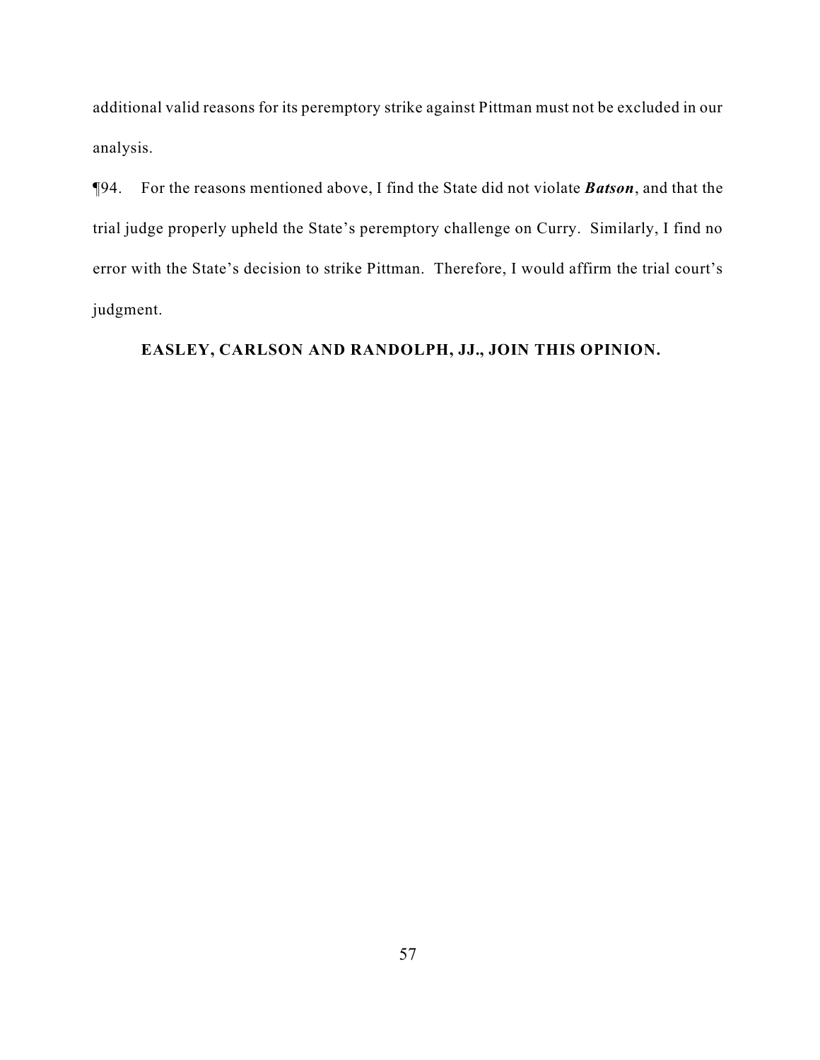additional valid reasons for its peremptory strike against Pittman must not be excluded in our analysis.

¶94. For the reasons mentioned above, I find the State did not violate ***Batson***, and that the trial judge properly upheld the State's peremptory challenge on Curry. Similarly, I find no error with the State's decision to strike Pittman. Therefore, I would affirm the trial court's judgment.

**EASLEY, CARLSON AND RANDOLPH, JJ., JOIN THIS OPINION.**